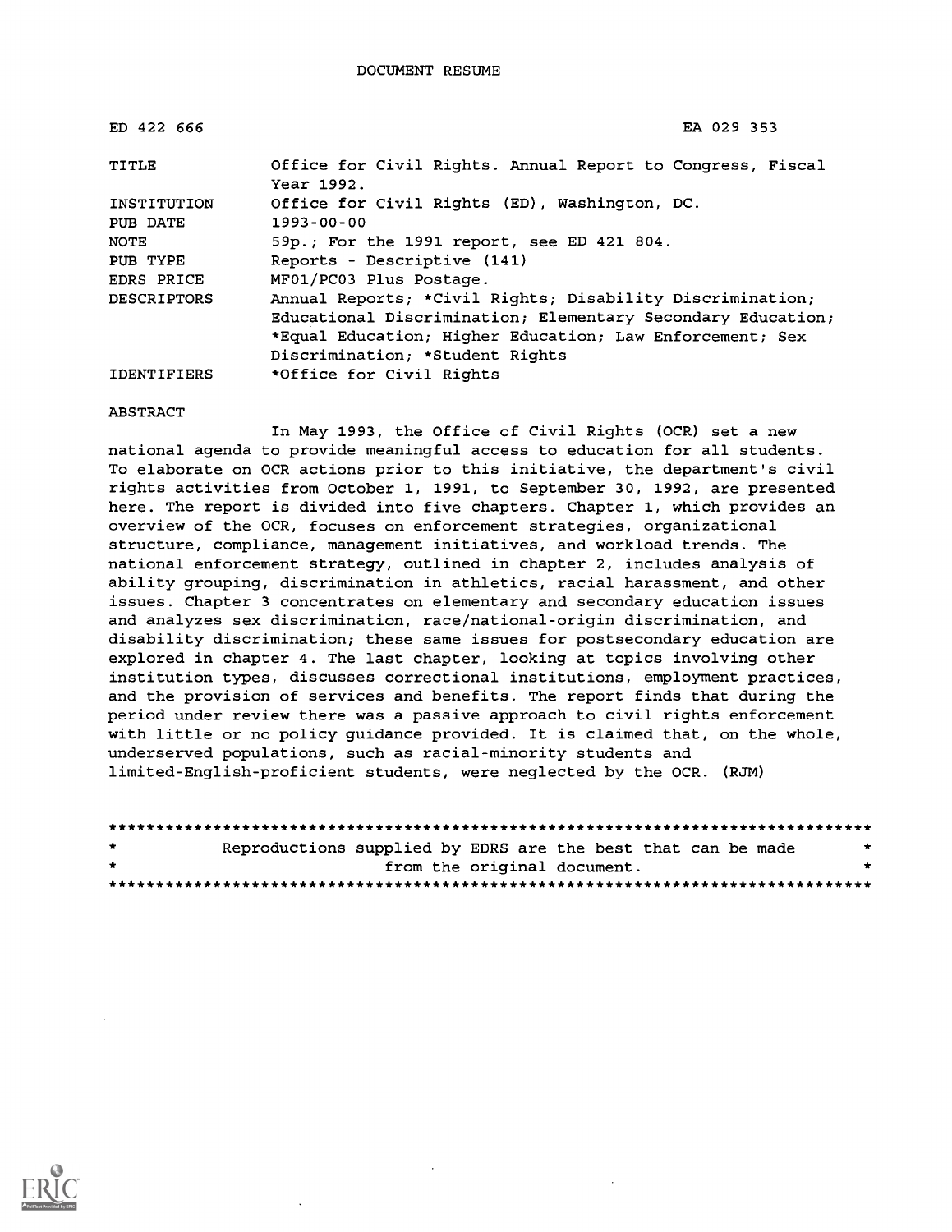# DOCUMENT RESUME

| | |
|---|---|
| ED 422 666 | EA 029 353 |
| TITLE | Office for Civil Rights. Annual Report to Congress, Fiscal Year 1992. |
| INSTITUTION | Office for Civil Rights (ED), Washington, DC. |
| PUB DATE | 1993-00-00 |
| NOTE | 59p.; For the 1991 report, see ED 421 804. |
| PUB TYPE | Reports - Descriptive (141) |
| EDRS PRICE | MF01/PC03 Plus Postage. |
| DESCRIPTORS | Annual Reports; *Civil Rights; Disability Discrimination; Educational Discrimination; Elementary Secondary Education; *Equal Education; Higher Education; Law Enforcement; Sex Discrimination; *Student Rights |
| IDENTIFIERS | *Office for Civil Rights |

ABSTRACT

In May 1993, the Office of Civil Rights (OCR) set a new national agenda to provide meaningful access to education for all students. To elaborate on OCR actions prior to this initiative, the department's civil rights activities from October 1, 1991, to September 30, 1992, are presented here. The report is divided into five chapters. Chapter 1, which provides an overview of the OCR, focuses on enforcement strategies, organizational structure, compliance, management initiatives, and workload trends. The national enforcement strategy, outlined in chapter 2, includes analysis of ability grouping, discrimination in athletics, racial harassment, and other issues. Chapter 3 concentrates on elementary and secondary education issues and analyzes sex discrimination, race/national-origin discrimination, and disability discrimination; these same issues for postsecondary education are explored in chapter 4. The last chapter, looking at topics involving other institution types, discusses correctional institutions, employment practices, and the provision of services and benefits. The report finds that during the period under review there was a passive approach to civil rights enforcement with little or no policy guidance provided. It is claimed that, on the whole, underserved populations, such as racial-minority students and limited-English-proficient students, were neglected by the OCR. (RJM)

********************************************************************************
* Reproductions supplied by EDRS are the best that can be made *
* from the original document. *
********************************************************************************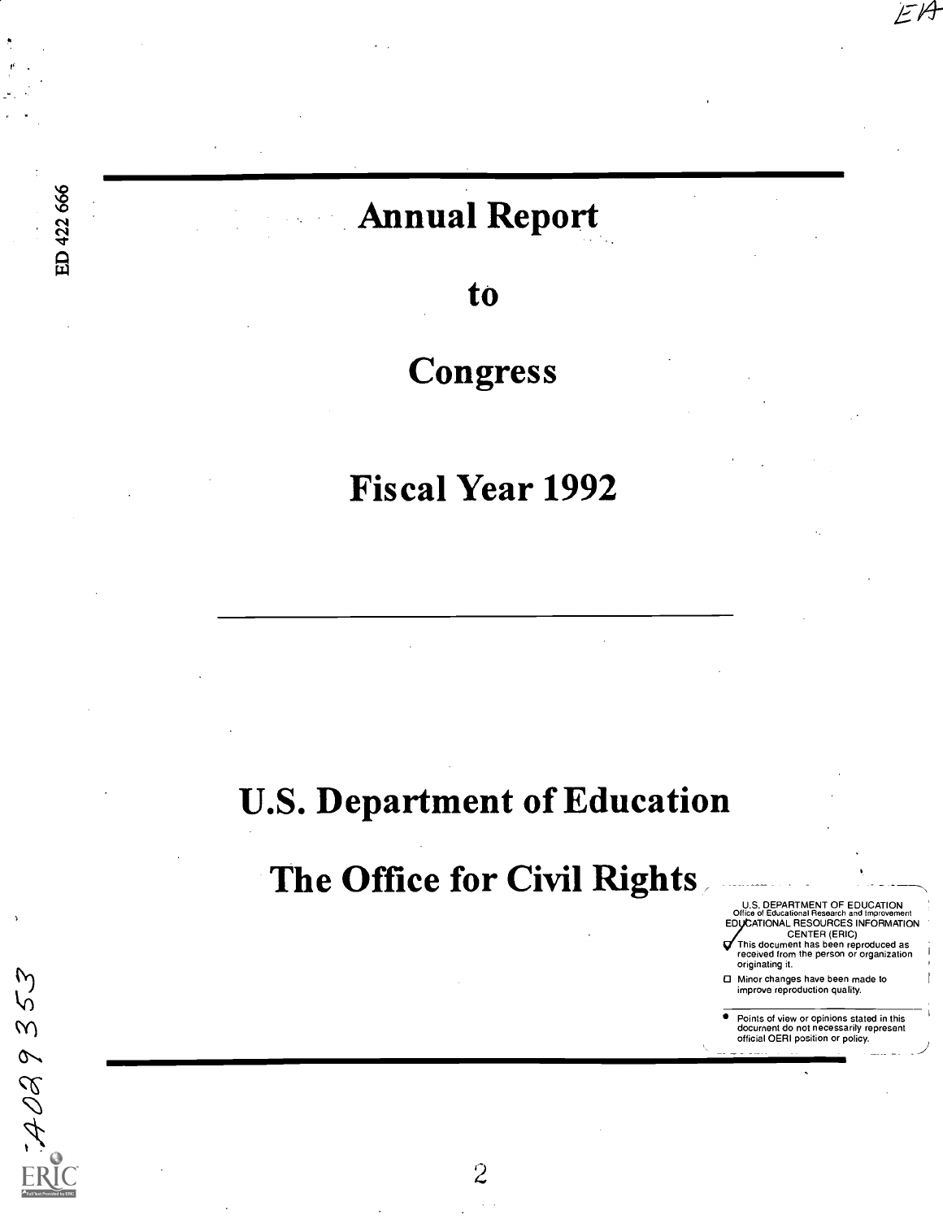# Annual Report

# to

# Congress

# Fiscal Year 1992

---

# U.S. Department of Education

# The Office for Civil Rights

U.S. DEPARTMENT OF EDUCATION
Office of Educational Research and Improvement
EDUCATIONAL RESOURCES INFORMATION CENTER (ERIC)

- [x] This document has been reproduced as received from the person or organization originating it.
- [ ] Minor changes have been made to improve reproduction quality.

- Points of view or opinions stated in this document do not necessarily represent official OERI position or policy.

ED 422 666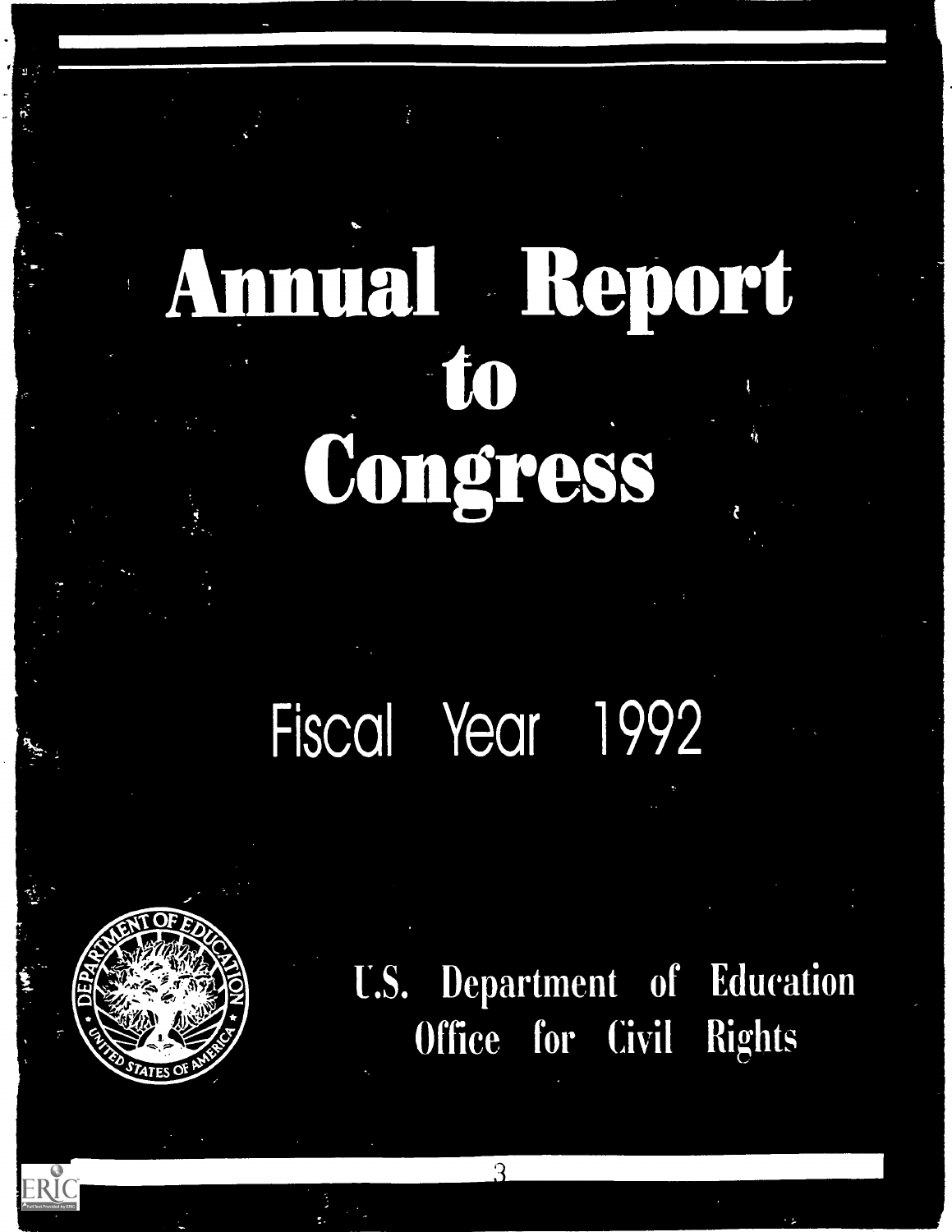# Annual Report to Congress

## Fiscal Year 1992

U.S. Department of Education
Office for Civil Rights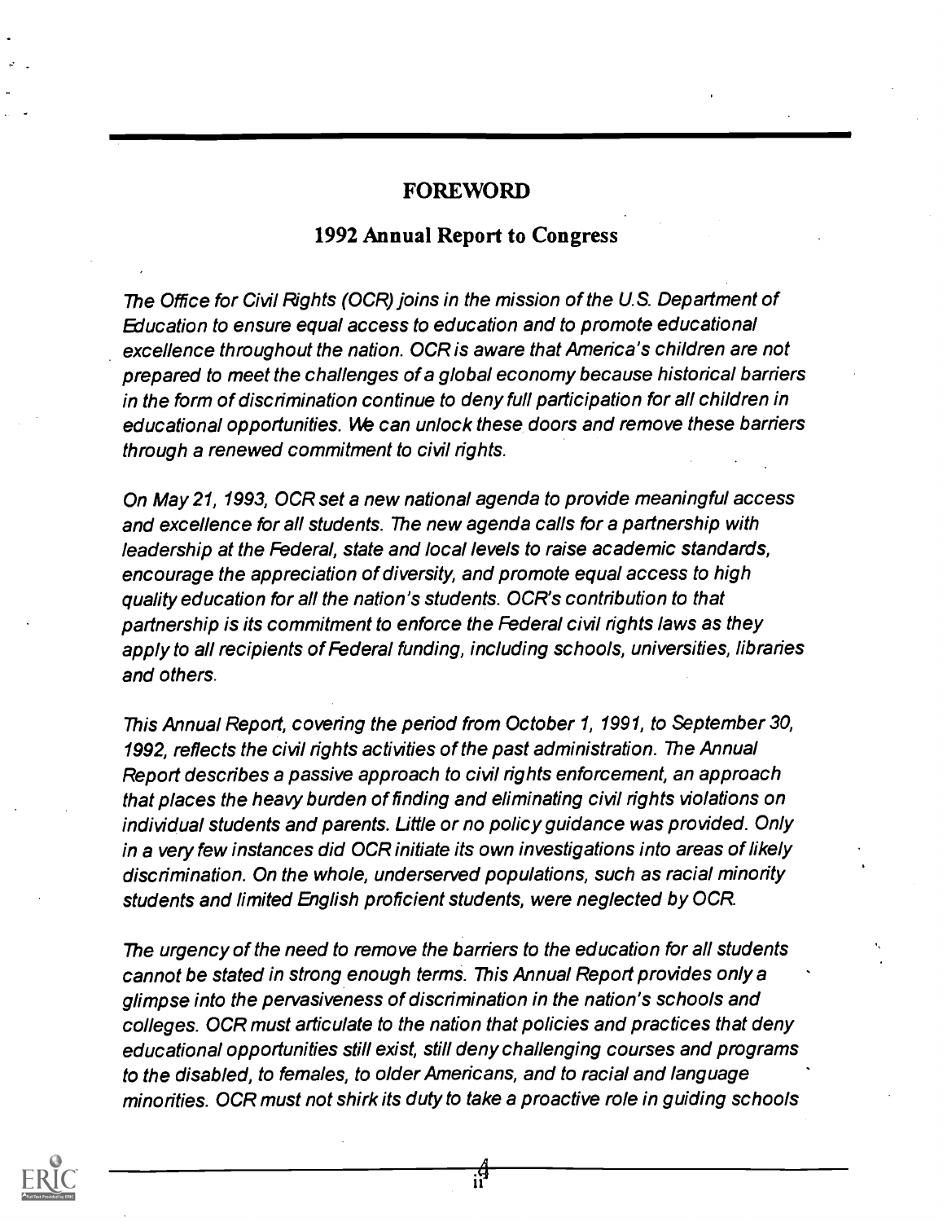# FOREWORD

## 1992 Annual Report to Congress

*The Office for Civil Rights (OCR) joins in the mission of the U.S. Department of Education to ensure equal access to education and to promote educational excellence throughout the nation. OCR is aware that America's children are not prepared to meet the challenges of a global economy because historical barriers in the form of discrimination continue to deny full participation for all children in educational opportunities. We can unlock these doors and remove these barriers through a renewed commitment to civil rights.*

*On May 21, 1993, OCR set a new national agenda to provide meaningful access and excellence for all students. The new agenda calls for a partnership with leadership at the Federal, state and local levels to raise academic standards, encourage the appreciation of diversity, and promote equal access to high quality education for all the nation's students. OCR's contribution to that partnership is its commitment to enforce the Federal civil rights laws as they apply to all recipients of Federal funding, including schools, universities, libraries and others.*

*This Annual Report, covering the period from October 1, 1991, to September 30, 1992, reflects the civil rights activities of the past administration. The Annual Report describes a passive approach to civil rights enforcement, an approach that places the heavy burden of finding and eliminating civil rights violations on individual students and parents. Little or no policy guidance was provided. Only in a very few instances did OCR initiate its own investigations into areas of likely discrimination. On the whole, underserved populations, such as racial minority students and limited English proficient students, were neglected by OCR.*

*The urgency of the need to remove the barriers to the education for all students cannot be stated in strong enough terms. This Annual Report provides only a glimpse into the pervasiveness of discrimination in the nation's schools and colleges. OCR must articulate to the nation that policies and practices that deny educational opportunities still exist, still deny challenging courses and programs to the disabled, to females, to older Americans, and to racial and language minorities. OCR must not shirk its duty to take a proactive role in guiding schools*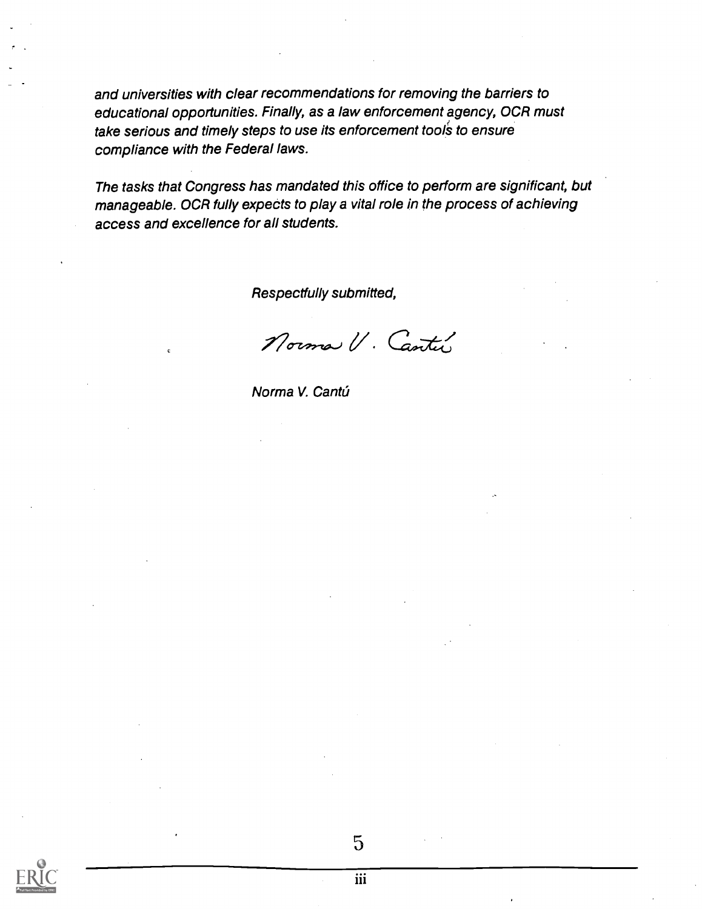*and universities with clear recommendations for removing the barriers to educational opportunities. Finally, as a law enforcement agency, OCR must take serious and timely steps to use its enforcement tools to ensure compliance with the Federal laws.*

*The tasks that Congress has mandated this office to perform are significant, but manageable. OCR fully expects to play a vital role in the process of achieving access and excellence for all students.*

*Respectfully submitted,*

*Norma V. Cantú*

*Norma V. Cantú*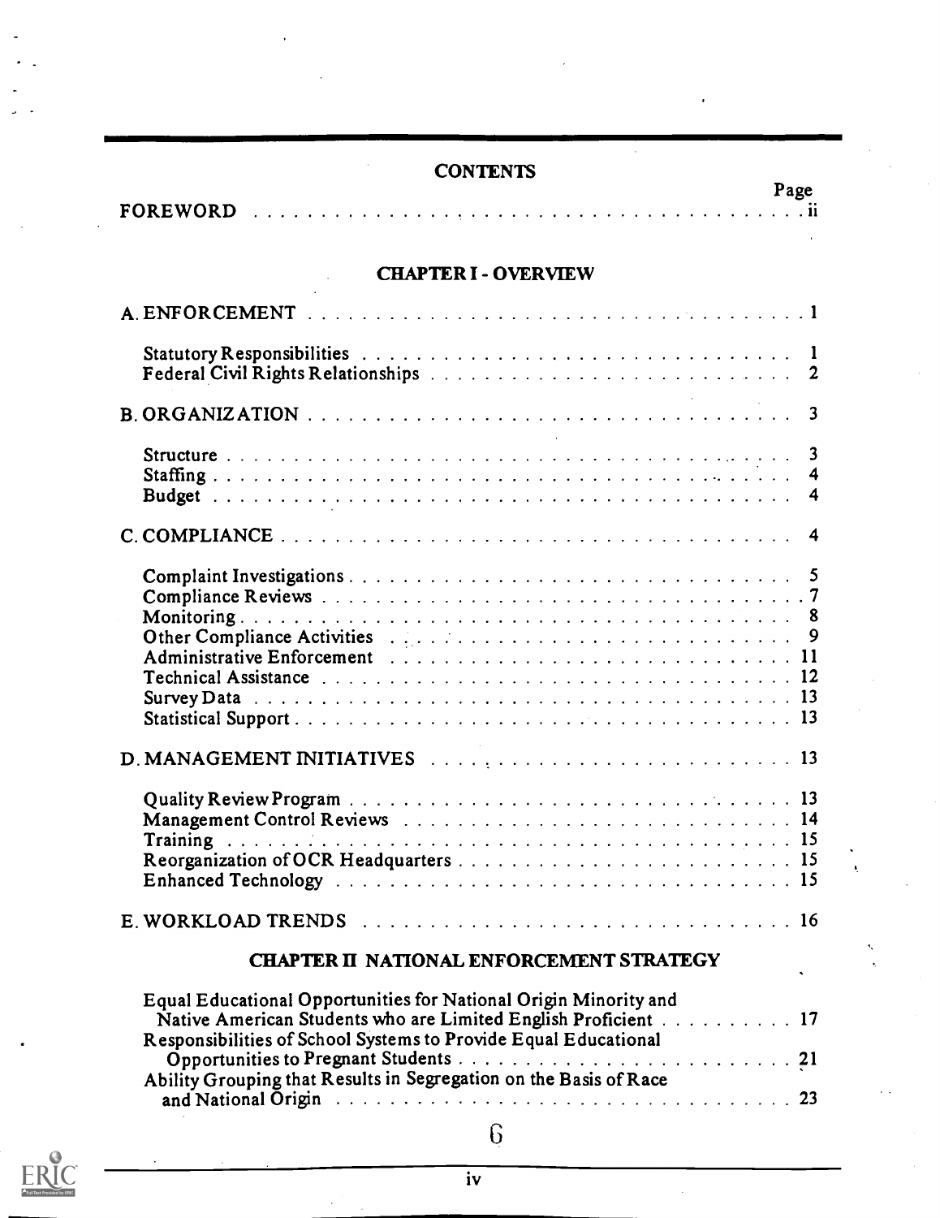# CONTENTS

| | Page |
|---|---|
| FOREWORD | ii |

## CHAPTER I - OVERVIEW

| | |
|---|---|
| A. ENFORCEMENT | 1 |
| Statutory Responsibilities | 1 |
| Federal Civil Rights Relationships | 2 |
| B. ORGANIZATION | 3 |
| Structure | 3 |
| Staffing | 4 |
| Budget | 4 |
| C. COMPLIANCE | 4 |
| Complaint Investigations | 5 |
| Compliance Reviews | 7 |
| Monitoring | 8 |
| Other Compliance Activities | 9 |
| Administrative Enforcement | 11 |
| Technical Assistance | 12 |
| Survey Data | 13 |
| Statistical Support | 13 |
| D. MANAGEMENT INITIATIVES | 13 |
| Quality Review Program | 13 |
| Management Control Reviews | 14 |
| Training | 15 |
| Reorganization of OCR Headquarters | 15 |
| Enhanced Technology | 15 |
| E. WORKLOAD TRENDS | 16 |

## CHAPTER II NATIONAL ENFORCEMENT STRATEGY

| | |
|---|---|
| Equal Educational Opportunities for National Origin Minority and Native American Students who are Limited English Proficient | 17 |
| Responsibilities of School Systems to Provide Equal Educational Opportunities to Pregnant Students | 21 |
| Ability Grouping that Results in Segregation on the Basis of Race and National Origin | 23 |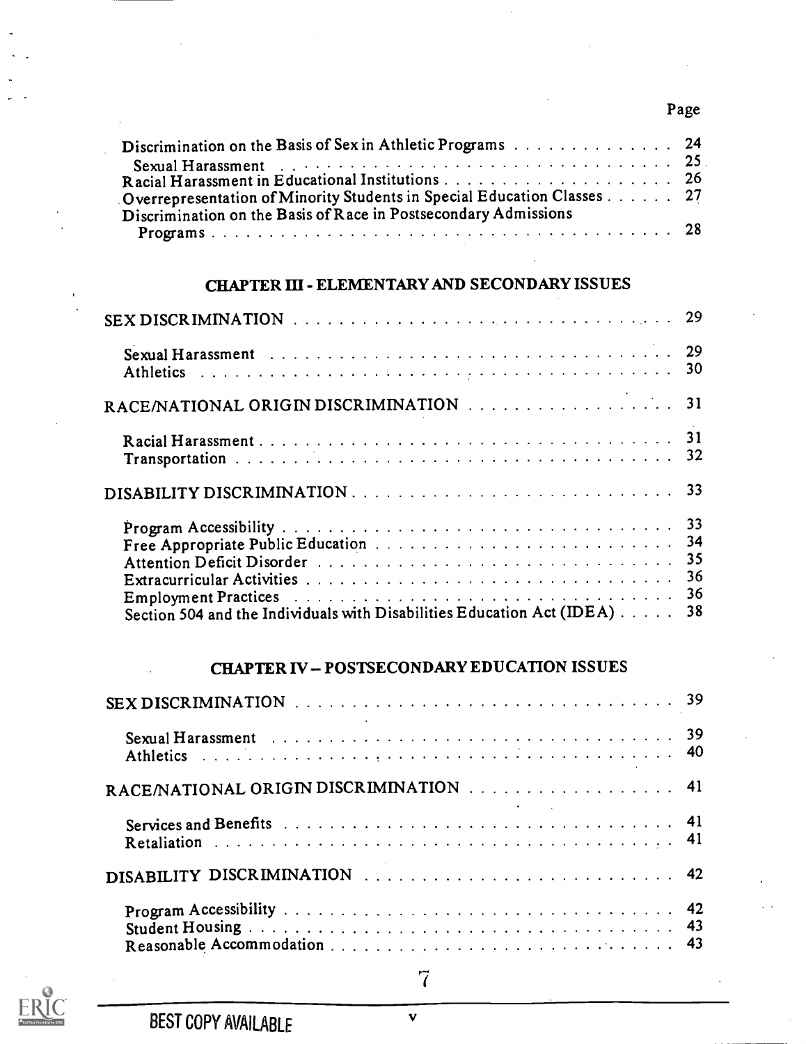| | Page |
|---|---|
| Discrimination on the Basis of Sex in Athletic Programs | 24 |
| Sexual Harassment | 25 |
| Racial Harassment in Educational Institutions | 26 |
| Overrepresentation of Minority Students in Special Education Classes | 27 |
| Discrimination on the Basis of Race in Postsecondary Admissions Programs | 28 |

## CHAPTER III - ELEMENTARY AND SECONDARY ISSUES

| | |
|---|---|
| SEX DISCRIMINATION | 29 |
| Sexual Harassment | 29 |
| Athletics | 30 |
| RACE/NATIONAL ORIGIN DISCRIMINATION | 31 |
| Racial Harassment | 31 |
| Transportation | 32 |
| DISABILITY DISCRIMINATION | 33 |
| Program Accessibility | 33 |
| Free Appropriate Public Education | 34 |
| Attention Deficit Disorder | 35 |
| Extracurricular Activities | 36 |
| Employment Practices | 36 |
| Section 504 and the Individuals with Disabilities Education Act (IDEA) | 38 |

## CHAPTER IV – POSTSECONDARY EDUCATION ISSUES

| | |
|---|---|
| SEX DISCRIMINATION | 39 |
| Sexual Harassment | 39 |
| Athletics | 40 |
| RACE/NATIONAL ORIGIN DISCRIMINATION | 41 |
| Services and Benefits | 41 |
| Retaliation | 41 |
| DISABILITY DISCRIMINATION | 42 |
| Program Accessibility | 42 |
| Student Housing | 43 |
| Reasonable Accommodation | 43 |

BEST COPY AVAILABLE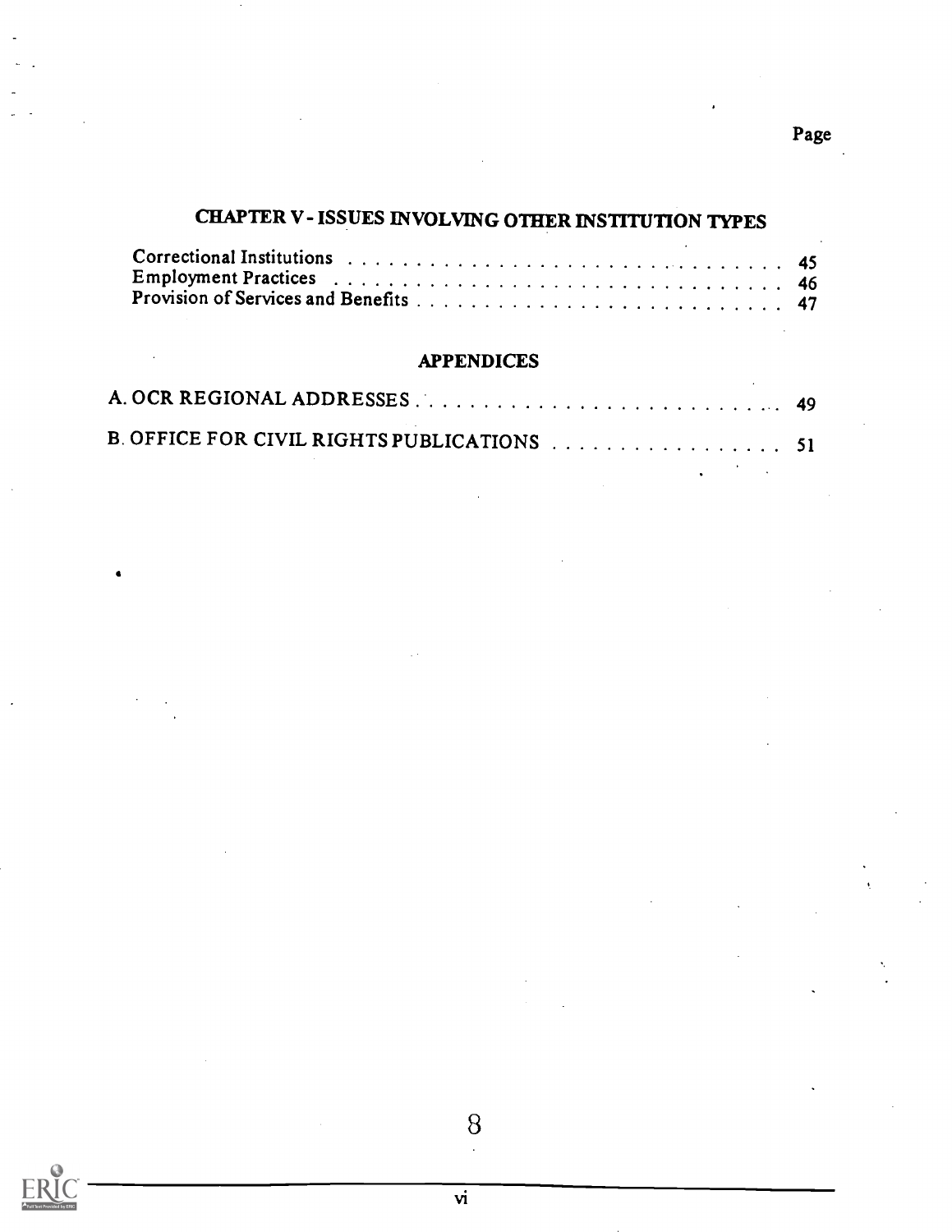Page

## CHAPTER V - ISSUES INVOLVING OTHER INSTITUTION TYPES

Correctional Institutions . . . . . . . . . . . . . . . . . . . . . . . . . . . . . . . . 45
Employment Practices . . . . . . . . . . . . . . . . . . . . . . . . . . . . . . . . 46
Provision of Services and Benefits . . . . . . . . . . . . . . . . . . . . . . . . . . 47

## APPENDICES

A. OCR REGIONAL ADDRESSES . . . . . . . . . . . . . . . . . . . . . . . . . . 49

B. OFFICE FOR CIVIL RIGHTS PUBLICATIONS . . . . . . . . . . . . . . . . . . 51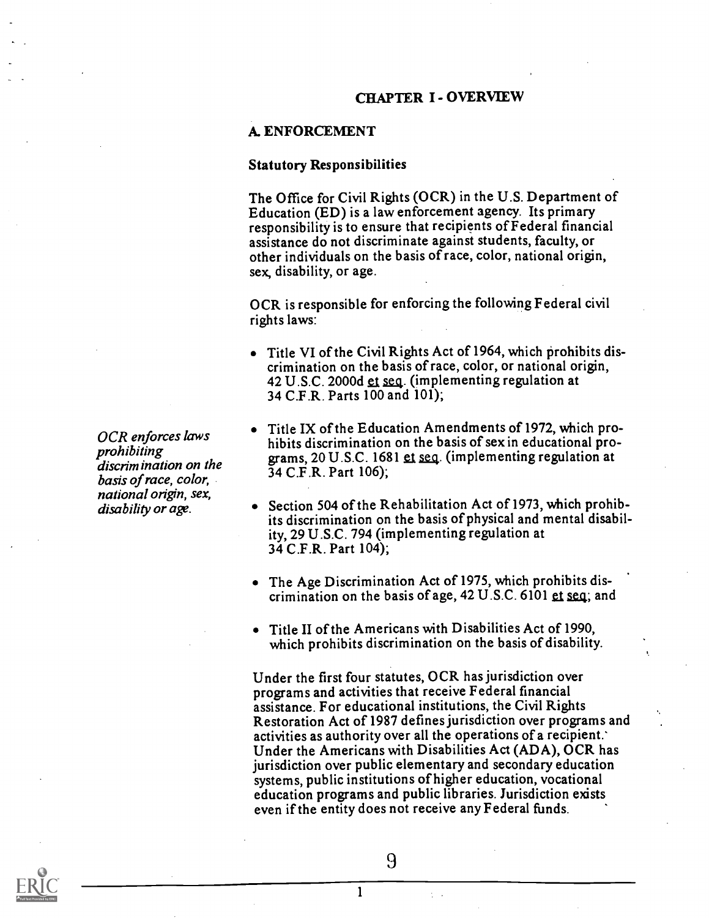# CHAPTER I - OVERVIEW

## A. ENFORCEMENT

### Statutory Responsibilities

The Office for Civil Rights (OCR) in the U.S. Department of Education (ED) is a law enforcement agency. Its primary responsibility is to ensure that recipients of Federal financial assistance do not discriminate against students, faculty, or other individuals on the basis of race, color, national origin, sex, disability, or age.

*OCR enforces laws prohibiting discrimination on the basis of race, color, national origin, sex, disability or age.*

OCR is responsible for enforcing the following Federal civil rights laws:

- Title VI of the Civil Rights Act of 1964, which prohibits discrimination on the basis of race, color, or national origin, 42 U.S.C. 2000d et seq. (implementing regulation at 34 C.F.R. Parts 100 and 101);
- Title IX of the Education Amendments of 1972, which prohibits discrimination on the basis of sex in educational programs, 20 U.S.C. 1681 et seq. (implementing regulation at 34 C.F.R. Part 106);
- Section 504 of the Rehabilitation Act of 1973, which prohibits discrimination on the basis of physical and mental disability, 29 U.S.C. 794 (implementing regulation at 34 C.F.R. Part 104);
- The Age Discrimination Act of 1975, which prohibits discrimination on the basis of age, 42 U.S.C. 6101 et seq; and
- Title II of the Americans with Disabilities Act of 1990, which prohibits discrimination on the basis of disability.

Under the first four statutes, OCR has jurisdiction over programs and activities that receive Federal financial assistance. For educational institutions, the Civil Rights Restoration Act of 1987 defines jurisdiction over programs and activities as authority over all the operations of a recipient. Under the Americans with Disabilities Act (ADA), OCR has jurisdiction over public elementary and secondary education systems, public institutions of higher education, vocational education programs and public libraries. Jurisdiction exists even if the entity does not receive any Federal funds.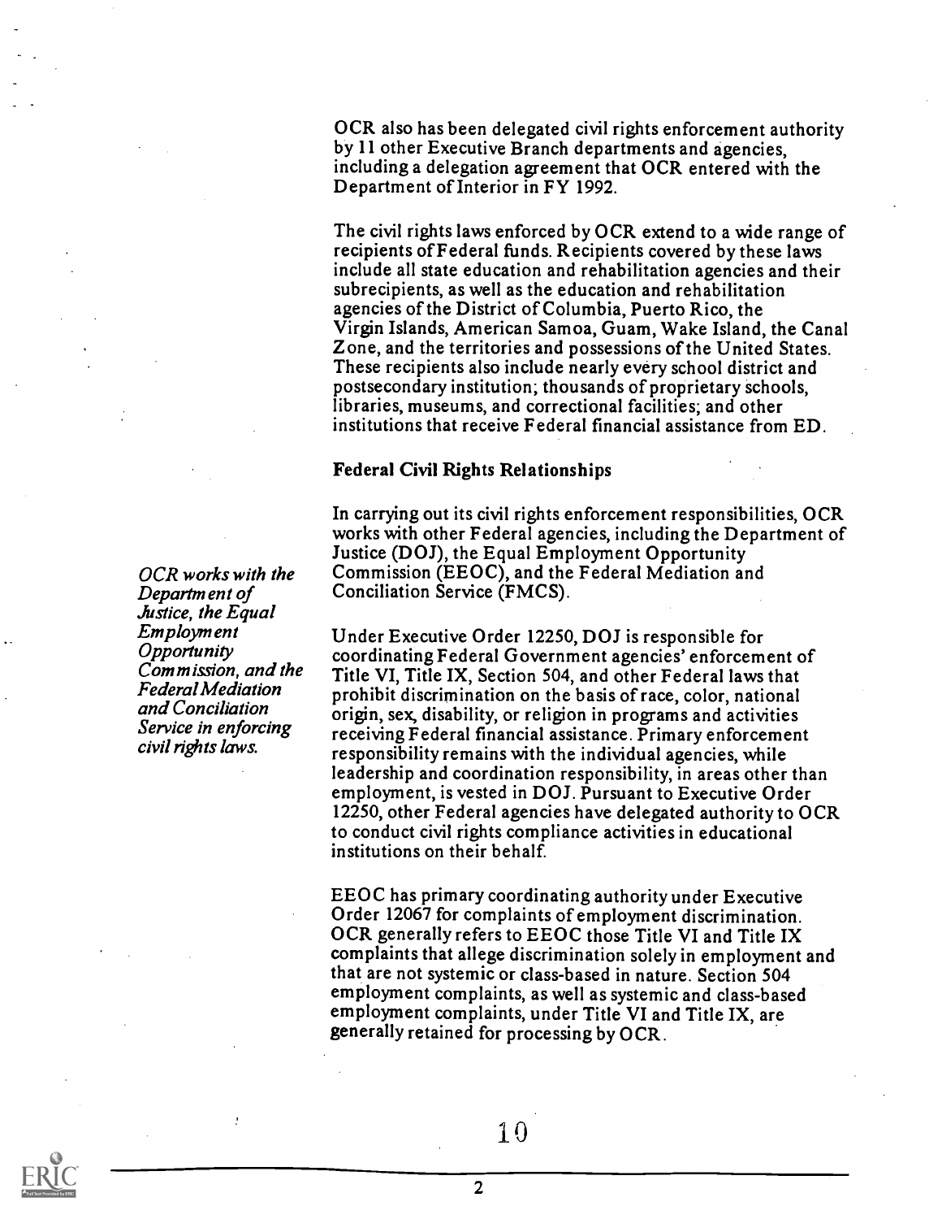OCR also has been delegated civil rights enforcement authority by 11 other Executive Branch departments and agencies, including a delegation agreement that OCR entered with the Department of Interior in FY 1992.

The civil rights laws enforced by OCR extend to a wide range of recipients of Federal funds. Recipients covered by these laws include all state education and rehabilitation agencies and their subrecipients, as well as the education and rehabilitation agencies of the District of Columbia, Puerto Rico, the Virgin Islands, American Samoa, Guam, Wake Island, the Canal Zone, and the territories and possessions of the United States. These recipients also include nearly every school district and postsecondary institution; thousands of proprietary schools, libraries, museums, and correctional facilities; and other institutions that receive Federal financial assistance from ED.

### Federal Civil Rights Relationships

*OCR works with the Department of Justice, the Equal Employment Opportunity Commission, and the Federal Mediation and Conciliation Service in enforcing civil rights laws.*

In carrying out its civil rights enforcement responsibilities, OCR works with other Federal agencies, including the Department of Justice (DOJ), the Equal Employment Opportunity Commission (EEOC), and the Federal Mediation and Conciliation Service (FMCS).

Under Executive Order 12250, DOJ is responsible for coordinating Federal Government agencies' enforcement of Title VI, Title IX, Section 504, and other Federal laws that prohibit discrimination on the basis of race, color, national origin, sex, disability, or religion in programs and activities receiving Federal financial assistance. Primary enforcement responsibility remains with the individual agencies, while leadership and coordination responsibility, in areas other than employment, is vested in DOJ. Pursuant to Executive Order 12250, other Federal agencies have delegated authority to OCR to conduct civil rights compliance activities in educational institutions on their behalf.

EEOC has primary coordinating authority under Executive Order 12067 for complaints of employment discrimination. OCR generally refers to EEOC those Title VI and Title IX complaints that allege discrimination solely in employment and that are not systemic or class-based in nature. Section 504 employment complaints, as well as systemic and class-based employment complaints, under Title VI and Title IX, are generally retained for processing by OCR.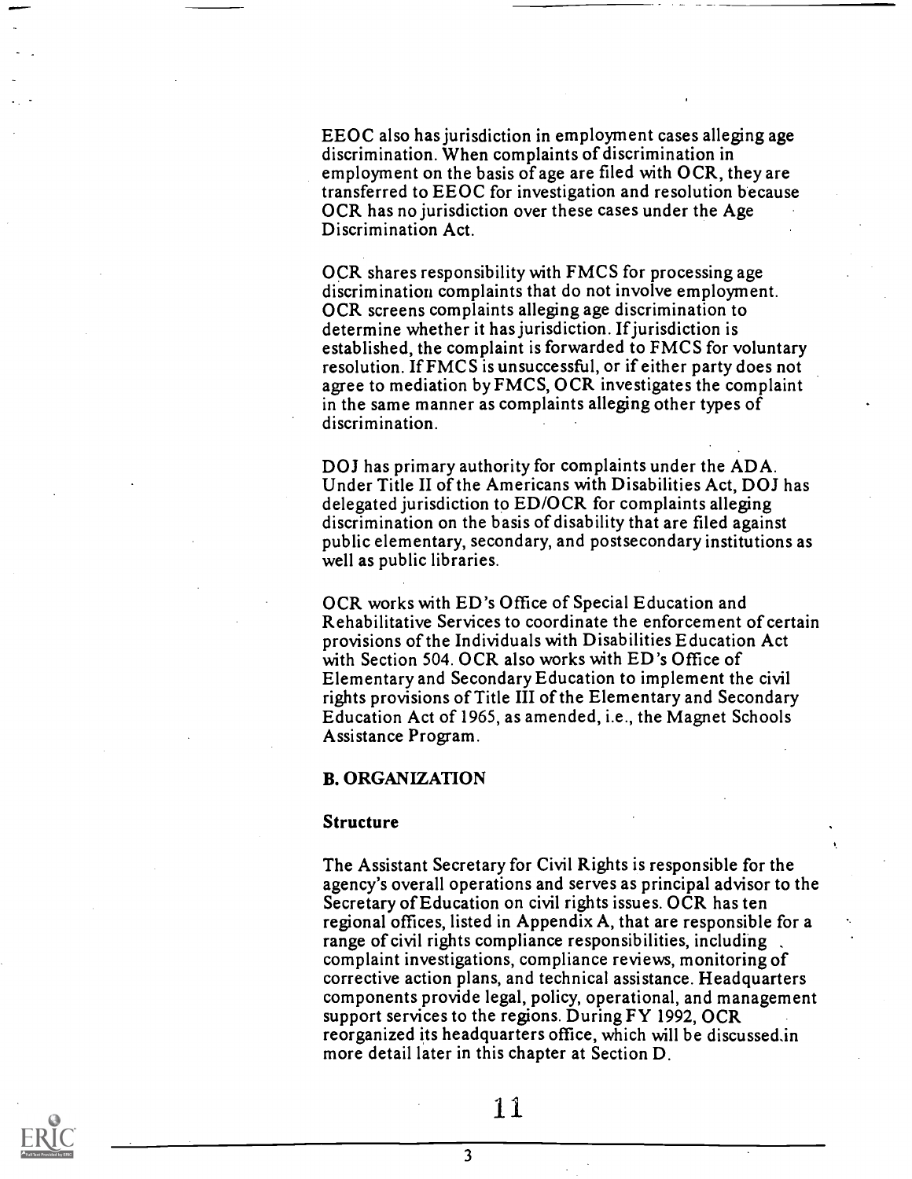EEOC also has jurisdiction in employment cases alleging age discrimination. When complaints of discrimination in employment on the basis of age are filed with OCR, they are transferred to EEOC for investigation and resolution because OCR has no jurisdiction over these cases under the Age Discrimination Act.

OCR shares responsibility with FMCS for processing age discrimination complaints that do not involve employment. OCR screens complaints alleging age discrimination to determine whether it has jurisdiction. If jurisdiction is established, the complaint is forwarded to FMCS for voluntary resolution. If FMCS is unsuccessful, or if either party does not agree to mediation by FMCS, OCR investigates the complaint in the same manner as complaints alleging other types of discrimination.

DOJ has primary authority for complaints under the ADA. Under Title II of the Americans with Disabilities Act, DOJ has delegated jurisdiction to ED/OCR for complaints alleging discrimination on the basis of disability that are filed against public elementary, secondary, and postsecondary institutions as well as public libraries.

OCR works with ED's Office of Special Education and Rehabilitative Services to coordinate the enforcement of certain provisions of the Individuals with Disabilities Education Act with Section 504. OCR also works with ED's Office of Elementary and Secondary Education to implement the civil rights provisions of Title III of the Elementary and Secondary Education Act of 1965, as amended, i.e., the Magnet Schools Assistance Program.

## B. ORGANIZATION

### Structure

The Assistant Secretary for Civil Rights is responsible for the agency's overall operations and serves as principal advisor to the Secretary of Education on civil rights issues. OCR has ten regional offices, listed in Appendix A, that are responsible for a range of civil rights compliance responsibilities, including complaint investigations, compliance reviews, monitoring of corrective action plans, and technical assistance. Headquarters components provide legal, policy, operational, and management support services to the regions. During FY 1992, OCR reorganized its headquarters office, which will be discussed in more detail later in this chapter at Section D.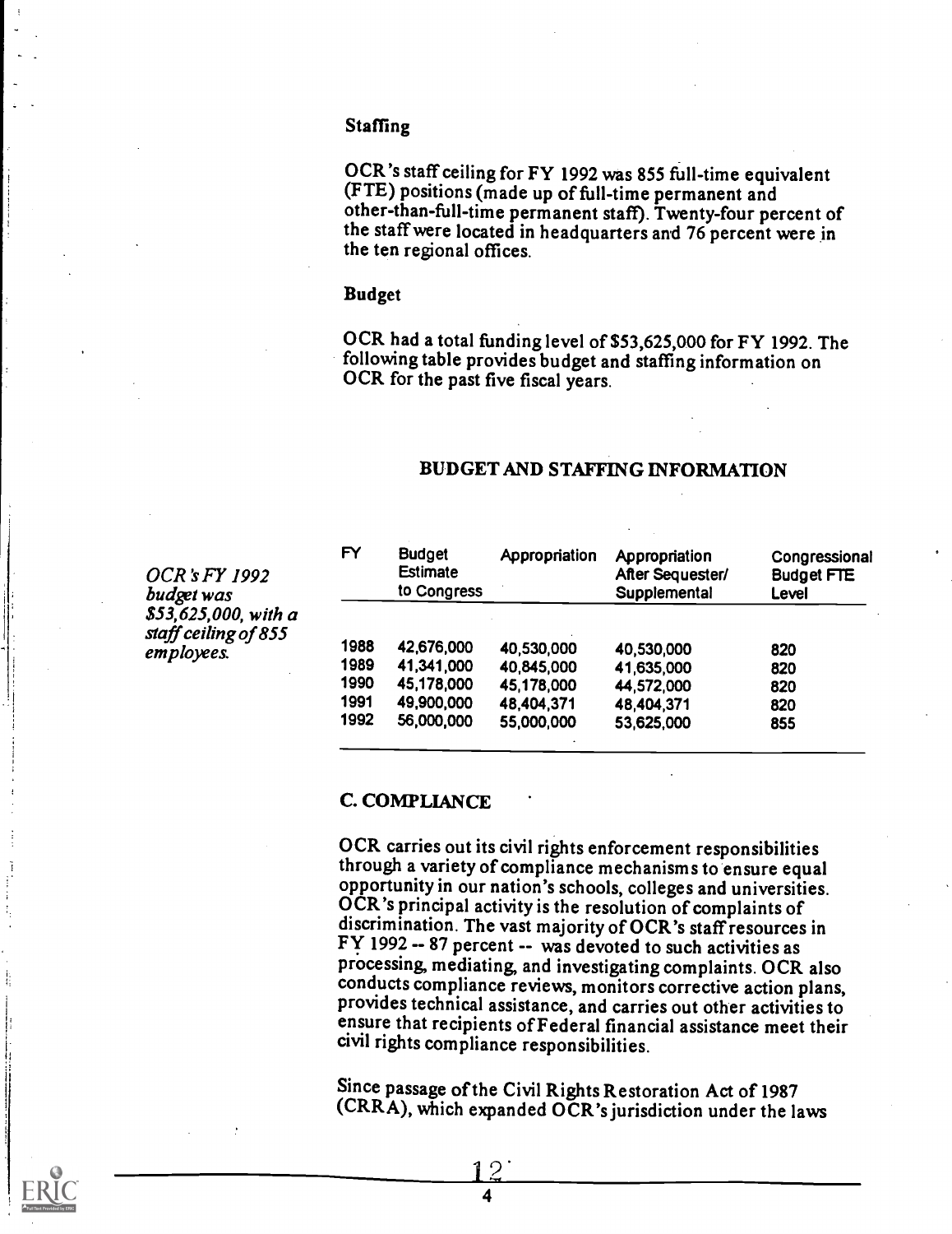### Staffing

OCR's staff ceiling for FY 1992 was 855 full-time equivalent (FTE) positions (made up of full-time permanent and other-than-full-time permanent staff). Twenty-four percent of the staff were located in headquarters and 76 percent were in the ten regional offices.

### Budget

OCR had a total funding level of $53,625,000 for FY 1992. The following table provides budget and staffing information on OCR for the past five fiscal years.

*OCR's FY 1992 budget was $53,625,000, with a staff ceiling of 855 employees.*

**BUDGET AND STAFFING INFORMATION**

| FY | Budget Estimate to Congress | Appropriation | Appropriation After Sequester/ Supplemental | Congressional Budget FTE Level |
|---|---|---|---|---|
| 1988 | 42,676,000 | 40,530,000 | 40,530,000 | 820 |
| 1989 | 41,341,000 | 40,845,000 | 41,635,000 | 820 |
| 1990 | 45,178,000 | 45,178,000 | 44,572,000 | 820 |
| 1991 | 49,900,000 | 48,404,371 | 48,404,371 | 820 |
| 1992 | 56,000,000 | 55,000,000 | 53,625,000 | 855 |

## C. COMPLIANCE

OCR carries out its civil rights enforcement responsibilities through a variety of compliance mechanisms to ensure equal opportunity in our nation's schools, colleges and universities. OCR's principal activity is the resolution of complaints of discrimination. The vast majority of OCR's staff resources in FY 1992 -- 87 percent -- was devoted to such activities as processing, mediating, and investigating complaints. OCR also conducts compliance reviews, monitors corrective action plans, provides technical assistance, and carries out other activities to ensure that recipients of Federal financial assistance meet their civil rights compliance responsibilities.

Since passage of the Civil Rights Restoration Act of 1987 (CRRA), which expanded OCR's jurisdiction under the laws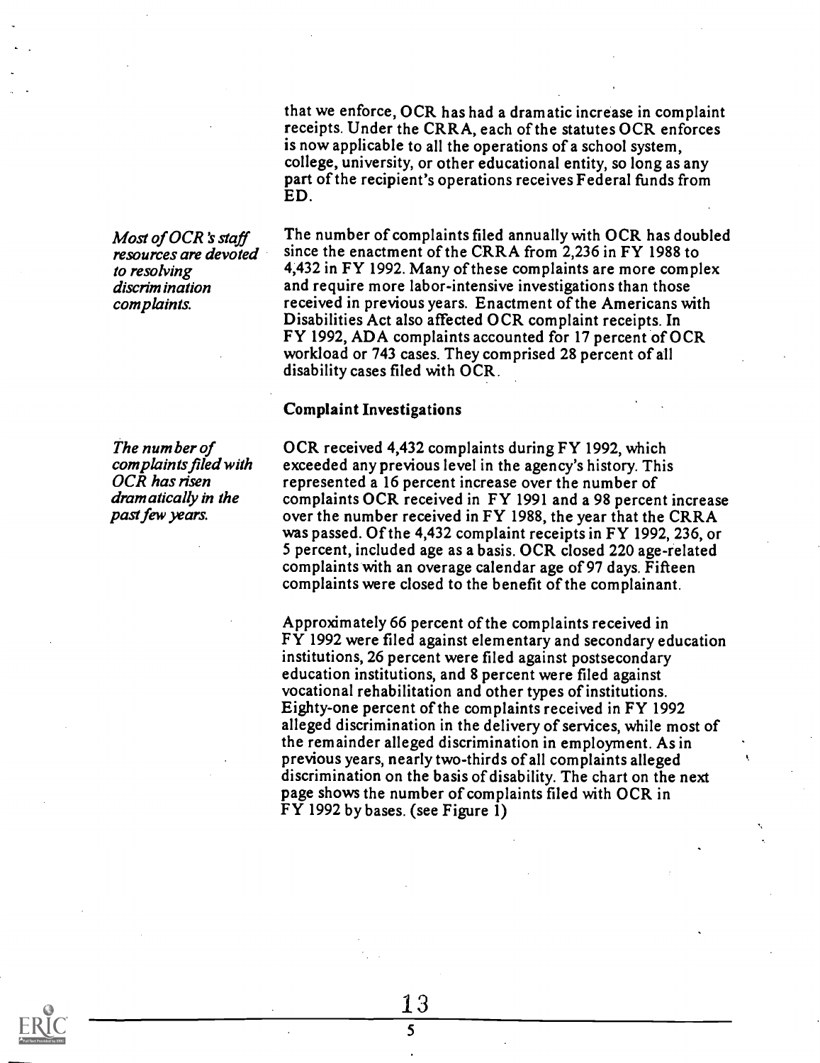that we enforce, OCR has had a dramatic increase in complaint receipts. Under the CRRA, each of the statutes OCR enforces is now applicable to all the operations of a school system, college, university, or other educational entity, so long as any part of the recipient's operations receives Federal funds from ED.

*Most of OCR's staff resources are devoted to resolving discrimination complaints.*

The number of complaints filed annually with OCR has doubled since the enactment of the CRRA from 2,236 in FY 1988 to 4,432 in FY 1992. Many of these complaints are more complex and require more labor-intensive investigations than those received in previous years. Enactment of the Americans with Disabilities Act also affected OCR complaint receipts. In FY 1992, ADA complaints accounted for 17 percent of OCR workload or 743 cases. They comprised 28 percent of all disability cases filed with OCR.

### Complaint Investigations

*The number of complaints filed with OCR has risen dramatically in the past few years.*

OCR received 4,432 complaints during FY 1992, which exceeded any previous level in the agency's history. This represented a 16 percent increase over the number of complaints OCR received in FY 1991 and a 98 percent increase over the number received in FY 1988, the year that the CRRA was passed. Of the 4,432 complaint receipts in FY 1992, 236, or 5 percent, included age as a basis. OCR closed 220 age-related complaints with an overage calendar age of 97 days. Fifteen complaints were closed to the benefit of the complainant.

Approximately 66 percent of the complaints received in FY 1992 were filed against elementary and secondary education institutions, 26 percent were filed against postsecondary education institutions, and 8 percent were filed against vocational rehabilitation and other types of institutions. Eighty-one percent of the complaints received in FY 1992 alleged discrimination in the delivery of services, while most of the remainder alleged discrimination in employment. As in previous years, nearly two-thirds of all complaints alleged discrimination on the basis of disability. The chart on the next page shows the number of complaints filed with OCR in FY 1992 by bases. (see Figure 1)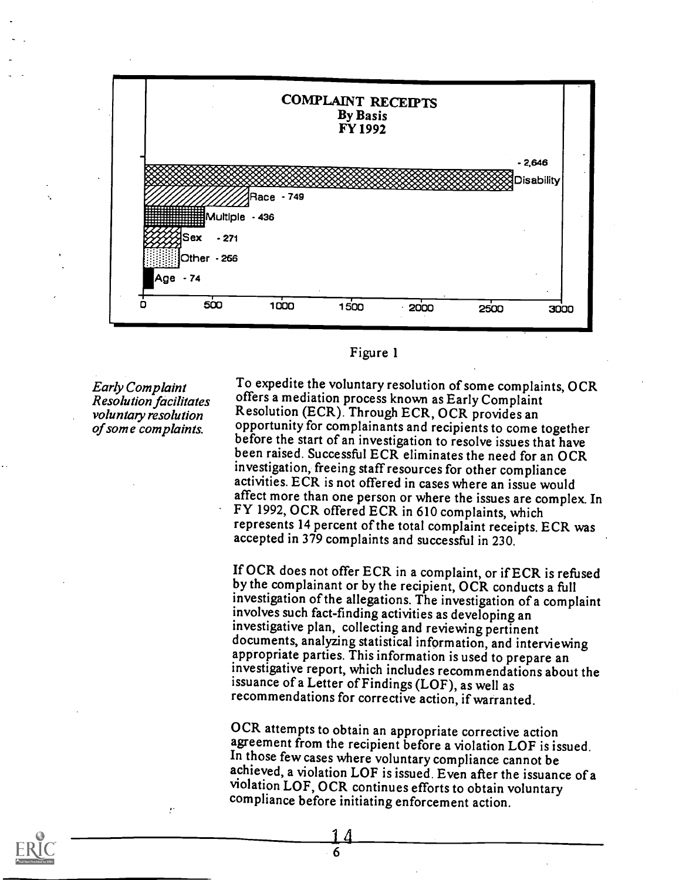**COMPLAINT RECEIPTS**
**By Basis**
**FY 1992**

| Basis | Complaints |
|---|---|
| Disability | 2,646 |
| Race | 749 |
| Multiple | 436 |
| Sex | 271 |
| Other | 266 |
| Age | 74 |

Figure 1

*Early Complaint Resolution facilitates voluntary resolution of some complaints.*

To expedite the voluntary resolution of some complaints, OCR offers a mediation process known as Early Complaint Resolution (ECR). Through ECR, OCR provides an opportunity for complainants and recipients to come together before the start of an investigation to resolve issues that have been raised. Successful ECR eliminates the need for an OCR investigation, freeing staff resources for other compliance activities. ECR is not offered in cases where an issue would affect more than one person or where the issues are complex. In FY 1992, OCR offered ECR in 610 complaints, which represents 14 percent of the total complaint receipts. ECR was accepted in 379 complaints and successful in 230.

If OCR does not offer ECR in a complaint, or if ECR is refused by the complainant or by the recipient, OCR conducts a full investigation of the allegations. The investigation of a complaint involves such fact-finding activities as developing an investigative plan, collecting and reviewing pertinent documents, analyzing statistical information, and interviewing appropriate parties. This information is used to prepare an investigative report, which includes recommendations about the issuance of a Letter of Findings (LOF), as well as recommendations for corrective action, if warranted.

OCR attempts to obtain an appropriate corrective action agreement from the recipient before a violation LOF is issued. In those few cases where voluntary compliance cannot be achieved, a violation LOF is issued. Even after the issuance of a violation LOF, OCR continues efforts to obtain voluntary compliance before initiating enforcement action.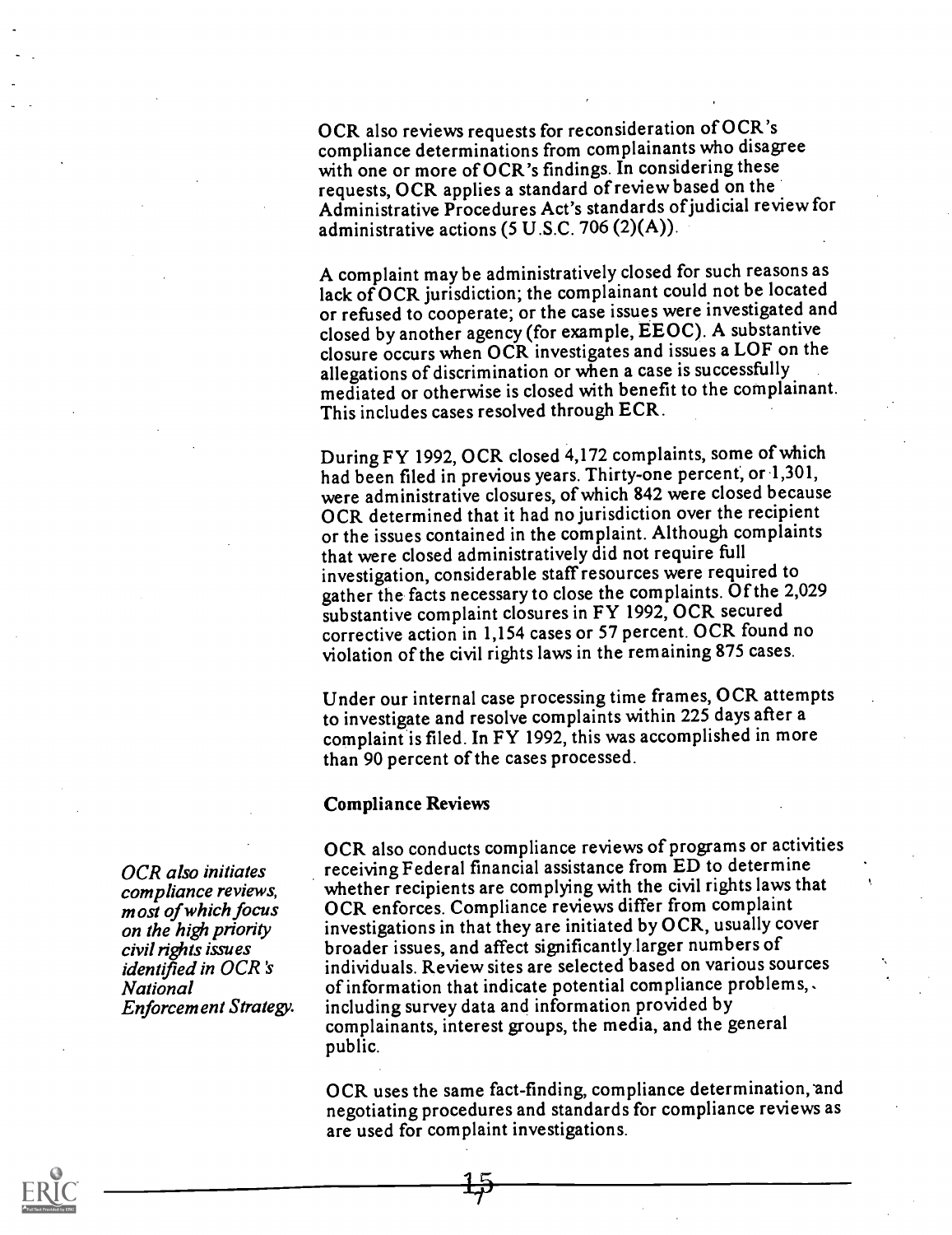OCR also reviews requests for reconsideration of OCR's compliance determinations from complainants who disagree with one or more of OCR's findings. In considering these requests, OCR applies a standard of review based on the Administrative Procedures Act's standards of judicial review for administrative actions (5 U.S.C. 706 (2)(A)).

A complaint may be administratively closed for such reasons as lack of OCR jurisdiction; the complainant could not be located or refused to cooperate; or the case issues were investigated and closed by another agency (for example, EEOC). A substantive closure occurs when OCR investigates and issues a LOF on the allegations of discrimination or when a case is successfully mediated or otherwise is closed with benefit to the complainant. This includes cases resolved through ECR.

During FY 1992, OCR closed 4,172 complaints, some of which had been filed in previous years. Thirty-one percent, or 1,301, were administrative closures, of which 842 were closed because OCR determined that it had no jurisdiction over the recipient or the issues contained in the complaint. Although complaints that were closed administratively did not require full investigation, considerable staff resources were required to gather the facts necessary to close the complaints. Of the 2,029 substantive complaint closures in FY 1992, OCR secured corrective action in 1,154 cases or 57 percent. OCR found no violation of the civil rights laws in the remaining 875 cases.

Under our internal case processing time frames, OCR attempts to investigate and resolve complaints within 225 days after a complaint is filed. In FY 1992, this was accomplished in more than 90 percent of the cases processed.

**Compliance Reviews**

*OCR also initiates compliance reviews, most of which focus on the high priority civil rights issues identified in OCR's National Enforcement Strategy.*

OCR also conducts compliance reviews of programs or activities receiving Federal financial assistance from ED to determine whether recipients are complying with the civil rights laws that OCR enforces. Compliance reviews differ from complaint investigations in that they are initiated by OCR, usually cover broader issues, and affect significantly larger numbers of individuals. Review sites are selected based on various sources of information that indicate potential compliance problems, including survey data and information provided by complainants, interest groups, the media, and the general public.

OCR uses the same fact-finding, compliance determination, and negotiating procedures and standards for compliance reviews as are used for complaint investigations.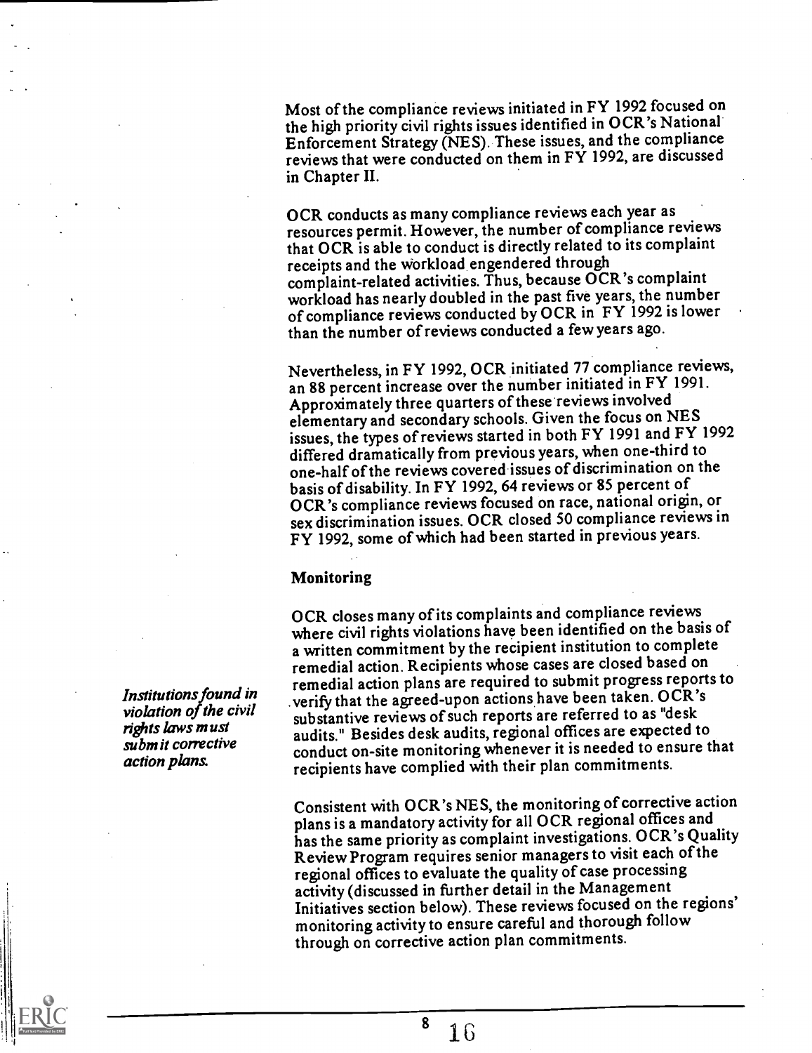Most of the compliance reviews initiated in FY 1992 focused on the high priority civil rights issues identified in OCR's National Enforcement Strategy (NES). These issues, and the compliance reviews that were conducted on them in FY 1992, are discussed in Chapter II.

OCR conducts as many compliance reviews each year as resources permit. However, the number of compliance reviews that OCR is able to conduct is directly related to its complaint receipts and the workload engendered through complaint-related activities. Thus, because OCR's complaint workload has nearly doubled in the past five years, the number of compliance reviews conducted by OCR in FY 1992 is lower than the number of reviews conducted a few years ago.

Nevertheless, in FY 1992, OCR initiated 77 compliance reviews, an 88 percent increase over the number initiated in FY 1991. Approximately three quarters of these reviews involved elementary and secondary schools. Given the focus on NES issues, the types of reviews started in both FY 1991 and FY 1992 differed dramatically from previous years, when one-third to one-half of the reviews covered issues of discrimination on the basis of disability. In FY 1992, 64 reviews or 85 percent of OCR's compliance reviews focused on race, national origin, or sex discrimination issues. OCR closed 50 compliance reviews in FY 1992, some of which had been started in previous years.

### Monitoring

*Institutions found in violation of the civil rights laws must submit corrective action plans.*

OCR closes many of its complaints and compliance reviews where civil rights violations have been identified on the basis of a written commitment by the recipient institution to complete remedial action. Recipients whose cases are closed based on remedial action plans are required to submit progress reports to verify that the agreed-upon actions have been taken. OCR's substantive reviews of such reports are referred to as "desk audits." Besides desk audits, regional offices are expected to conduct on-site monitoring whenever it is needed to ensure that recipients have complied with their plan commitments.

Consistent with OCR's NES, the monitoring of corrective action plans is a mandatory activity for all OCR regional offices and has the same priority as complaint investigations. OCR's Quality Review Program requires senior managers to visit each of the regional offices to evaluate the quality of case processing activity (discussed in further detail in the Management Initiatives section below). These reviews focused on the regions' monitoring activity to ensure careful and thorough follow through on corrective action plan commitments.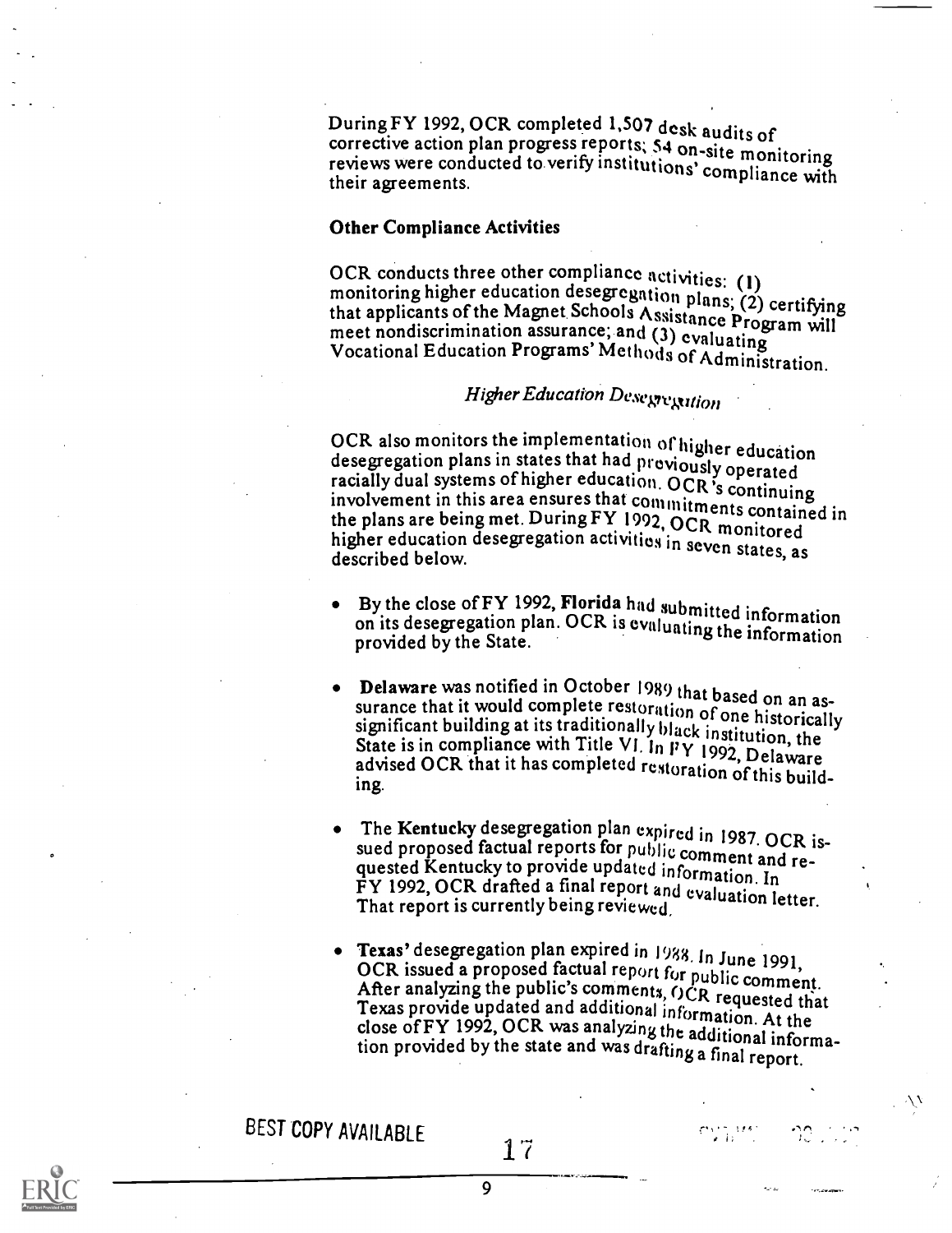During FY 1992, OCR completed 1,507 desk audits of corrective action plan progress reports; 54 on-site monitoring reviews were conducted to verify institutions' compliance with their agreements.

### Other Compliance Activities

OCR conducts three other compliance activities: (1) monitoring higher education desegregation plans; (2) certifying that applicants of the Magnet Schools Assistance Program will meet nondiscrimination assurance; and (3) evaluating Vocational Education Programs' Methods of Administration.

#### *Higher Education Desegregation*

OCR also monitors the implementation of higher education desegregation plans in states that had previously operated racially dual systems of higher education. OCR's continuing involvement in this area ensures that commitments contained in the plans are being met. During FY 1992, OCR monitored higher education desegregation activities in seven states, as described below.

- By the close of FY 1992, **Florida** had submitted information on its desegregation plan. OCR is evaluating the information provided by the State.

- **Delaware** was notified in October 1989 that based on an assurance that it would complete restoration of one historically significant building at its traditionally black institution, the State is in compliance with Title VI. In FY 1992, Delaware advised OCR that it has completed restoration of this building.

- The **Kentucky** desegregation plan expired in 1987. OCR issued proposed factual reports for public comment and requested Kentucky to provide updated information. In FY 1992, OCR drafted a final report and evaluation letter. That report is currently being reviewed.

- **Texas'** desegregation plan expired in 1988. In June 1991, OCR issued a proposed factual report for public comment. After analyzing the public's comments, OCR requested that Texas provide updated and additional information. At the close of FY 1992, OCR was analyzing the additional information provided by the state and was drafting a final report.

BEST COPY AVAILABLE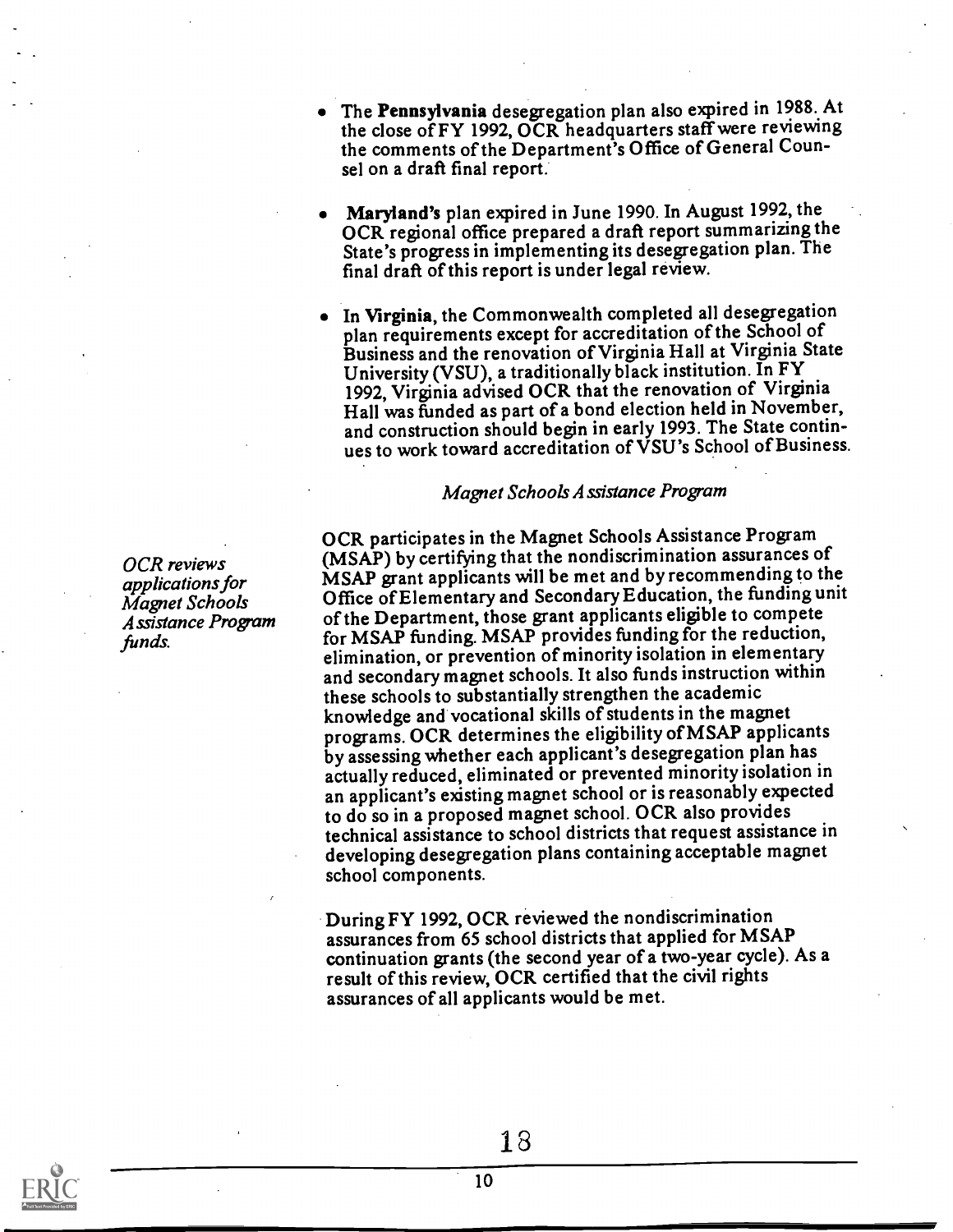- The **Pennsylvania** desegregation plan also expired in 1988. At the close of FY 1992, OCR headquarters staff were reviewing the comments of the Department's Office of General Counsel on a draft final report.

- **Maryland's** plan expired in June 1990. In August 1992, the OCR regional office prepared a draft report summarizing the State's progress in implementing its desegregation plan. The final draft of this report is under legal review.

- In **Virginia**, the Commonwealth completed all desegregation plan requirements except for accreditation of the School of Business and the renovation of Virginia Hall at Virginia State University (VSU), a traditionally black institution. In FY 1992, Virginia advised OCR that the renovation of Virginia Hall was funded as part of a bond election held in November, and construction should begin in early 1993. The State continues to work toward accreditation of VSU's School of Business.

### *Magnet Schools Assistance Program*

*OCR reviews applications for Magnet Schools Assistance Program funds.*

OCR participates in the Magnet Schools Assistance Program (MSAP) by certifying that the nondiscrimination assurances of MSAP grant applicants will be met and by recommending to the Office of Elementary and Secondary Education, the funding unit of the Department, those grant applicants eligible to compete for MSAP funding. MSAP provides funding for the reduction, elimination, or prevention of minority isolation in elementary and secondary magnet schools. It also funds instruction within these schools to substantially strengthen the academic knowledge and vocational skills of students in the magnet programs. OCR determines the eligibility of MSAP applicants by assessing whether each applicant's desegregation plan has actually reduced, eliminated or prevented minority isolation in an applicant's existing magnet school or is reasonably expected to do so in a proposed magnet school. OCR also provides technical assistance to school districts that request assistance in developing desegregation plans containing acceptable magnet school components.

During FY 1992, OCR reviewed the nondiscrimination assurances from 65 school districts that applied for MSAP continuation grants (the second year of a two-year cycle). As a result of this review, OCR certified that the civil rights assurances of all applicants would be met.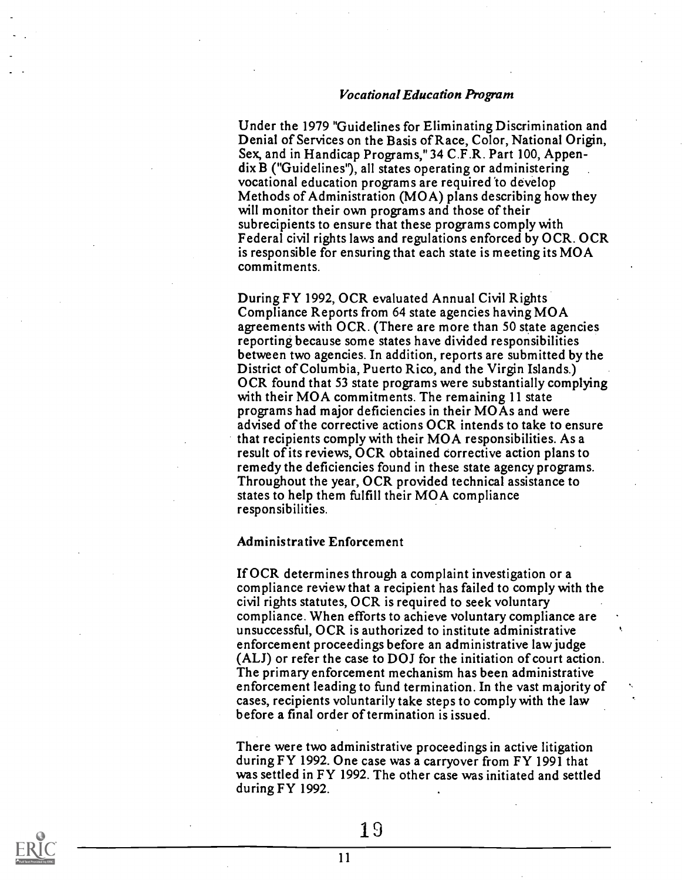### *Vocational Education Program*

Under the 1979 "Guidelines for Eliminating Discrimination and Denial of Services on the Basis of Race, Color, National Origin, Sex, and in Handicap Programs," 34 C.F.R. Part 100, Appendix B ("Guidelines"), all states operating or administering vocational education programs are required to develop Methods of Administration (MOA) plans describing how they will monitor their own programs and those of their subrecipients to ensure that these programs comply with Federal civil rights laws and regulations enforced by OCR. OCR is responsible for ensuring that each state is meeting its MOA commitments.

During FY 1992, OCR evaluated Annual Civil Rights Compliance Reports from 64 state agencies having MOA agreements with OCR. (There are more than 50 state agencies reporting because some states have divided responsibilities between two agencies. In addition, reports are submitted by the District of Columbia, Puerto Rico, and the Virgin Islands.) OCR found that 53 state programs were substantially complying with their MOA commitments. The remaining 11 state programs had major deficiencies in their MOAs and were advised of the corrective actions OCR intends to take to ensure that recipients comply with their MOA responsibilities. As a result of its reviews, OCR obtained corrective action plans to remedy the deficiencies found in these state agency programs. Throughout the year, OCR provided technical assistance to states to help them fulfill their MOA compliance responsibilities.

### Administrative Enforcement

If OCR determines through a complaint investigation or a compliance review that a recipient has failed to comply with the civil rights statutes, OCR is required to seek voluntary compliance. When efforts to achieve voluntary compliance are unsuccessful, OCR is authorized to institute administrative enforcement proceedings before an administrative law judge (ALJ) or refer the case to DOJ for the initiation of court action. The primary enforcement mechanism has been administrative enforcement leading to fund termination. In the vast majority of cases, recipients voluntarily take steps to comply with the law before a final order of termination is issued.

There were two administrative proceedings in active litigation during FY 1992. One case was a carryover from FY 1991 that was settled in FY 1992. The other case was initiated and settled during FY 1992.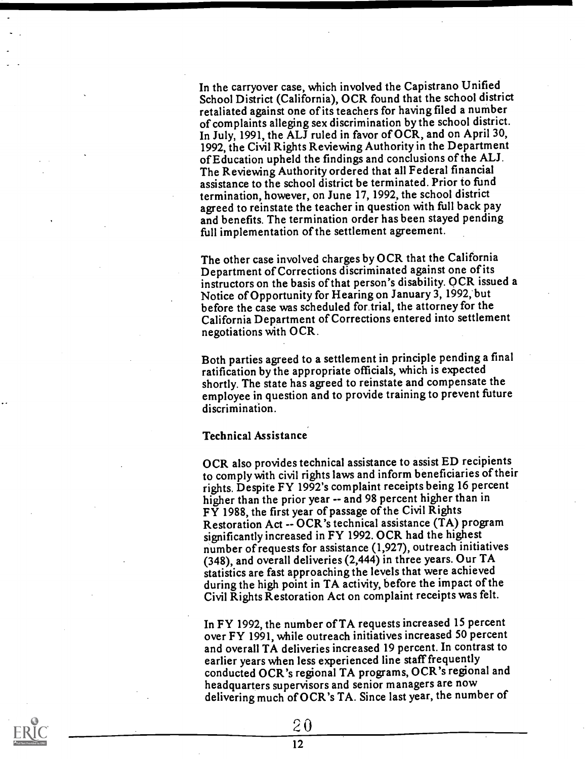In the carryover case, which involved the Capistrano Unified School District (California), OCR found that the school district retaliated against one of its teachers for having filed a number of complaints alleging sex discrimination by the school district. In July, 1991, the ALJ ruled in favor of OCR, and on April 30, 1992, the Civil Rights Reviewing Authority in the Department of Education upheld the findings and conclusions of the ALJ. The Reviewing Authority ordered that all Federal financial assistance to the school district be terminated. Prior to fund termination, however, on June 17, 1992, the school district agreed to reinstate the teacher in question with full back pay and benefits. The termination order has been stayed pending full implementation of the settlement agreement.

The other case involved charges by OCR that the California Department of Corrections discriminated against one of its instructors on the basis of that person's disability. OCR issued a Notice of Opportunity for Hearing on January 3, 1992, but before the case was scheduled for trial, the attorney for the California Department of Corrections entered into settlement negotiations with OCR.

Both parties agreed to a settlement in principle pending a final ratification by the appropriate officials, which is expected shortly. The state has agreed to reinstate and compensate the employee in question and to provide training to prevent future discrimination.

### Technical Assistance

OCR also provides technical assistance to assist ED recipients to comply with civil rights laws and inform beneficiaries of their rights. Despite FY 1992's complaint receipts being 16 percent higher than the prior year -- and 98 percent higher than in FY 1988, the first year of passage of the Civil Rights Restoration Act -- OCR's technical assistance (TA) program significantly increased in FY 1992. OCR had the highest number of requests for assistance (1,927), outreach initiatives (348), and overall deliveries (2,444) in three years. Our TA statistics are fast approaching the levels that were achieved during the high point in TA activity, before the impact of the Civil Rights Restoration Act on complaint receipts was felt.

In FY 1992, the number of TA requests increased 15 percent over FY 1991, while outreach initiatives increased 50 percent and overall TA deliveries increased 19 percent. In contrast to earlier years when less experienced line staff frequently conducted OCR's regional TA programs, OCR's regional and headquarters supervisors and senior managers are now delivering much of OCR's TA. Since last year, the number of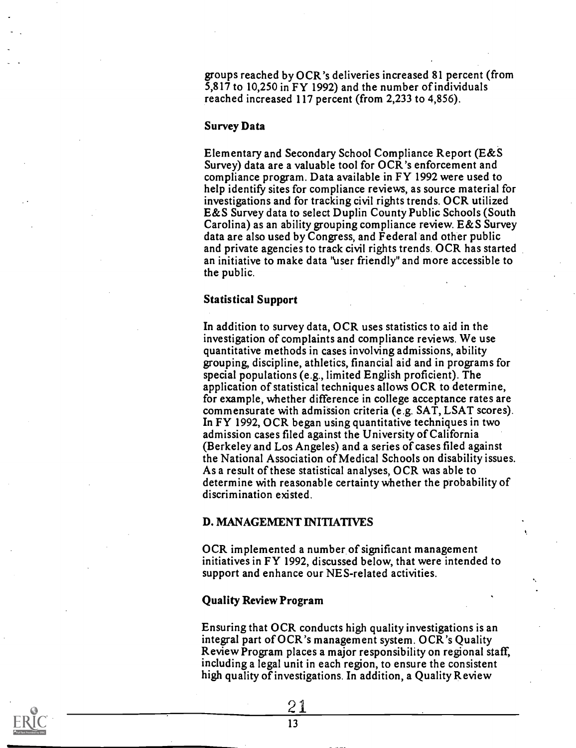groups reached by OCR's deliveries increased 81 percent (from 5,817 to 10,250 in FY 1992) and the number of individuals reached increased 117 percent (from 2,233 to 4,856).

**Survey Data**

Elementary and Secondary School Compliance Report (E&S Survey) data are a valuable tool for OCR's enforcement and compliance program. Data available in FY 1992 were used to help identify sites for compliance reviews, as source material for investigations and for tracking civil rights trends. OCR utilized E&S Survey data to select Duplin County Public Schools (South Carolina) as an ability grouping compliance review. E&S Survey data are also used by Congress, and Federal and other public and private agencies to track civil rights trends. OCR has started an initiative to make data "user friendly" and more accessible to the public.

**Statistical Support**

In addition to survey data, OCR uses statistics to aid in the investigation of complaints and compliance reviews. We use quantitative methods in cases involving admissions, ability grouping, discipline, athletics, financial aid and in programs for special populations (e.g., limited English proficient). The application of statistical techniques allows OCR to determine, for example, whether difference in college acceptance rates are commensurate with admission criteria (e.g. SAT, LSAT scores). In FY 1992, OCR began using quantitative techniques in two admission cases filed against the University of California (Berkeley and Los Angeles) and a series of cases filed against the National Association of Medical Schools on disability issues. As a result of these statistical analyses, OCR was able to determine with reasonable certainty whether the probability of discrimination existed.

## D. MANAGEMENT INITIATIVES

OCR implemented a number of significant management initiatives in FY 1992, discussed below, that were intended to support and enhance our NES-related activities.

**Quality Review Program**

Ensuring that OCR conducts high quality investigations is an integral part of OCR's management system. OCR's Quality Review Program places a major responsibility on regional staff, including a legal unit in each region, to ensure the consistent high quality of investigations. In addition, a Quality Review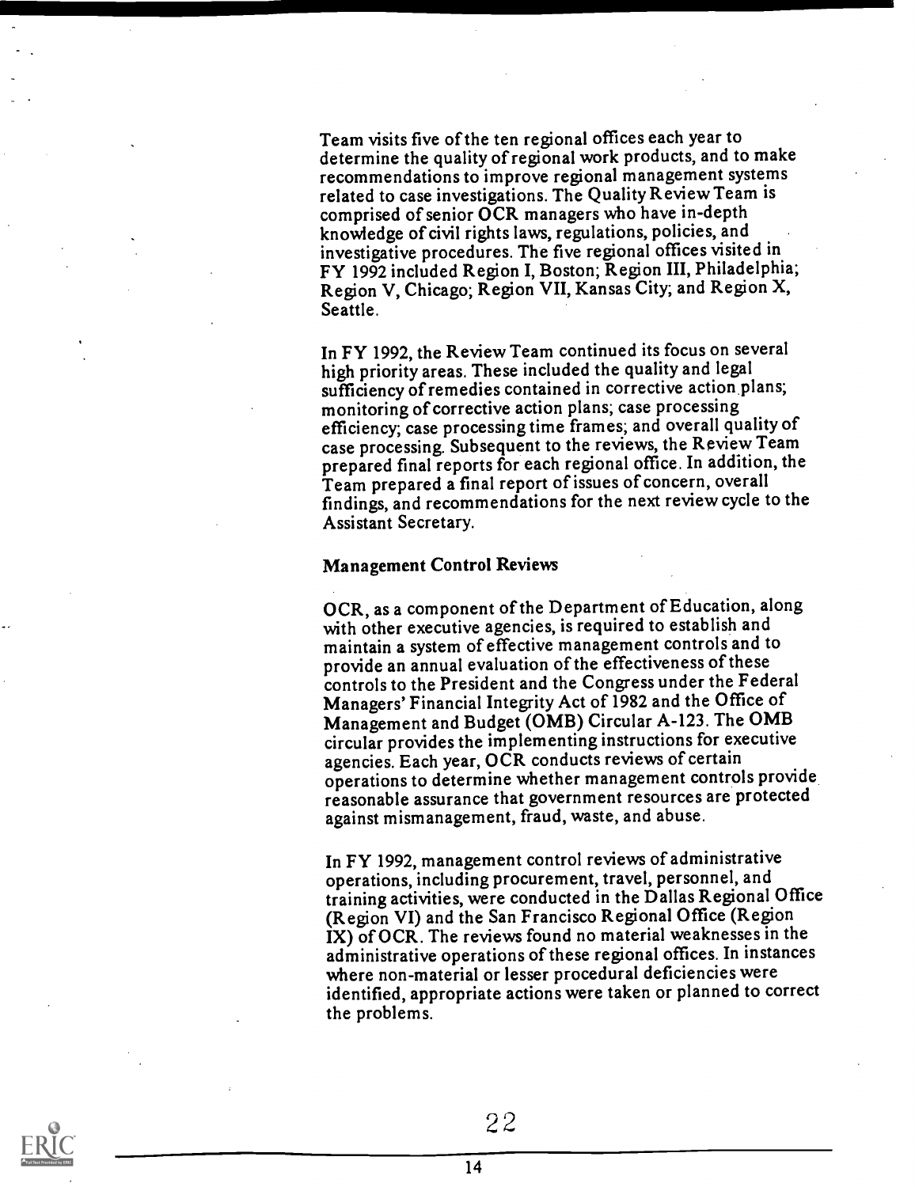Team visits five of the ten regional offices each year to determine the quality of regional work products, and to make recommendations to improve regional management systems related to case investigations. The Quality Review Team is comprised of senior OCR managers who have in-depth knowledge of civil rights laws, regulations, policies, and investigative procedures. The five regional offices visited in FY 1992 included Region I, Boston; Region III, Philadelphia; Region V, Chicago; Region VII, Kansas City; and Region X, Seattle.

In FY 1992, the Review Team continued its focus on several high priority areas. These included the quality and legal sufficiency of remedies contained in corrective action plans; monitoring of corrective action plans; case processing efficiency; case processing time frames; and overall quality of case processing. Subsequent to the reviews, the Review Team prepared final reports for each regional office. In addition, the Team prepared a final report of issues of concern, overall findings, and recommendations for the next review cycle to the Assistant Secretary.

### Management Control Reviews

OCR, as a component of the Department of Education, along with other executive agencies, is required to establish and maintain a system of effective management controls and to provide an annual evaluation of the effectiveness of these controls to the President and the Congress under the Federal Managers' Financial Integrity Act of 1982 and the Office of Management and Budget (OMB) Circular A-123. The OMB circular provides the implementing instructions for executive agencies. Each year, OCR conducts reviews of certain operations to determine whether management controls provide reasonable assurance that government resources are protected against mismanagement, fraud, waste, and abuse.

In FY 1992, management control reviews of administrative operations, including procurement, travel, personnel, and training activities, were conducted in the Dallas Regional Office (Region VI) and the San Francisco Regional Office (Region IX) of OCR. The reviews found no material weaknesses in the administrative operations of these regional offices. In instances where non-material or lesser procedural deficiencies were identified, appropriate actions were taken or planned to correct the problems.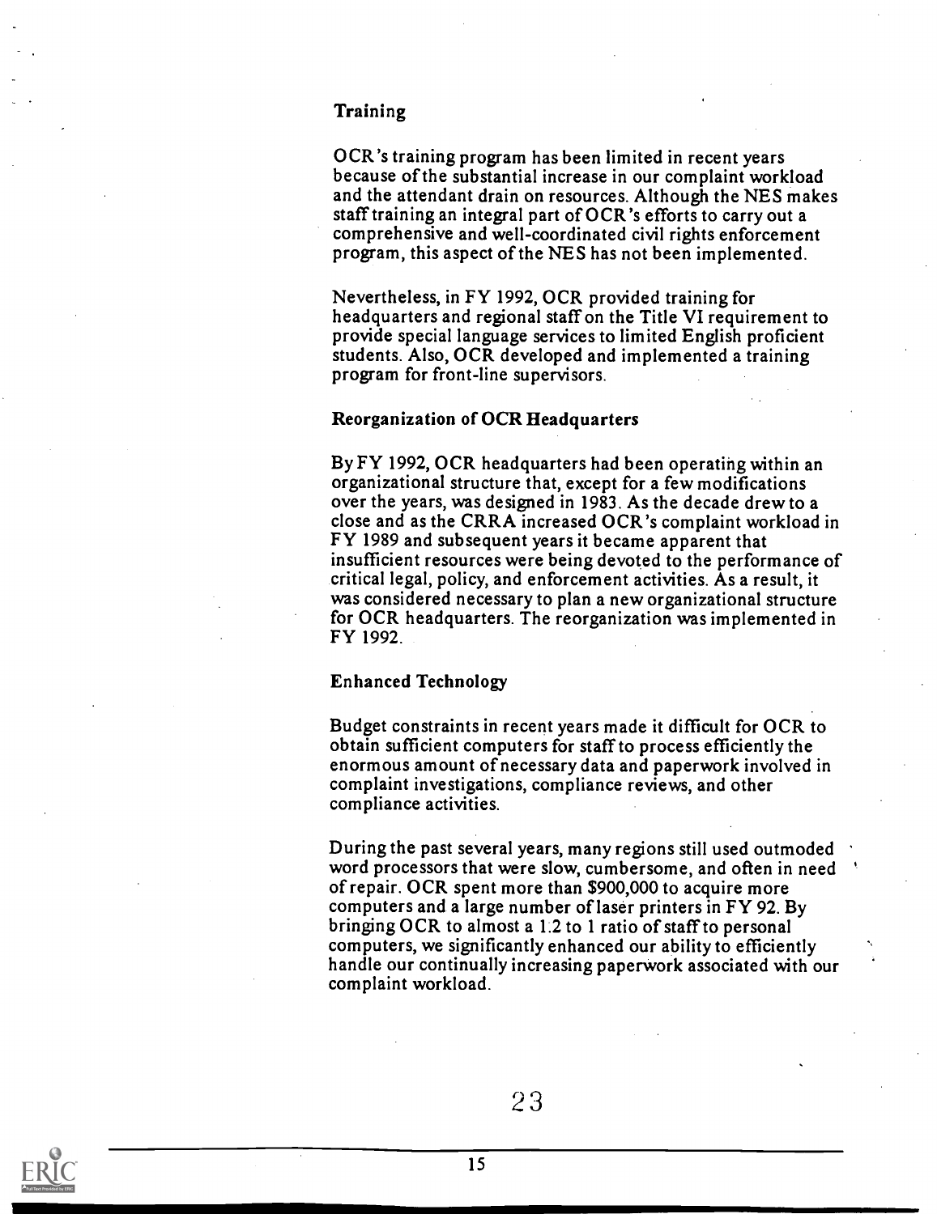### Training

OCR's training program has been limited in recent years because of the substantial increase in our complaint workload and the attendant drain on resources. Although the NES makes staff training an integral part of OCR's efforts to carry out a comprehensive and well-coordinated civil rights enforcement program, this aspect of the NES has not been implemented.

Nevertheless, in FY 1992, OCR provided training for headquarters and regional staff on the Title VI requirement to provide special language services to limited English proficient students. Also, OCR developed and implemented a training program for front-line supervisors.

### Reorganization of OCR Headquarters

By FY 1992, OCR headquarters had been operating within an organizational structure that, except for a few modifications over the years, was designed in 1983. As the decade drew to a close and as the CRRA increased OCR's complaint workload in FY 1989 and subsequent years it became apparent that insufficient resources were being devoted to the performance of critical legal, policy, and enforcement activities. As a result, it was considered necessary to plan a new organizational structure for OCR headquarters. The reorganization was implemented in FY 1992.

### Enhanced Technology

Budget constraints in recent years made it difficult for OCR to obtain sufficient computers for staff to process efficiently the enormous amount of necessary data and paperwork involved in complaint investigations, compliance reviews, and other compliance activities.

During the past several years, many regions still used outmoded word processors that were slow, cumbersome, and often in need of repair. OCR spent more than $900,000 to acquire more computers and a large number of laser printers in FY 92. By bringing OCR to almost a 1.2 to 1 ratio of staff to personal computers, we significantly enhanced our ability to efficiently handle our continually increasing paperwork associated with our complaint workload.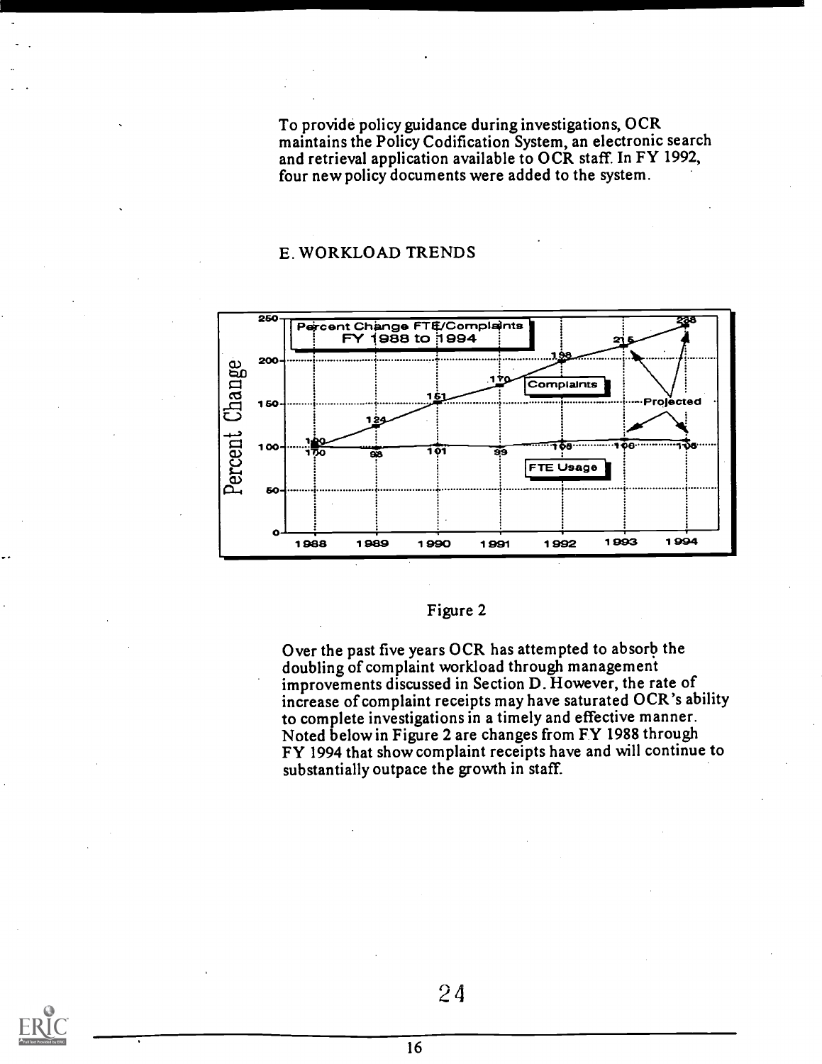To provide policy guidance during investigations, OCR maintains the Policy Codification System, an electronic search and retrieval application available to OCR staff. In FY 1992, four new policy documents were added to the system.

## E. WORKLOAD TRENDS

Figure 2

Over the past five years OCR has attempted to absorb the doubling of complaint workload through management improvements discussed in Section D. However, the rate of increase of complaint receipts may have saturated OCR's ability to complete investigations in a timely and effective manner. Noted below in Figure 2 are changes from FY 1988 through FY 1994 that show complaint receipts have and will continue to substantially outpace the growth in staff.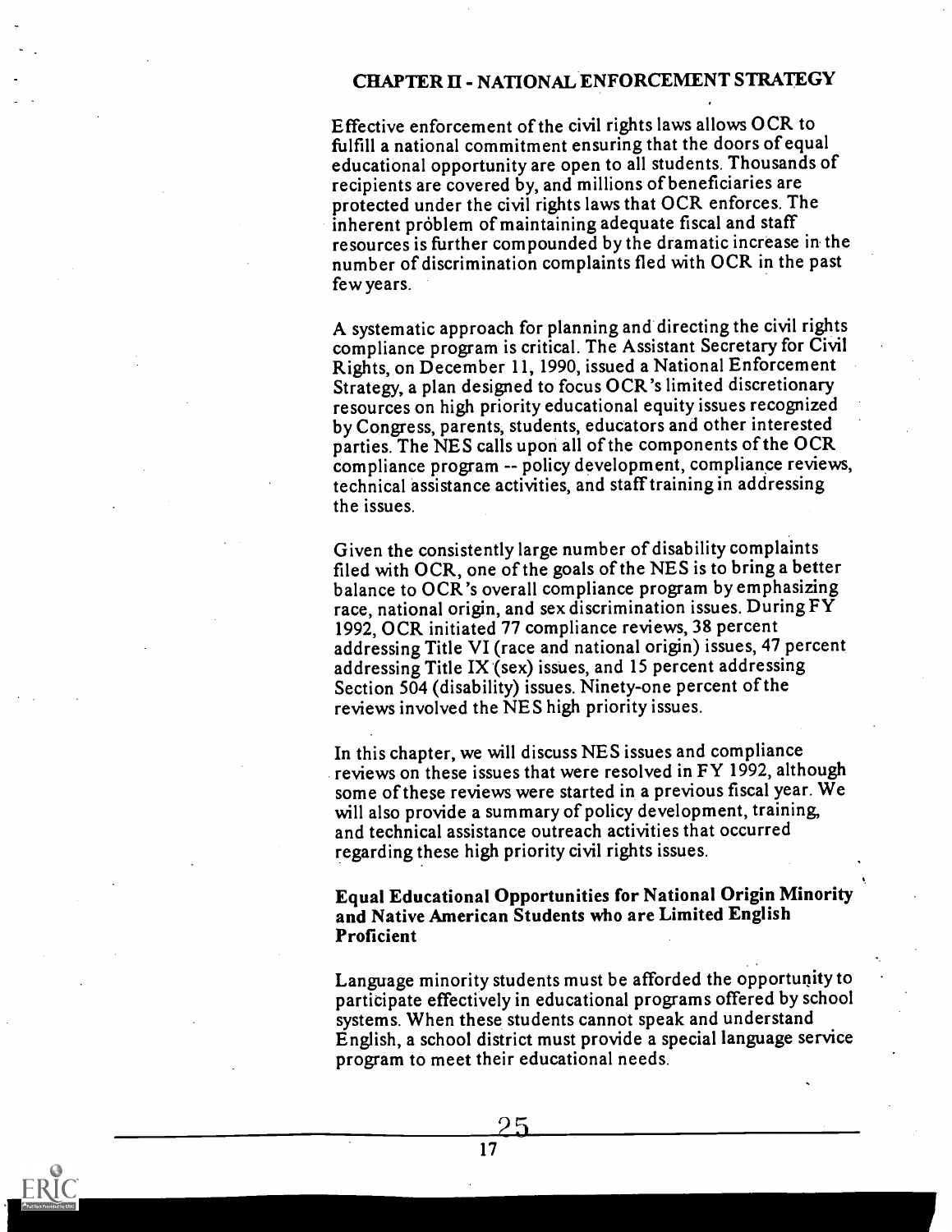# CHAPTER II - NATIONAL ENFORCEMENT STRATEGY

Effective enforcement of the civil rights laws allows OCR to fulfill a national commitment ensuring that the doors of equal educational opportunity are open to all students. Thousands of recipients are covered by, and millions of beneficiaries are protected under the civil rights laws that OCR enforces. The inherent problem of maintaining adequate fiscal and staff resources is further compounded by the dramatic increase in the number of discrimination complaints fled with OCR in the past few years.

A systematic approach for planning and directing the civil rights compliance program is critical. The Assistant Secretary for Civil Rights, on December 11, 1990, issued a National Enforcement Strategy, a plan designed to focus OCR's limited discretionary resources on high priority educational equity issues recognized by Congress, parents, students, educators and other interested parties. The NES calls upon all of the components of the OCR compliance program -- policy development, compliance reviews, technical assistance activities, and staff training in addressing the issues.

Given the consistently large number of disability complaints filed with OCR, one of the goals of the NES is to bring a better balance to OCR's overall compliance program by emphasizing race, national origin, and sex discrimination issues. During FY 1992, OCR initiated 77 compliance reviews, 38 percent addressing Title VI (race and national origin) issues, 47 percent addressing Title IX (sex) issues, and 15 percent addressing Section 504 (disability) issues. Ninety-one percent of the reviews involved the NES high priority issues.

In this chapter, we will discuss NES issues and compliance reviews on these issues that were resolved in FY 1992, although some of these reviews were started in a previous fiscal year. We will also provide a summary of policy development, training, and technical assistance outreach activities that occurred regarding these high priority civil rights issues.

## Equal Educational Opportunities for National Origin Minority and Native American Students who are Limited English Proficient

Language minority students must be afforded the opportunity to participate effectively in educational programs offered by school systems. When these students cannot speak and understand English, a school district must provide a special language service program to meet their educational needs.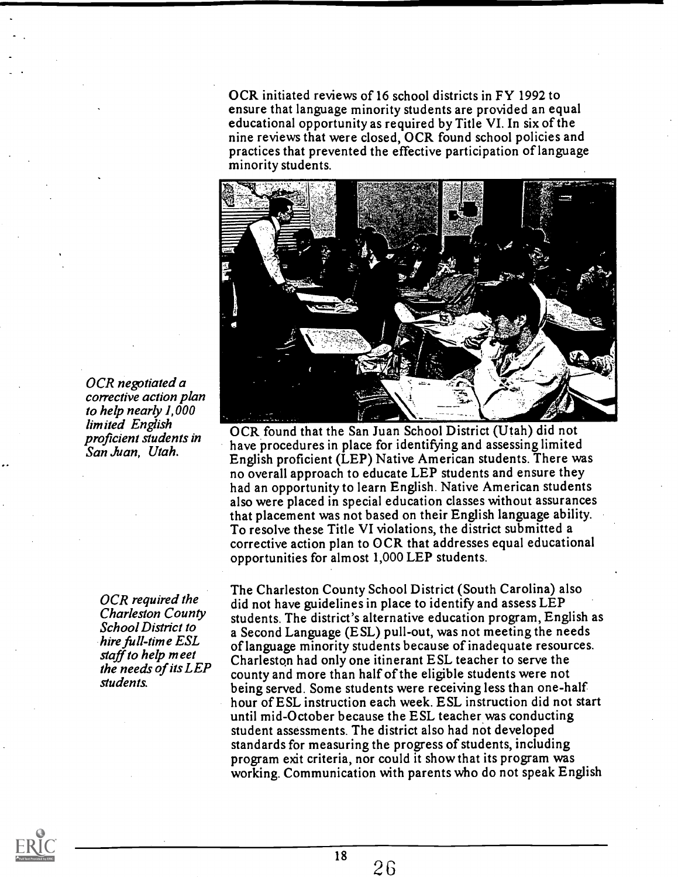OCR initiated reviews of 16 school districts in FY 1992 to ensure that language minority students are provided an equal educational opportunity as required by Title VI. In six of the nine reviews that were closed, OCR found school policies and practices that prevented the effective participation of language minority students.

*OCR negotiated a corrective action plan to help nearly 1,000 limited English proficient students in San Juan, Utah.*

OCR found that the San Juan School District (Utah) did not have procedures in place for identifying and assessing limited English proficient (LEP) Native American students. There was no overall approach to educate LEP students and ensure they had an opportunity to learn English. Native American students also were placed in special education classes without assurances that placement was not based on their English language ability. To resolve these Title VI violations, the district submitted a corrective action plan to OCR that addresses equal educational opportunities for almost 1,000 LEP students.

*OCR required the Charleston County School District to hire full-time ESL staff to help meet the needs of its LEP students.*

The Charleston County School District (South Carolina) also did not have guidelines in place to identify and assess LEP students. The district's alternative education program, English as a Second Language (ESL) pull-out, was not meeting the needs of language minority students because of inadequate resources. Charleston had only one itinerant ESL teacher to serve the county and more than half of the eligible students were not being served. Some students were receiving less than one-half hour of ESL instruction each week. ESL instruction did not start until mid-October because the ESL teacher was conducting student assessments. The district also had not developed standards for measuring the progress of students, including program exit criteria, nor could it show that its program was working. Communication with parents who do not speak English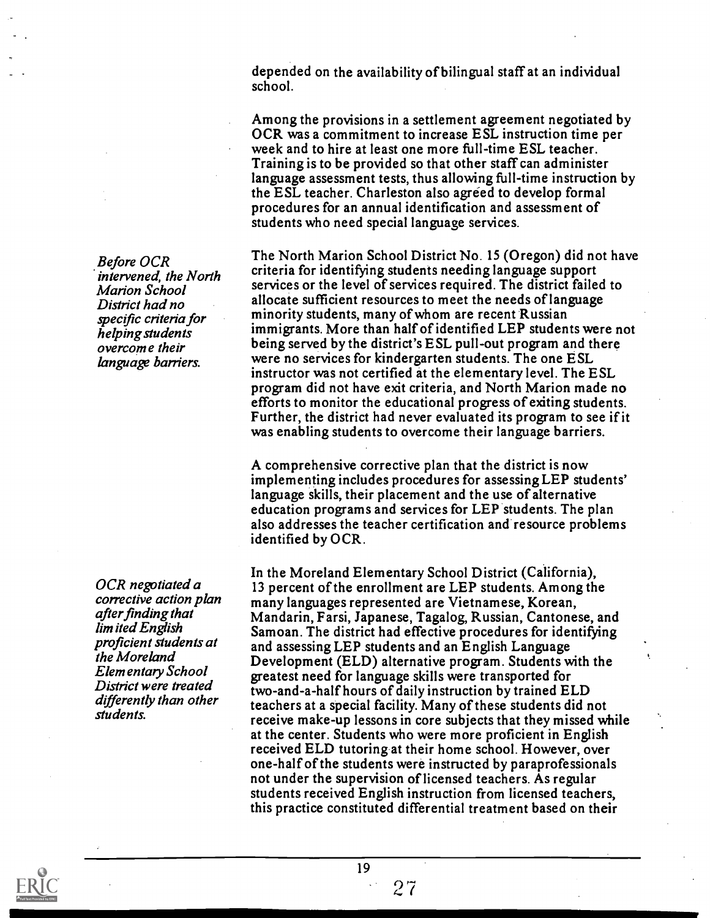depended on the availability of bilingual staff at an individual school.

Among the provisions in a settlement agreement negotiated by OCR was a commitment to increase ESL instruction time per week and to hire at least one more full-time ESL teacher. Training is to be provided so that other staff can administer language assessment tests, thus allowing full-time instruction by the ESL teacher. Charleston also agreed to develop formal procedures for an annual identification and assessment of students who need special language services.

*Before OCR intervened, the North Marion School District had no specific criteria for helping students overcome their language barriers.*

The North Marion School District No. 15 (Oregon) did not have criteria for identifying students needing language support services or the level of services required. The district failed to allocate sufficient resources to meet the needs of language minority students, many of whom are recent Russian immigrants. More than half of identified LEP students were not being served by the district's ESL pull-out program and there were no services for kindergarten students. The one ESL instructor was not certified at the elementary level. The ESL program did not have exit criteria, and North Marion made no efforts to monitor the educational progress of exiting students. Further, the district had never evaluated its program to see if it was enabling students to overcome their language barriers.

A comprehensive corrective plan that the district is now implementing includes procedures for assessing LEP students' language skills, their placement and the use of alternative education programs and services for LEP students. The plan also addresses the teacher certification and resource problems identified by OCR.

*OCR negotiated a corrective action plan after finding that limited English proficient students at the Moreland Elementary School District were treated differently than other students.*

In the Moreland Elementary School District (California), 13 percent of the enrollment are LEP students. Among the many languages represented are Vietnamese, Korean, Mandarin, Farsi, Japanese, Tagalog, Russian, Cantonese, and Samoan. The district had effective procedures for identifying and assessing LEP students and an English Language Development (ELD) alternative program. Students with the greatest need for language skills were transported for two-and-a-half hours of daily instruction by trained ELD teachers at a special facility. Many of these students did not receive make-up lessons in core subjects that they missed while at the center. Students who were more proficient in English received ELD tutoring at their home school. However, over one-half of the students were instructed by paraprofessionals not under the supervision of licensed teachers. As regular students received English instruction from licensed teachers, this practice constituted differential treatment based on their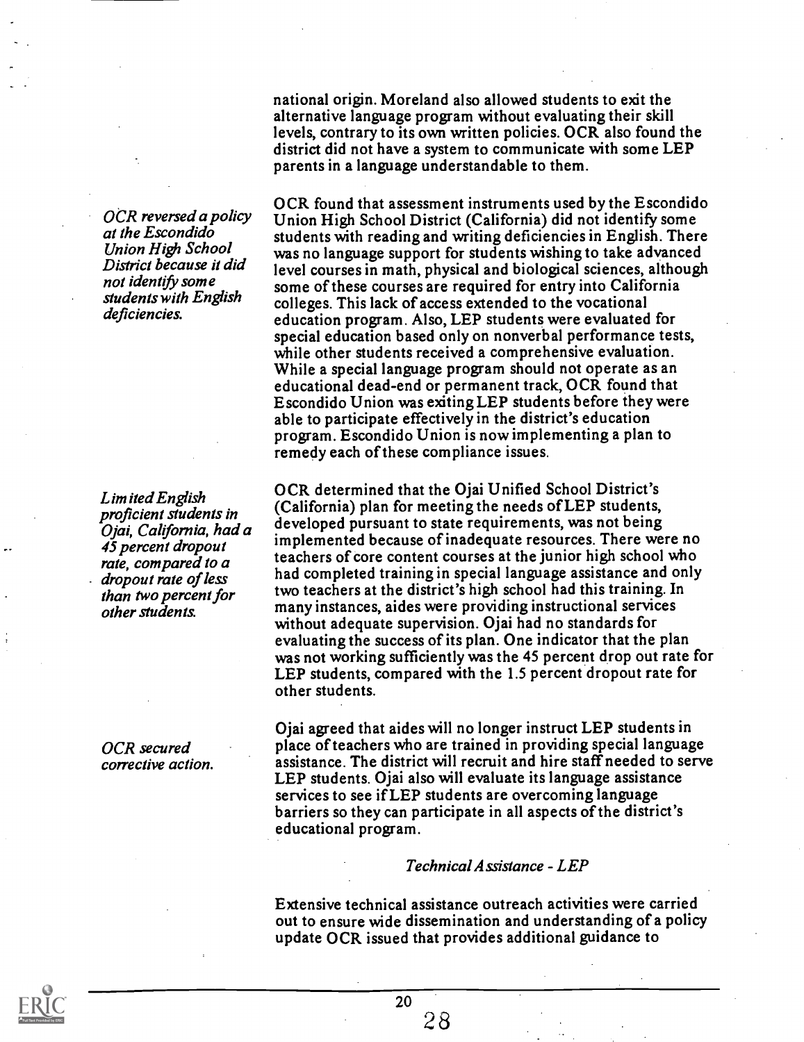national origin. Moreland also allowed students to exit the alternative language program without evaluating their skill levels, contrary to its own written policies. OCR also found the district did not have a system to communicate with some LEP parents in a language understandable to them.

*OCR reversed a policy at the Escondido Union High School District because it did not identify some students with English deficiencies.*

OCR found that assessment instruments used by the Escondido Union High School District (California) did not identify some students with reading and writing deficiencies in English. There was no language support for students wishing to take advanced level courses in math, physical and biological sciences, although some of these courses are required for entry into California colleges. This lack of access extended to the vocational education program. Also, LEP students were evaluated for special education based only on nonverbal performance tests, while other students received a comprehensive evaluation. While a special language program should not operate as an educational dead-end or permanent track, OCR found that Escondido Union was exiting LEP students before they were able to participate effectively in the district's education program. Escondido Union is now implementing a plan to remedy each of these compliance issues.

*Limited English proficient students in Ojai, California, had a 45 percent dropout rate, compared to a dropout rate of less than two percent for other students.*

OCR determined that the Ojai Unified School District's (California) plan for meeting the needs of LEP students, developed pursuant to state requirements, was not being implemented because of inadequate resources. There were no teachers of core content courses at the junior high school who had completed training in special language assistance and only two teachers at the district's high school had this training. In many instances, aides were providing instructional services without adequate supervision. Ojai had no standards for evaluating the success of its plan. One indicator that the plan was not working sufficiently was the 45 percent drop out rate for LEP students, compared with the 1.5 percent dropout rate for other students.

*OCR secured corrective action.*

Ojai agreed that aides will no longer instruct LEP students in place of teachers who are trained in providing special language assistance. The district will recruit and hire staff needed to serve LEP students. Ojai also will evaluate its language assistance services to see if LEP students are overcoming language barriers so they can participate in all aspects of the district's educational program.

*Technical Assistance - LEP*

Extensive technical assistance outreach activities were carried out to ensure wide dissemination and understanding of a policy update OCR issued that provides additional guidance to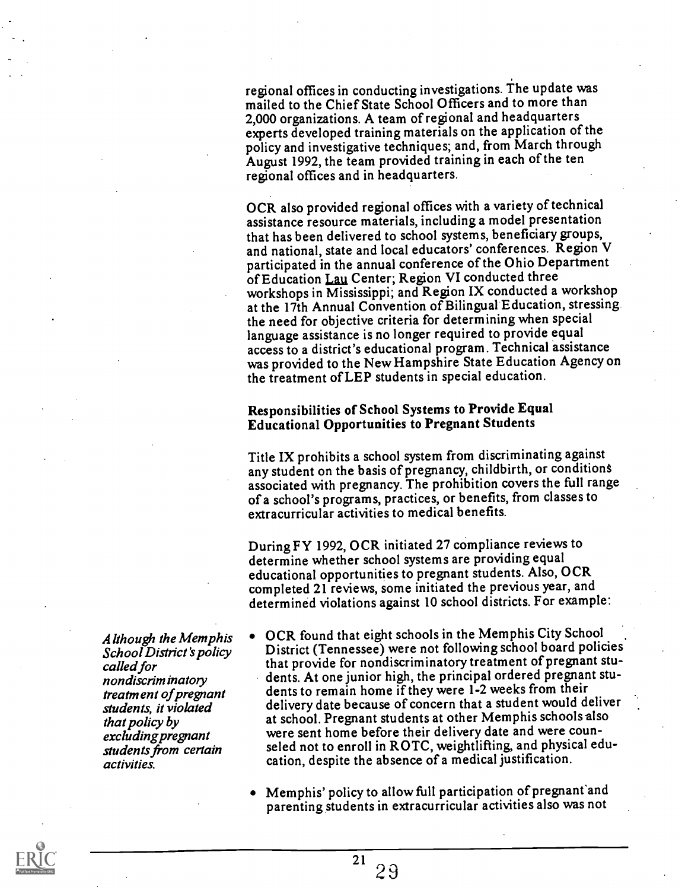regional offices in conducting investigations. The update was mailed to the Chief State School Officers and to more than 2,000 organizations. A team of regional and headquarters experts developed training materials on the application of the policy and investigative techniques; and, from March through August 1992, the team provided training in each of the ten regional offices and in headquarters.

OCR also provided regional offices with a variety of technical assistance resource materials, including a model presentation that has been delivered to school systems, beneficiary groups, and national, state and local educators' conferences. Region V participated in the annual conference of the Ohio Department of Education Lau Center; Region VI conducted three workshops in Mississippi; and Region IX conducted a workshop at the 17th Annual Convention of Bilingual Education, stressing the need for objective criteria for determining when special language assistance is no longer required to provide equal access to a district's educational program. Technical assistance was provided to the New Hampshire State Education Agency on the treatment of LEP students in special education.

### Responsibilities of School Systems to Provide Equal Educational Opportunities to Pregnant Students

Title IX prohibits a school system from discriminating against any student on the basis of pregnancy, childbirth, or conditions associated with pregnancy. The prohibition covers the full range of a school's programs, practices, or benefits, from classes to extracurricular activities to medical benefits.

During FY 1992, OCR initiated 27 compliance reviews to determine whether school systems are providing equal educational opportunities to pregnant students. Also, OCR completed 21 reviews, some initiated the previous year, and determined violations against 10 school districts. For example:

*Although the Memphis School District's policy called for nondiscriminatory treatment of pregnant students, it violated that policy by excluding pregnant students from certain activities.*

- OCR found that eight schools in the Memphis City School District (Tennessee) were not following school board policies that provide for nondiscriminatory treatment of pregnant students. At one junior high, the principal ordered pregnant students to remain home if they were 1-2 weeks from their delivery date because of concern that a student would deliver at school. Pregnant students at other Memphis schools also were sent home before their delivery date and were counseled not to enroll in ROTC, weightlifting, and physical education, despite the absence of a medical justification.
- Memphis' policy to allow full participation of pregnant and parenting students in extracurricular activities also was not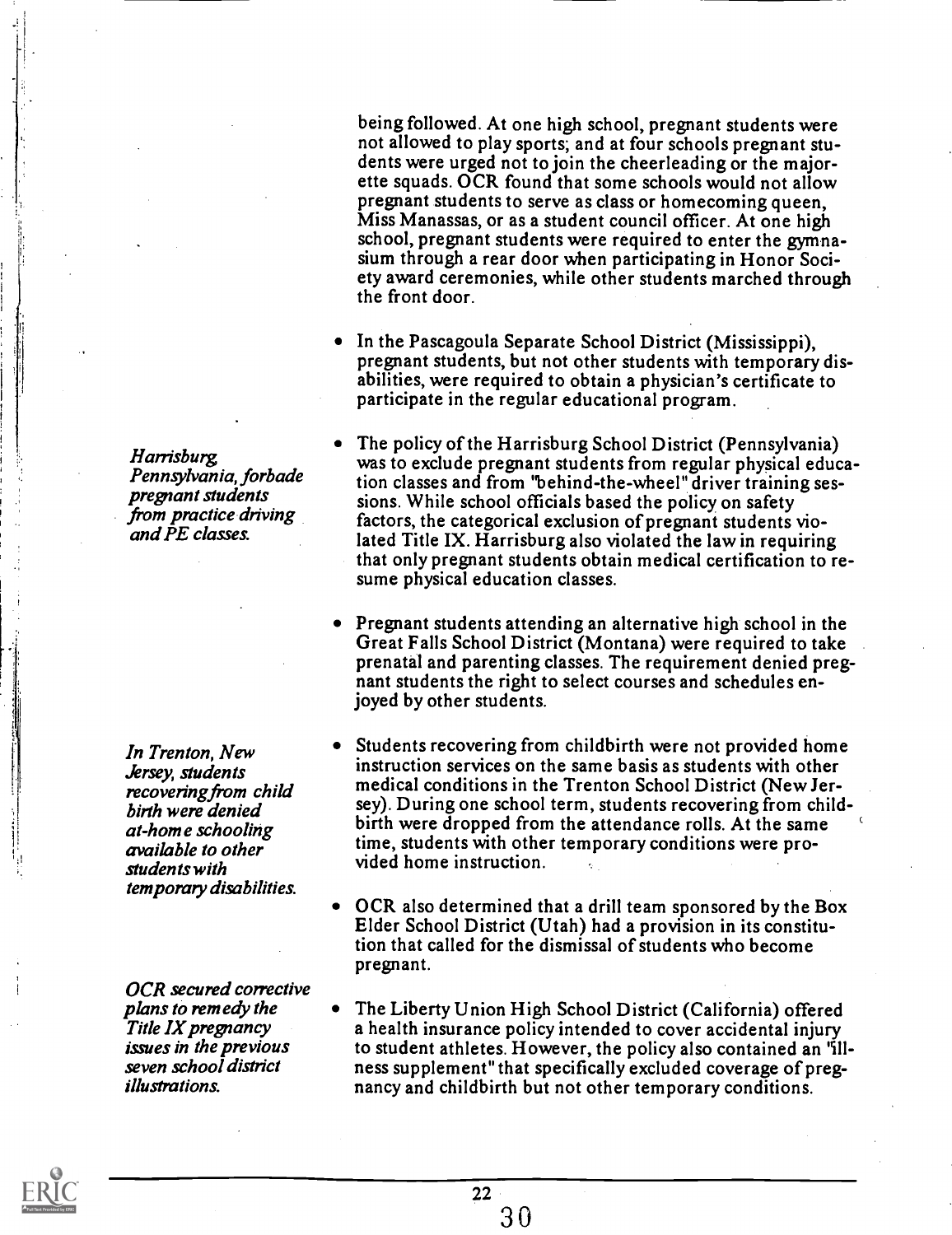being followed. At one high school, pregnant students were not allowed to play sports; and at four schools pregnant students were urged not to join the cheerleading or the majorette squads. OCR found that some schools would not allow pregnant students to serve as class or homecoming queen, Miss Manassas, or as a student council officer. At one high school, pregnant students were required to enter the gymnasium through a rear door when participating in Honor Society award ceremonies, while other students marched through the front door.

- In the Pascagoula Separate School District (Mississippi), pregnant students, but not other students with temporary disabilities, were required to obtain a physician's certificate to participate in the regular educational program.

*Harrisburg, Pennsylvania, forbade pregnant students from practice driving and PE classes.*

- The policy of the Harrisburg School District (Pennsylvania) was to exclude pregnant students from regular physical education classes and from "behind-the-wheel" driver training sessions. While school officials based the policy on safety factors, the categorical exclusion of pregnant students violated Title IX. Harrisburg also violated the law in requiring that only pregnant students obtain medical certification to resume physical education classes.

- Pregnant students attending an alternative high school in the Great Falls School District (Montana) were required to take prenatal and parenting classes. The requirement denied pregnant students the right to select courses and schedules enjoyed by other students.

*In Trenton, New Jersey, students recovering from child birth were denied at-home schooling available to other students with temporary disabilities.*

- Students recovering from childbirth were not provided home instruction services on the same basis as students with other medical conditions in the Trenton School District (New Jersey). During one school term, students recovering from childbirth were dropped from the attendance rolls. At the same time, students with other temporary conditions were provided home instruction.

- OCR also determined that a drill team sponsored by the Box Elder School District (Utah) had a provision in its constitution that called for the dismissal of students who become pregnant.

*OCR secured corrective plans to remedy the Title IX pregnancy issues in the previous seven school district illustrations.*

- The Liberty Union High School District (California) offered a health insurance policy intended to cover accidental injury to student athletes. However, the policy also contained an "illness supplement" that specifically excluded coverage of pregnancy and childbirth but not other temporary conditions.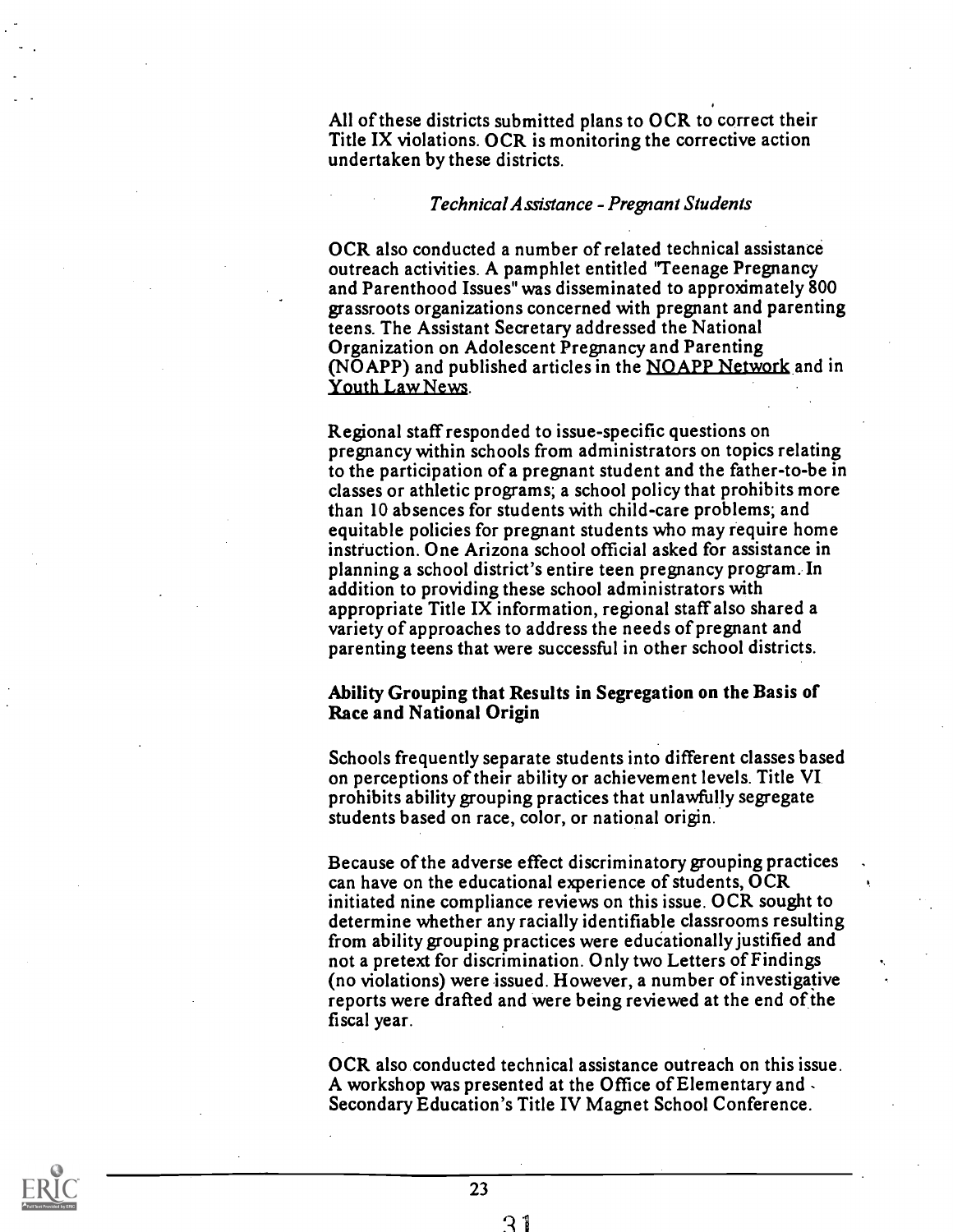All of these districts submitted plans to OCR to correct their Title IX violations. OCR is monitoring the corrective action undertaken by these districts.

### *Technical Assistance - Pregnant Students*

OCR also conducted a number of related technical assistance outreach activities. A pamphlet entitled "Teenage Pregnancy and Parenthood Issues" was disseminated to approximately 800 grassroots organizations concerned with pregnant and parenting teens. The Assistant Secretary addressed the National Organization on Adolescent Pregnancy and Parenting (NOAPP) and published articles in the NOAPP Network and in Youth Law News.

Regional staff responded to issue-specific questions on pregnancy within schools from administrators on topics relating to the participation of a pregnant student and the father-to-be in classes or athletic programs; a school policy that prohibits more than 10 absences for students with child-care problems; and equitable policies for pregnant students who may require home instruction. One Arizona school official asked for assistance in planning a school district's entire teen pregnancy program. In addition to providing these school administrators with appropriate Title IX information, regional staff also shared a variety of approaches to address the needs of pregnant and parenting teens that were successful in other school districts.

### **Ability Grouping that Results in Segregation on the Basis of Race and National Origin**

Schools frequently separate students into different classes based on perceptions of their ability or achievement levels. Title VI prohibits ability grouping practices that unlawfully segregate students based on race, color, or national origin.

Because of the adverse effect discriminatory grouping practices can have on the educational experience of students, OCR initiated nine compliance reviews on this issue. OCR sought to determine whether any racially identifiable classrooms resulting from ability grouping practices were educationally justified and not a pretext for discrimination. Only two Letters of Findings (no violations) were issued. However, a number of investigative reports were drafted and were being reviewed at the end of the fiscal year.

OCR also conducted technical assistance outreach on this issue. A workshop was presented at the Office of Elementary and Secondary Education's Title IV Magnet School Conference.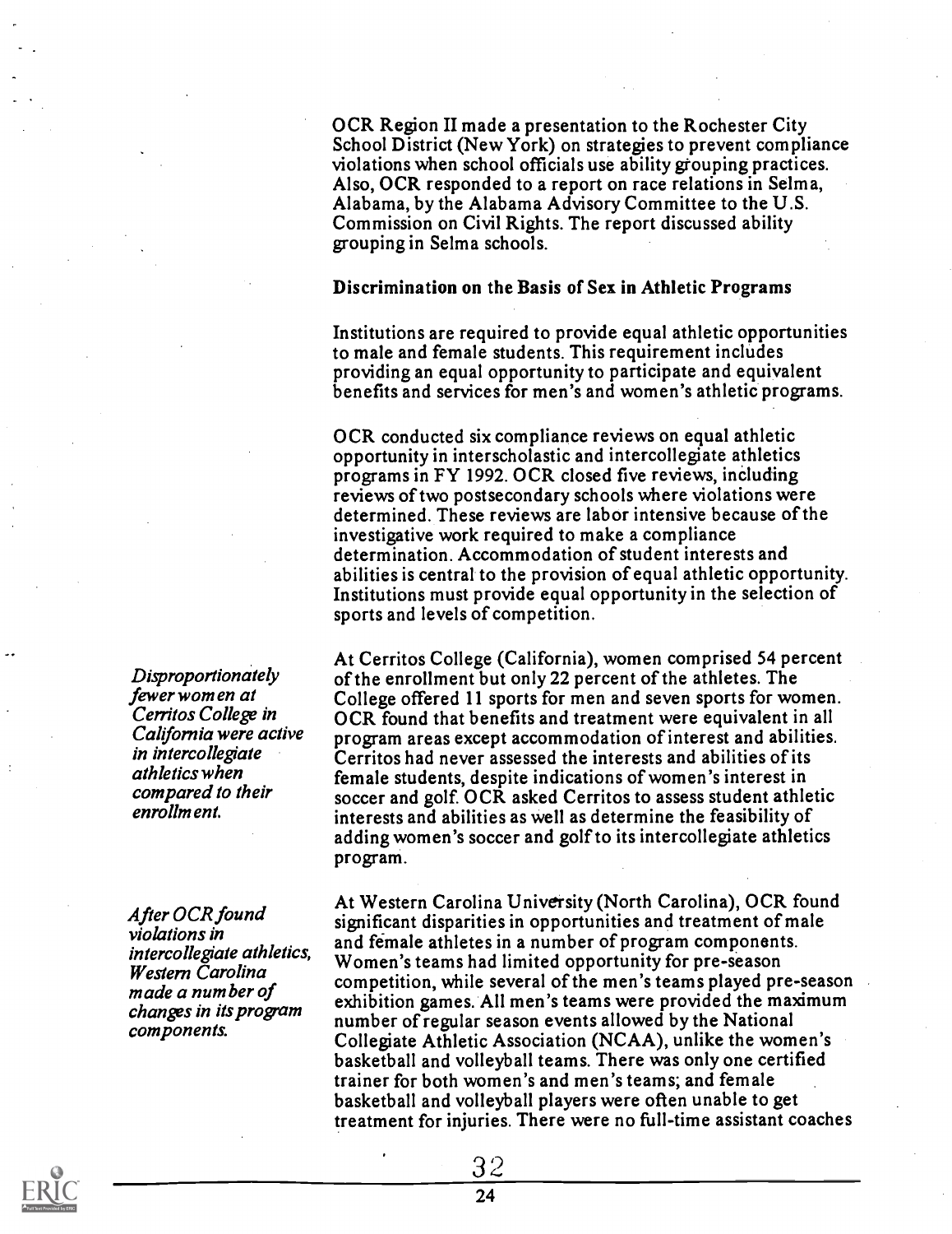OCR Region II made a presentation to the Rochester City School District (New York) on strategies to prevent compliance violations when school officials use ability grouping practices. Also, OCR responded to a report on race relations in Selma, Alabama, by the Alabama Advisory Committee to the U.S. Commission on Civil Rights. The report discussed ability grouping in Selma schools.

### Discrimination on the Basis of Sex in Athletic Programs

Institutions are required to provide equal athletic opportunities to male and female students. This requirement includes providing an equal opportunity to participate and equivalent benefits and services for men's and women's athletic programs.

OCR conducted six compliance reviews on equal athletic opportunity in interscholastic and intercollegiate athletics programs in FY 1992. OCR closed five reviews, including reviews of two postsecondary schools where violations were determined. These reviews are labor intensive because of the investigative work required to make a compliance determination. Accommodation of student interests and abilities is central to the provision of equal athletic opportunity. Institutions must provide equal opportunity in the selection of sports and levels of competition.

*Disproportionately fewer women at Cerritos College in California were active in intercollegiate athletics when compared to their enrollment.*

At Cerritos College (California), women comprised 54 percent of the enrollment but only 22 percent of the athletes. The College offered 11 sports for men and seven sports for women. OCR found that benefits and treatment were equivalent in all program areas except accommodation of interest and abilities. Cerritos had never assessed the interests and abilities of its female students, despite indications of women's interest in soccer and golf. OCR asked Cerritos to assess student athletic interests and abilities as well as determine the feasibility of adding women's soccer and golf to its intercollegiate athletics program.

*After OCR found violations in intercollegiate athletics, Western Carolina made a number of changes in its program components.*

At Western Carolina University (North Carolina), OCR found significant disparities in opportunities and treatment of male and female athletes in a number of program components. Women's teams had limited opportunity for pre-season competition, while several of the men's teams played pre-season exhibition games. All men's teams were provided the maximum number of regular season events allowed by the National Collegiate Athletic Association (NCAA), unlike the women's basketball and volleyball teams. There was only one certified trainer for both women's and men's teams; and female basketball and volleyball players were often unable to get treatment for injuries. There were no full-time assistant coaches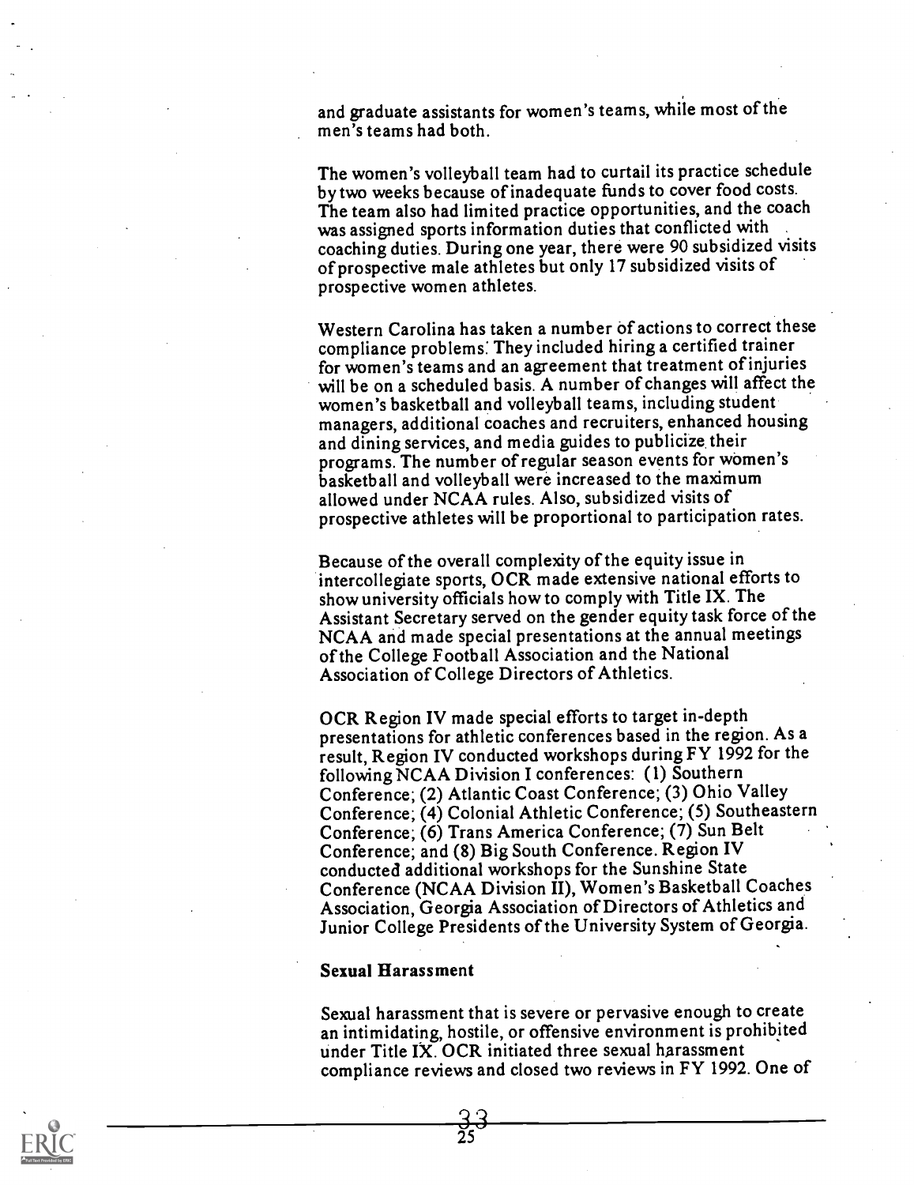and graduate assistants for women's teams, while most of the men's teams had both.

The women's volleyball team had to curtail its practice schedule by two weeks because of inadequate funds to cover food costs. The team also had limited practice opportunities, and the coach was assigned sports information duties that conflicted with coaching duties. During one year, there were 90 subsidized visits of prospective male athletes but only 17 subsidized visits of prospective women athletes.

Western Carolina has taken a number of actions to correct these compliance problems. They included hiring a certified trainer for women's teams and an agreement that treatment of injuries will be on a scheduled basis. A number of changes will affect the women's basketball and volleyball teams, including student managers, additional coaches and recruiters, enhanced housing and dining services, and media guides to publicize their programs. The number of regular season events for women's basketball and volleyball were increased to the maximum allowed under NCAA rules. Also, subsidized visits of prospective athletes will be proportional to participation rates.

Because of the overall complexity of the equity issue in intercollegiate sports, OCR made extensive national efforts to show university officials how to comply with Title IX. The Assistant Secretary served on the gender equity task force of the NCAA and made special presentations at the annual meetings of the College Football Association and the National Association of College Directors of Athletics.

OCR Region IV made special efforts to target in-depth presentations for athletic conferences based in the region. As a result, Region IV conducted workshops during FY 1992 for the following NCAA Division I conferences: (1) Southern Conference; (2) Atlantic Coast Conference; (3) Ohio Valley Conference; (4) Colonial Athletic Conference; (5) Southeastern Conference; (6) Trans America Conference; (7) Sun Belt Conference; and (8) Big South Conference. Region IV conducted additional workshops for the Sunshine State Conference (NCAA Division II), Women's Basketball Coaches Association, Georgia Association of Directors of Athletics and Junior College Presidents of the University System of Georgia.

**Sexual Harassment**

Sexual harassment that is severe or pervasive enough to create an intimidating, hostile, or offensive environment is prohibited under Title IX. OCR initiated three sexual harassment compliance reviews and closed two reviews in FY 1992. One of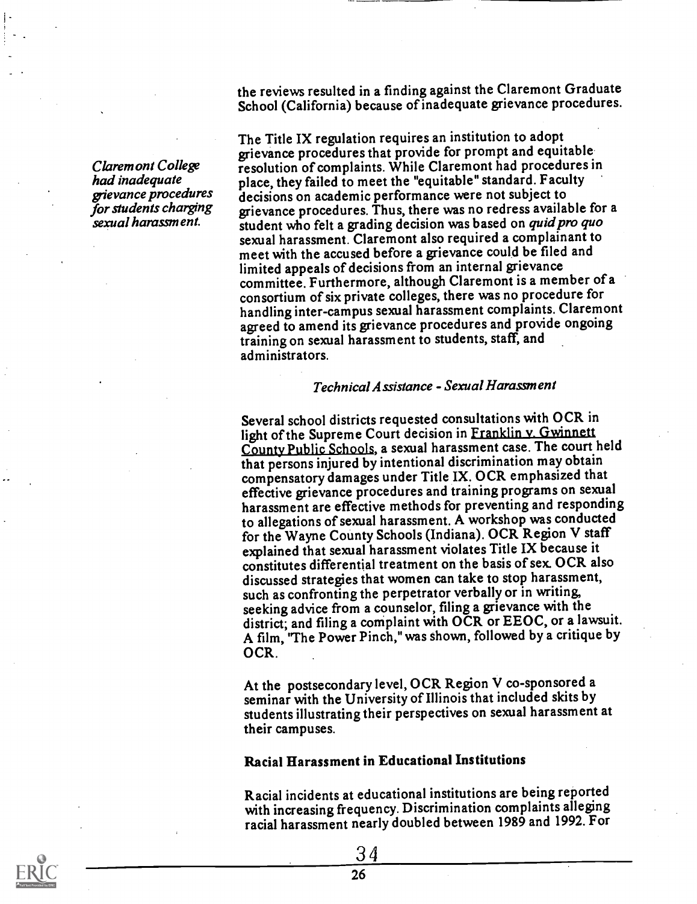the reviews resulted in a finding against the Claremont Graduate School (California) because of inadequate grievance procedures.

*Claremont College had inadequate grievance procedures for students charging sexual harassment.*

The Title IX regulation requires an institution to adopt grievance procedures that provide for prompt and equitable resolution of complaints. While Claremont had procedures in place, they failed to meet the "equitable" standard. Faculty decisions on academic performance were not subject to grievance procedures. Thus, there was no redress available for a student who felt a grading decision was based on *quid pro quo* sexual harassment. Claremont also required a complainant to meet with the accused before a grievance could be filed and limited appeals of decisions from an internal grievance committee. Furthermore, although Claremont is a member of a consortium of six private colleges, there was no procedure for handling inter-campus sexual harassment complaints. Claremont agreed to amend its grievance procedures and provide ongoing training on sexual harassment to students, staff, and administrators.

*Technical Assistance - Sexual Harassment*

Several school districts requested consultations with OCR in light of the Supreme Court decision in Franklin v. Gwinnett County Public Schools, a sexual harassment case. The court held that persons injured by intentional discrimination may obtain compensatory damages under Title IX. OCR emphasized that effective grievance procedures and training programs on sexual harassment are effective methods for preventing and responding to allegations of sexual harassment. A workshop was conducted for the Wayne County Schools (Indiana). OCR Region V staff explained that sexual harassment violates Title IX because it constitutes differential treatment on the basis of sex. OCR also discussed strategies that women can take to stop harassment, such as confronting the perpetrator verbally or in writing, seeking advice from a counselor, filing a grievance with the district; and filing a complaint with OCR or EEOC, or a lawsuit. A film, "The Power Pinch," was shown, followed by a critique by OCR.

At the postsecondary level, OCR Region V co-sponsored a seminar with the University of Illinois that included skits by students illustrating their perspectives on sexual harassment at their campuses.

**Racial Harassment in Educational Institutions**

Racial incidents at educational institutions are being reported with increasing frequency. Discrimination complaints alleging racial harassment nearly doubled between 1989 and 1992. For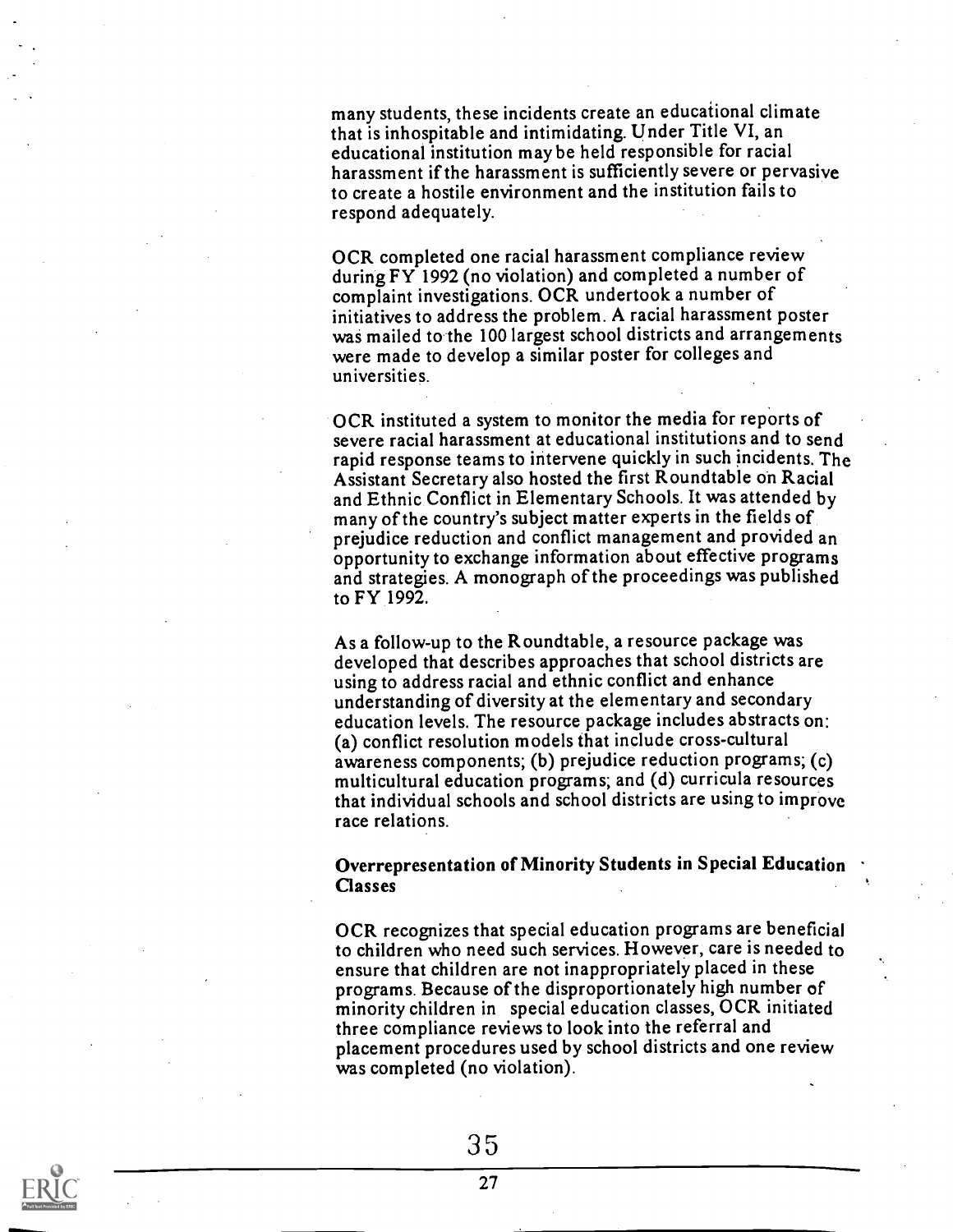many students, these incidents create an educational climate that is inhospitable and intimidating. Under Title VI, an educational institution may be held responsible for racial harassment if the harassment is sufficiently severe or pervasive to create a hostile environment and the institution fails to respond adequately.

OCR completed one racial harassment compliance review during FY 1992 (no violation) and completed a number of complaint investigations. OCR undertook a number of initiatives to address the problem. A racial harassment poster was mailed to the 100 largest school districts and arrangements were made to develop a similar poster for colleges and universities.

OCR instituted a system to monitor the media for reports of severe racial harassment at educational institutions and to send rapid response teams to intervene quickly in such incidents. The Assistant Secretary also hosted the first Roundtable on Racial and Ethnic Conflict in Elementary Schools. It was attended by many of the country's subject matter experts in the fields of prejudice reduction and conflict management and provided an opportunity to exchange information about effective programs and strategies. A monograph of the proceedings was published to FY 1992.

As a follow-up to the Roundtable, a resource package was developed that describes approaches that school districts are using to address racial and ethnic conflict and enhance understanding of diversity at the elementary and secondary education levels. The resource package includes abstracts on: (a) conflict resolution models that include cross-cultural awareness components; (b) prejudice reduction programs; (c) multicultural education programs; and (d) curricula resources that individual schools and school districts are using to improve race relations.

### Overrepresentation of Minority Students in Special Education Classes

OCR recognizes that special education programs are beneficial to children who need such services. However, care is needed to ensure that children are not inappropriately placed in these programs. Because of the disproportionately high number of minority children in special education classes, OCR initiated three compliance reviews to look into the referral and placement procedures used by school districts and one review was completed (no violation).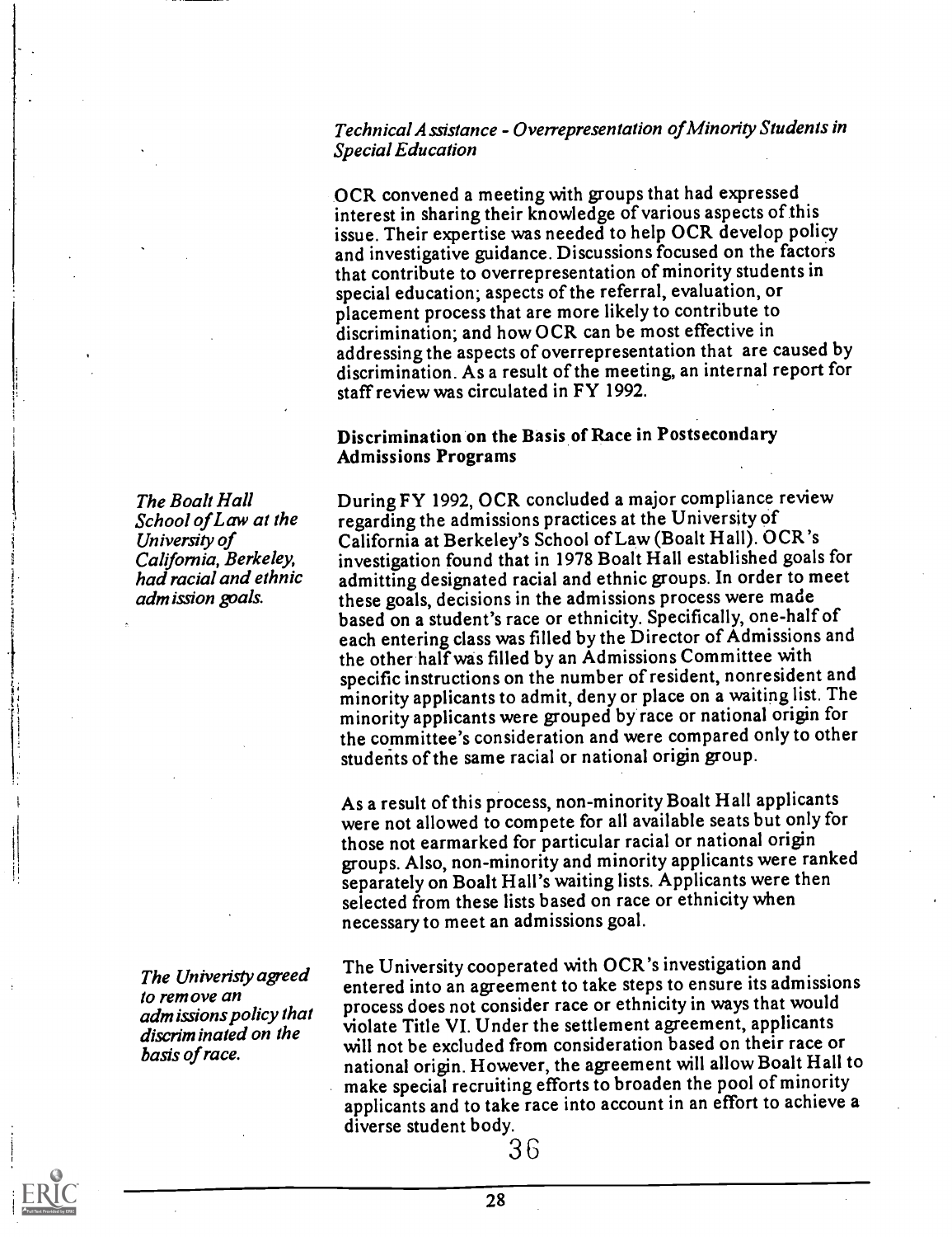*Technical Assistance - Overrepresentation of Minority Students in Special Education*

OCR convened a meeting with groups that had expressed interest in sharing their knowledge of various aspects of this issue. Their expertise was needed to help OCR develop policy and investigative guidance. Discussions focused on the factors that contribute to overrepresentation of minority students in special education; aspects of the referral, evaluation, or placement process that are more likely to contribute to discrimination; and how OCR can be most effective in addressing the aspects of overrepresentation that are caused by discrimination. As a result of the meeting, an internal report for staff review was circulated in FY 1992.

**Discrimination on the Basis of Race in Postsecondary Admissions Programs**

*The Boalt Hall School of Law at the University of California, Berkeley, had racial and ethnic admission goals.*

During FY 1992, OCR concluded a major compliance review regarding the admissions practices at the University of California at Berkeley's School of Law (Boalt Hall). OCR's investigation found that in 1978 Boalt Hall established goals for admitting designated racial and ethnic groups. In order to meet these goals, decisions in the admissions process were made based on a student's race or ethnicity. Specifically, one-half of each entering class was filled by the Director of Admissions and the other half was filled by an Admissions Committee with specific instructions on the number of resident, nonresident and minority applicants to admit, deny or place on a waiting list. The minority applicants were grouped by race or national origin for the committee's consideration and were compared only to other students of the same racial or national origin group.

As a result of this process, non-minority Boalt Hall applicants were not allowed to compete for all available seats but only for those not earmarked for particular racial or national origin groups. Also, non-minority and minority applicants were ranked separately on Boalt Hall's waiting lists. Applicants were then selected from these lists based on race or ethnicity when necessary to meet an admissions goal.

*The Univeristy agreed to remove an admissions policy that discriminated on the basis of race.*

The University cooperated with OCR's investigation and entered into an agreement to take steps to ensure its admissions process does not consider race or ethnicity in ways that would violate Title VI. Under the settlement agreement, applicants will not be excluded from consideration based on their race or national origin. However, the agreement will allow Boalt Hall to make special recruiting efforts to broaden the pool of minority applicants and to take race into account in an effort to achieve a diverse student body.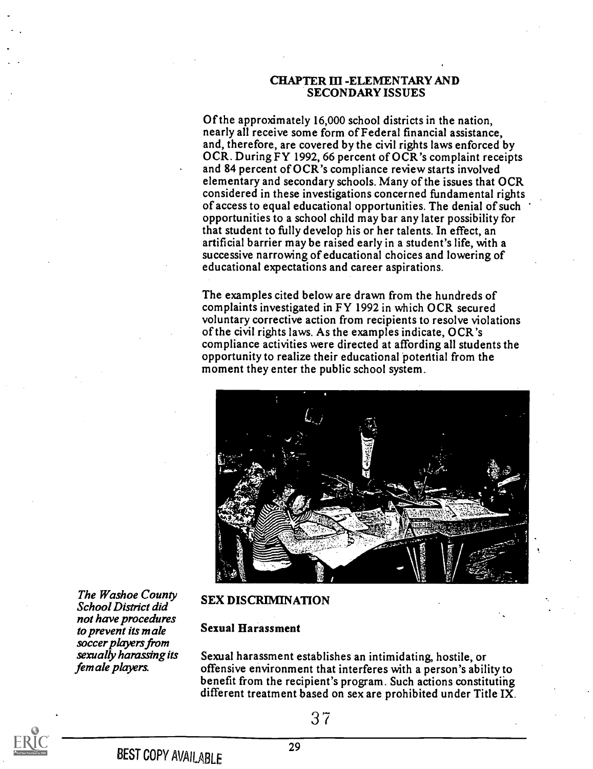## CHAPTER III -ELEMENTARY AND SECONDARY ISSUES

Of the approximately 16,000 school districts in the nation, nearly all receive some form of Federal financial assistance, and, therefore, are covered by the civil rights laws enforced by OCR. During FY 1992, 66 percent of OCR's complaint receipts and 84 percent of OCR's compliance review starts involved elementary and secondary schools. Many of the issues that OCR considered in these investigations concerned fundamental rights of access to equal educational opportunities. The denial of such opportunities to a school child may bar any later possibility for that student to fully develop his or her talents. In effect, an artificial barrier may be raised early in a student's life, with a successive narrowing of educational choices and lowering of educational expectations and career aspirations.

The examples cited below are drawn from the hundreds of complaints investigated in FY 1992 in which OCR secured voluntary corrective action from recipients to resolve violations of the civil rights laws. As the examples indicate, OCR's compliance activities were directed at affording all students the opportunity to realize their educational potential from the moment they enter the public school system.

*The Washoe County School District did not have procedures to prevent its male soccer players from sexually harassing its female players.*

### SEX DISCRIMINATION

#### Sexual Harassment

Sexual harassment establishes an intimidating, hostile, or offensive environment that interferes with a person's ability to benefit from the recipient's program. Such actions constituting different treatment based on sex are prohibited under Title IX.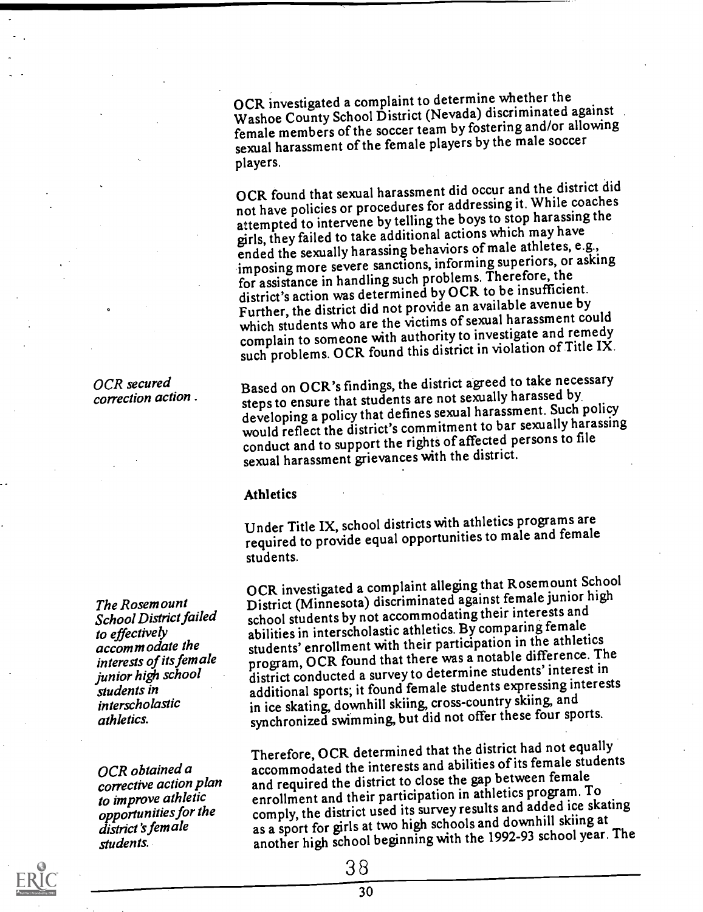OCR investigated a complaint to determine whether the Washoe County School District (Nevada) discriminated against female members of the soccer team by fostering and/or allowing sexual harassment of the female players by the male soccer players.

OCR found that sexual harassment did occur and the district did not have policies or procedures for addressing it. While coaches attempted to intervene by telling the boys to stop harassing the girls, they failed to take additional actions which may have ended the sexually harassing behaviors of male athletes, e.g., imposing more severe sanctions, informing superiors, or asking for assistance in handling such problems. Therefore, the district's action was determined by OCR to be insufficient. Further, the district did not provide an available avenue by which students who are the victims of sexual harassment could complain to someone with authority to investigate and remedy such problems. OCR found this district in violation of Title IX.

*OCR secured correction action.*

Based on OCR's findings, the district agreed to take necessary steps to ensure that students are not sexually harassed by developing a policy that defines sexual harassment. Such policy would reflect the district's commitment to bar sexually harassing conduct and to support the rights of affected persons to file sexual harassment grievances with the district.

**Athletics**

Under Title IX, school districts with athletics programs are required to provide equal opportunities to male and female students.

*The Rosemount School District failed to effectively accommodate the interests of its female junior high school students in interscholastic athletics.*

OCR investigated a complaint alleging that Rosemount School District (Minnesota) discriminated against female junior high school students by not accommodating their interests and abilities in interscholastic athletics. By comparing female students' enrollment with their participation in the athletics program, OCR found that there was a notable difference. The district conducted a survey to determine students' interest in additional sports; it found female students expressing interests in ice skating, downhill skiing, cross-country skiing, and synchronized swimming, but did not offer these four sports.

*OCR obtained a corrective action plan to improve athletic opportunities for the district's female students.*

Therefore, OCR determined that the district had not equally accommodated the interests and abilities of its female students and required the district to close the gap between female enrollment and their participation in athletics program. To comply, the district used its survey results and added ice skating as a sport for girls at two high schools and downhill skiing at another high school beginning with the 1992-93 school year. The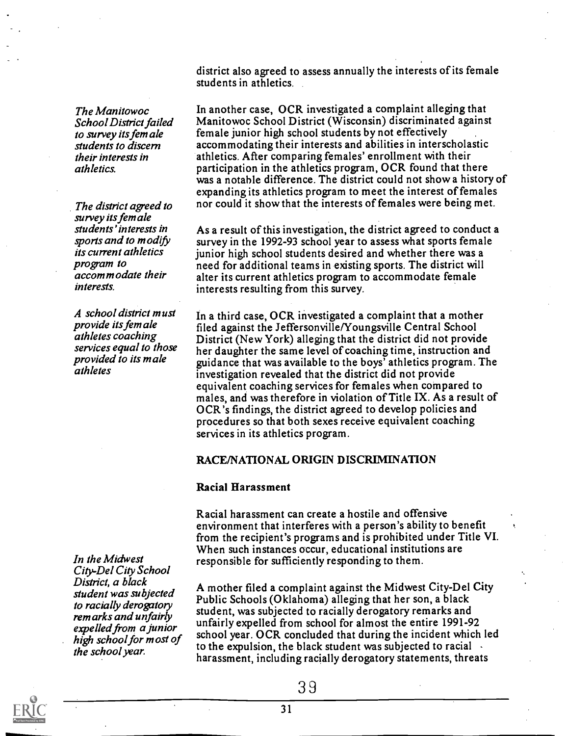district also agreed to assess annually the interests of its female students in athletics.

*The Manitowoc School District failed to survey its female students to discern their interests in athletics.*

In another case, OCR investigated a complaint alleging that Manitowoc School District (Wisconsin) discriminated against female junior high school students by not effectively accommodating their interests and abilities in interscholastic athletics. After comparing females' enrollment with their participation in the athletics program, OCR found that there was a notable difference. The district could not show a history of expanding its athletics program to meet the interest of females nor could it show that the interests of females were being met.

*The district agreed to survey its female students' interests in sports and to modify its current athletics program to accommodate their interests.*

As a result of this investigation, the district agreed to conduct a survey in the 1992-93 school year to assess what sports female junior high school students desired and whether there was a need for additional teams in existing sports. The district will alter its current athletics program to accommodate female interests resulting from this survey.

*A school district must provide its female athletes coaching services equal to those provided to its male athletes*

In a third case, OCR investigated a complaint that a mother filed against the Jeffersonville/Youngsville Central School District (New York) alleging that the district did not provide her daughter the same level of coaching time, instruction and guidance that was available to the boys' athletics program. The investigation revealed that the district did not provide equivalent coaching services for females when compared to males, and was therefore in violation of Title IX. As a result of OCR's findings, the district agreed to develop policies and procedures so that both sexes receive equivalent coaching services in its athletics program.

## RACE/NATIONAL ORIGIN DISCRIMINATION

### Racial Harassment

Racial harassment can create a hostile and offensive environment that interferes with a person's ability to benefit from the recipient's programs and is prohibited under Title VI. When such instances occur, educational institutions are responsible for sufficiently responding to them.

*In the Midwest City-Del City School District, a black student was subjected to racially derogatory remarks and unfairly expelled from a junior high school for most of the school year.*

A mother filed a complaint against the Midwest City-Del City Public Schools (Oklahoma) alleging that her son, a black student, was subjected to racially derogatory remarks and unfairly expelled from school for almost the entire 1991-92 school year. OCR concluded that during the incident which led to the expulsion, the black student was subjected to racial harassment, including racially derogatory statements, threats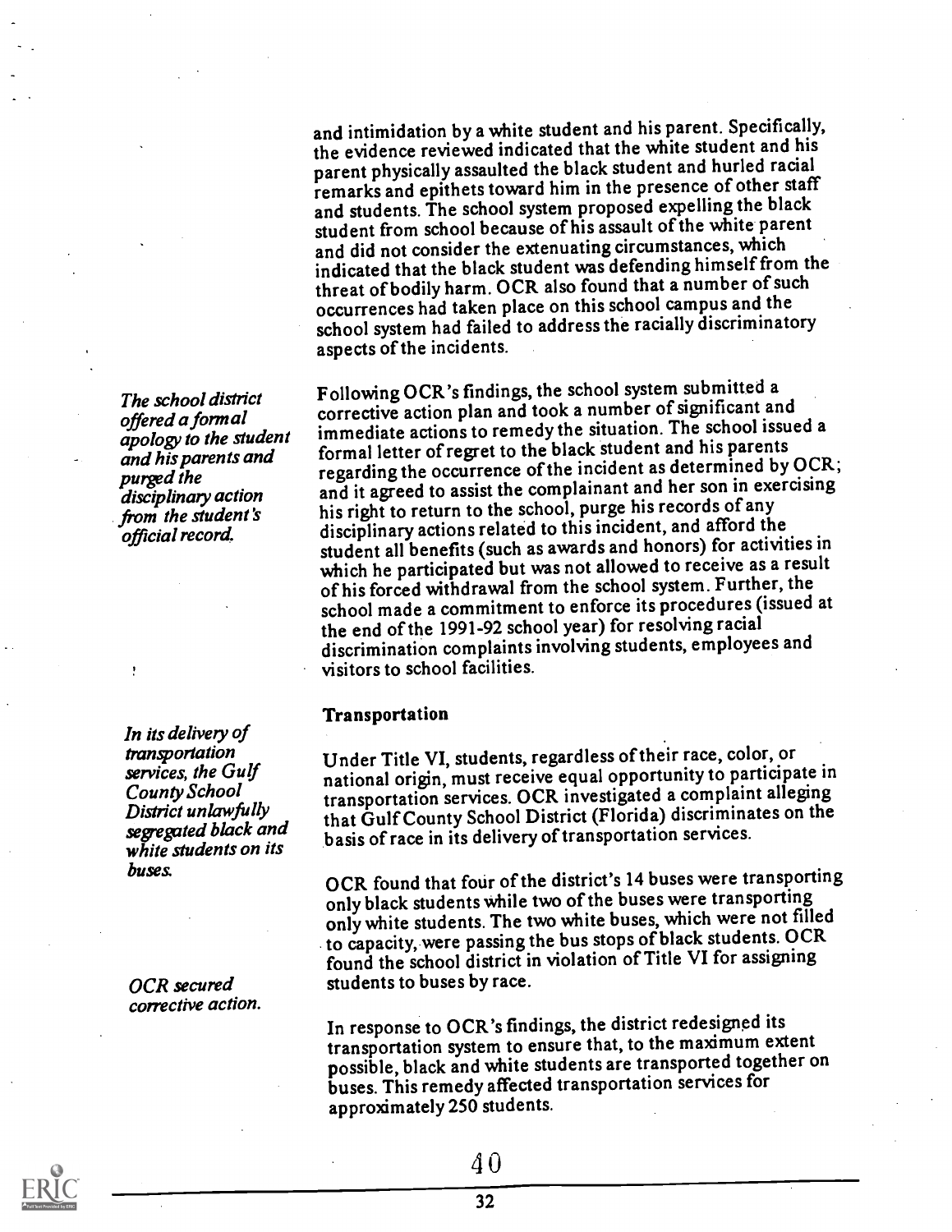and intimidation by a white student and his parent. Specifically, the evidence reviewed indicated that the white student and his parent physically assaulted the black student and hurled racial remarks and epithets toward him in the presence of other staff and students. The school system proposed expelling the black student from school because of his assault of the white parent and did not consider the extenuating circumstances, which indicated that the black student was defending himself from the threat of bodily harm. OCR also found that a number of such occurrences had taken place on this school campus and the school system had failed to address the racially discriminatory aspects of the incidents.

*The school district offered a formal apology to the student and his parents and purged the disciplinary action from the student's official record.*

Following OCR's findings, the school system submitted a corrective action plan and took a number of significant and immediate actions to remedy the situation. The school issued a formal letter of regret to the black student and his parents regarding the occurrence of the incident as determined by OCR; and it agreed to assist the complainant and her son in exercising his right to return to the school, purge his records of any disciplinary actions related to this incident, and afford the student all benefits (such as awards and honors) for activities in which he participated but was not allowed to receive as a result of his forced withdrawal from the school system. Further, the school made a commitment to enforce its procedures (issued at the end of the 1991-92 school year) for resolving racial discrimination complaints involving students, employees and visitors to school facilities.

**Transportation**

*In its delivery of transportation services, the Gulf County School District unlawfully segregated black and white students on its buses.*

Under Title VI, students, regardless of their race, color, or national origin, must receive equal opportunity to participate in transportation services. OCR investigated a complaint alleging that Gulf County School District (Florida) discriminates on the basis of race in its delivery of transportation services.

OCR found that four of the district's 14 buses were transporting only black students while two of the buses were transporting only white students. The two white buses, which were not filled to capacity, were passing the bus stops of black students. OCR found the school district in violation of Title VI for assigning students to buses by race.

*OCR secured corrective action.*

In response to OCR's findings, the district redesigned its transportation system to ensure that, to the maximum extent possible, black and white students are transported together on buses. This remedy affected transportation services for approximately 250 students.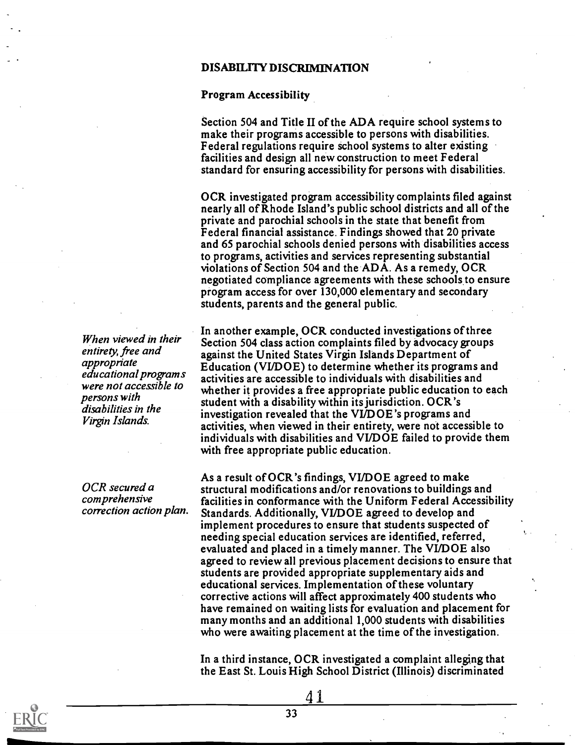## DISABILITY DISCRIMINATION

### Program Accessibility

Section 504 and Title II of the ADA require school systems to make their programs accessible to persons with disabilities. Federal regulations require school systems to alter existing facilities and design all new construction to meet Federal standard for ensuring accessibility for persons with disabilities.

OCR investigated program accessibility complaints filed against nearly all of Rhode Island's public school districts and all of the private and parochial schools in the state that benefit from Federal financial assistance. Findings showed that 20 private and 65 parochial schools denied persons with disabilities access to programs, activities and services representing substantial violations of Section 504 and the ADA. As a remedy, OCR negotiated compliance agreements with these schools to ensure program access for over 130,000 elementary and secondary students, parents and the general public.

*When viewed in their entirety, free and appropriate educational programs were not accessible to persons with disabilities in the Virgin Islands.*

In another example, OCR conducted investigations of three Section 504 class action complaints filed by advocacy groups against the United States Virgin Islands Department of Education (VI/DOE) to determine whether its programs and activities are accessible to individuals with disabilities and whether it provides a free appropriate public education to each student with a disability within its jurisdiction. OCR's investigation revealed that the VI/DOE's programs and activities, when viewed in their entirety, were not accessible to individuals with disabilities and VI/DOE failed to provide them with free appropriate public education.

*OCR secured a comprehensive correction action plan.*

As a result of OCR's findings, VI/DOE agreed to make structural modifications and/or renovations to buildings and facilities in conformance with the Uniform Federal Accessibility Standards. Additionally, VI/DOE agreed to develop and implement procedures to ensure that students suspected of needing special education services are identified, referred, evaluated and placed in a timely manner. The VI/DOE also agreed to review all previous placement decisions to ensure that students are provided appropriate supplementary aids and educational services. Implementation of these voluntary corrective actions will affect approximately 400 students who have remained on waiting lists for evaluation and placement for many months and an additional 1,000 students with disabilities who were awaiting placement at the time of the investigation.

In a third instance, OCR investigated a complaint alleging that the East St. Louis High School District (Illinois) discriminated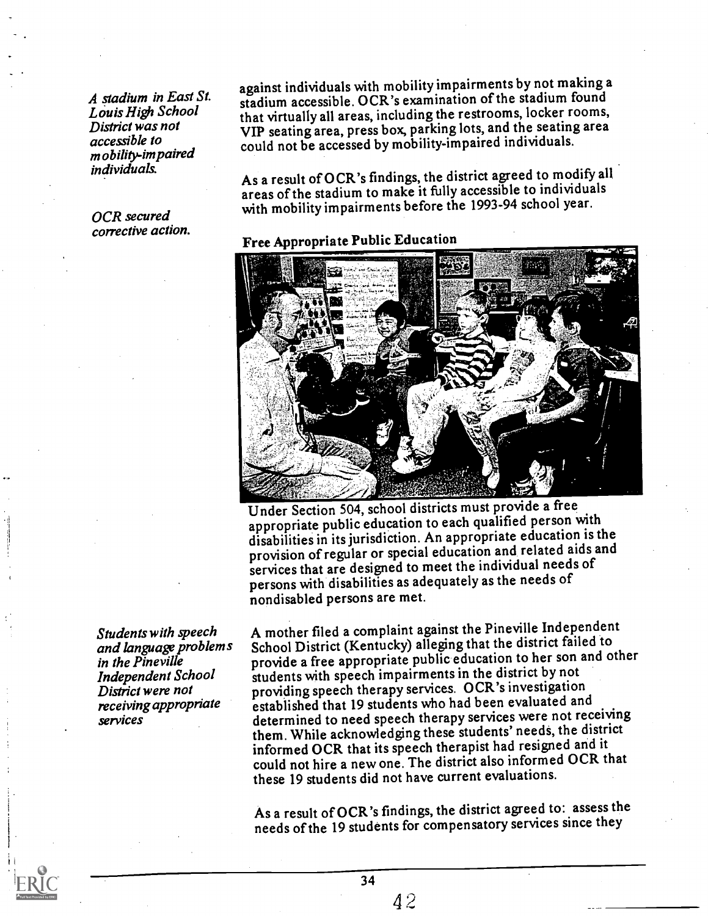*A stadium in East St. Louis High School District was not accessible to mobility-impaired individuals.*

*OCR secured corrective action.*

against individuals with mobility impairments by not making a stadium accessible. OCR's examination of the stadium found that virtually all areas, including the restrooms, locker rooms, VIP seating area, press box, parking lots, and the seating area could not be accessed by mobility-impaired individuals.

As a result of OCR's findings, the district agreed to modify all areas of the stadium to make it fully accessible to individuals with mobility impairments before the 1993-94 school year.

**Free Appropriate Public Education**

Under Section 504, school districts must provide a free appropriate public education to each qualified person with disabilities in its jurisdiction. An appropriate education is the provision of regular or special education and related aids and services that are designed to meet the individual needs of persons with disabilities as adequately as the needs of nondisabled persons are met.

*Students with speech and language problems in the Pineville Independent School District were not receiving appropriate services*

A mother filed a complaint against the Pineville Independent School District (Kentucky) alleging that the district failed to provide a free appropriate public education to her son and other students with speech impairments in the district by not providing speech therapy services. OCR's investigation established that 19 students who had been evaluated and determined to need speech therapy services were not receiving them. While acknowledging these students' needs, the district informed OCR that its speech therapist had resigned and it could not hire a new one. The district also informed OCR that these 19 students did not have current evaluations.

As a result of OCR's findings, the district agreed to: assess the needs of the 19 students for compensatory services since they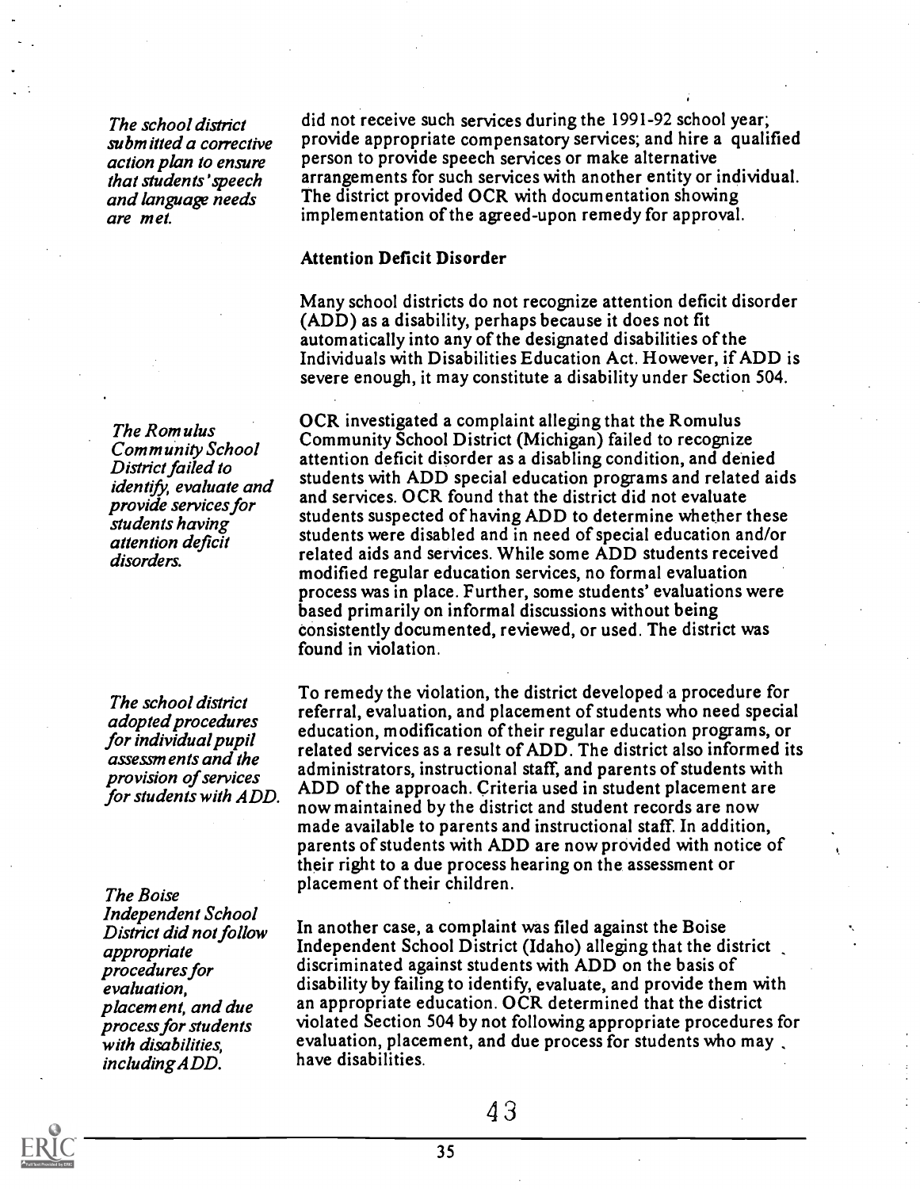*The school district submitted a corrective action plan to ensure that students' speech and language needs are met.*

did not receive such services during the 1991-92 school year; provide appropriate compensatory services; and hire a qualified person to provide speech services or make alternative arrangements for such services with another entity or individual. The district provided OCR with documentation showing implementation of the agreed-upon remedy for approval.

### Attention Deficit Disorder

Many school districts do not recognize attention deficit disorder (ADD) as a disability, perhaps because it does not fit automatically into any of the designated disabilities of the Individuals with Disabilities Education Act. However, if ADD is severe enough, it may constitute a disability under Section 504.

*The Romulus Community School District failed to identify, evaluate and provide services for students having attention deficit disorders.*

OCR investigated a complaint alleging that the Romulus Community School District (Michigan) failed to recognize attention deficit disorder as a disabling condition, and denied students with ADD special education programs and related aids and services. OCR found that the district did not evaluate students suspected of having ADD to determine whether these students were disabled and in need of special education and/or related aids and services. While some ADD students received modified regular education services, no formal evaluation process was in place. Further, some students' evaluations were based primarily on informal discussions without being consistently documented, reviewed, or used. The district was found in violation.

*The school district adopted procedures for individual pupil assessments and the provision of services for students with ADD.*

To remedy the violation, the district developed a procedure for referral, evaluation, and placement of students who need special education, modification of their regular education programs, or related services as a result of ADD. The district also informed its administrators, instructional staff, and parents of students with ADD of the approach. Criteria used in student placement are now maintained by the district and student records are now made available to parents and instructional staff. In addition, parents of students with ADD are now provided with notice of their right to a due process hearing on the assessment or placement of their children.

*The Boise Independent School District did not follow appropriate procedures for evaluation, placement, and due process for students with disabilities, including ADD.*

In another case, a complaint was filed against the Boise Independent School District (Idaho) alleging that the district discriminated against students with ADD on the basis of disability by failing to identify, evaluate, and provide them with an appropriate education. OCR determined that the district violated Section 504 by not following appropriate procedures for evaluation, placement, and due process for students who may have disabilities.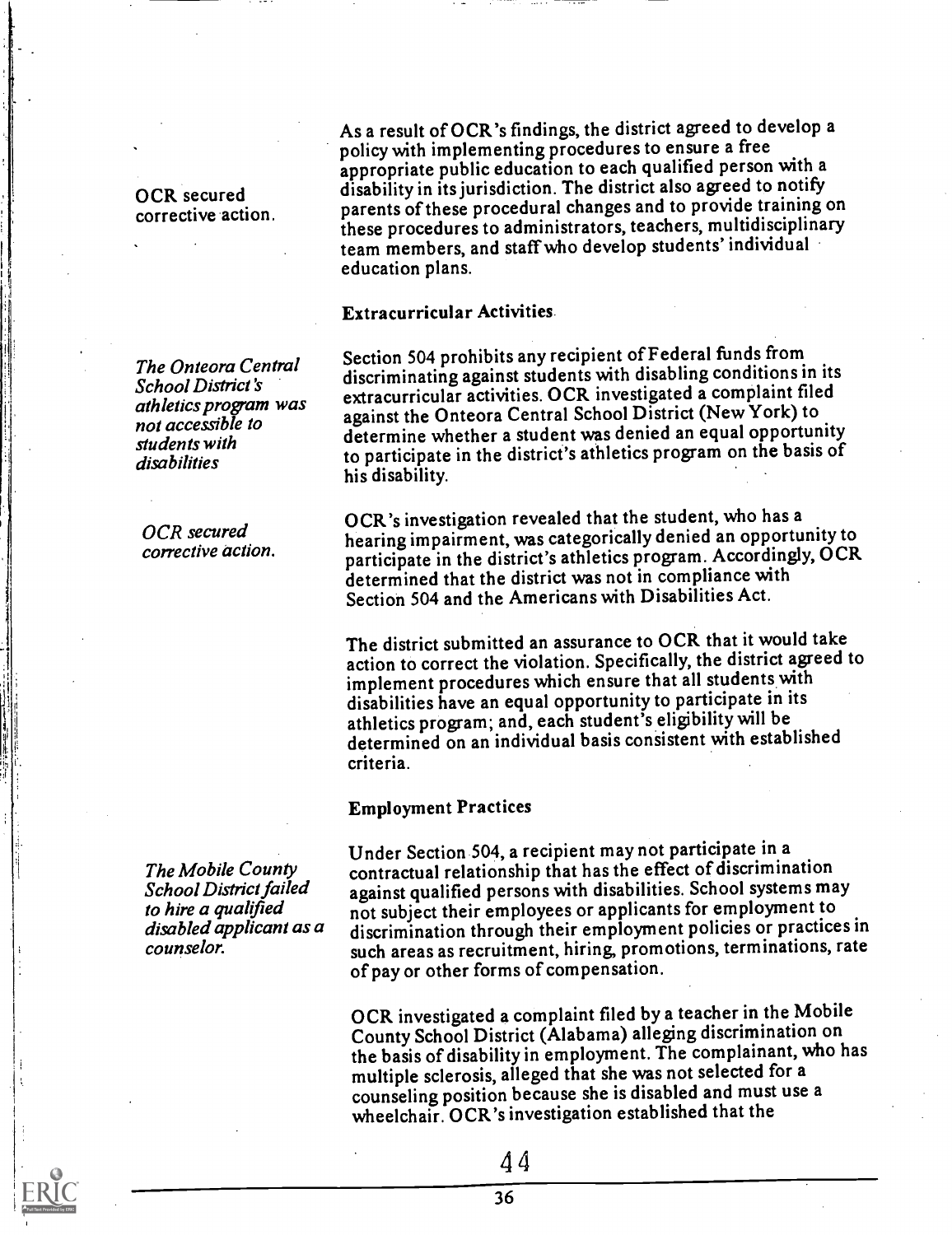OCR secured corrective action.

As a result of OCR's findings, the district agreed to develop a policy with implementing procedures to ensure a free appropriate public education to each qualified person with a disability in its jurisdiction. The district also agreed to notify parents of these procedural changes and to provide training on these procedures to administrators, teachers, multidisciplinary team members, and staff who develop students' individual education plans.

### Extracurricular Activities

*The Onteora Central School District's athletics program was not accessible to students with disabilities*

Section 504 prohibits any recipient of Federal funds from discriminating against students with disabling conditions in its extracurricular activities. OCR investigated a complaint filed against the Onteora Central School District (New York) to determine whether a student was denied an equal opportunity to participate in the district's athletics program on the basis of his disability.

*OCR secured corrective action.*

OCR's investigation revealed that the student, who has a hearing impairment, was categorically denied an opportunity to participate in the district's athletics program. Accordingly, OCR determined that the district was not in compliance with Section 504 and the Americans with Disabilities Act.

The district submitted an assurance to OCR that it would take action to correct the violation. Specifically, the district agreed to implement procedures which ensure that all students with disabilities have an equal opportunity to participate in its athletics program; and, each student's eligibility will be determined on an individual basis consistent with established criteria.

### Employment Practices

*The Mobile County School District failed to hire a qualified disabled applicant as a counselor.*

Under Section 504, a recipient may not participate in a contractual relationship that has the effect of discrimination against qualified persons with disabilities. School systems may not subject their employees or applicants for employment to discrimination through their employment policies or practices in such areas as recruitment, hiring, promotions, terminations, rate of pay or other forms of compensation.

OCR investigated a complaint filed by a teacher in the Mobile County School District (Alabama) alleging discrimination on the basis of disability in employment. The complainant, who has multiple sclerosis, alleged that she was not selected for a counseling position because she is disabled and must use a wheelchair. OCR's investigation established that the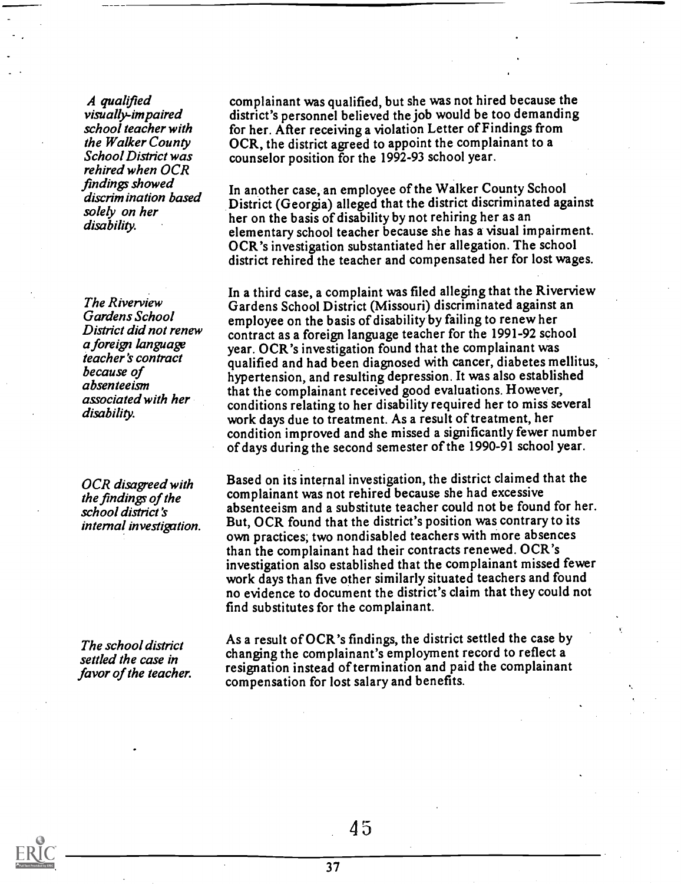*A qualified visually-impaired school teacher with the Walker County School District was rehired when OCR findings showed discrimination based solely on her disability.*

complainant was qualified, but she was not hired because the district's personnel believed the job would be too demanding for her. After receiving a violation Letter of Findings from OCR, the district agreed to appoint the complainant to a counselor position for the 1992-93 school year.

In another case, an employee of the Walker County School District (Georgia) alleged that the district discriminated against her on the basis of disability by not rehiring her as an elementary school teacher because she has a visual impairment. OCR's investigation substantiated her allegation. The school district rehired the teacher and compensated her for lost wages.

*The Riverview Gardens School District did not renew a foreign language teacher's contract because of absenteeism associated with her disability.*

In a third case, a complaint was filed alleging that the Riverview Gardens School District (Missouri) discriminated against an employee on the basis of disability by failing to renew her contract as a foreign language teacher for the 1991-92 school year. OCR's investigation found that the complainant was qualified and had been diagnosed with cancer, diabetes mellitus, hypertension, and resulting depression. It was also established that the complainant received good evaluations. However, conditions relating to her disability required her to miss several work days due to treatment. As a result of treatment, her condition improved and she missed a significantly fewer number of days during the second semester of the 1990-91 school year.

*OCR disagreed with the findings of the school district's internal investigation.*

Based on its internal investigation, the district claimed that the complainant was not rehired because she had excessive absenteeism and a substitute teacher could not be found for her. But, OCR found that the district's position was contrary to its own practices; two nondisabled teachers with more absences than the complainant had their contracts renewed. OCR's investigation also established that the complainant missed fewer work days than five other similarly situated teachers and found no evidence to document the district's claim that they could not find substitutes for the complainant.

*The school district settled the case in favor of the teacher.*

As a result of OCR's findings, the district settled the case by changing the complainant's employment record to reflect a resignation instead of termination and paid the complainant compensation for lost salary and benefits.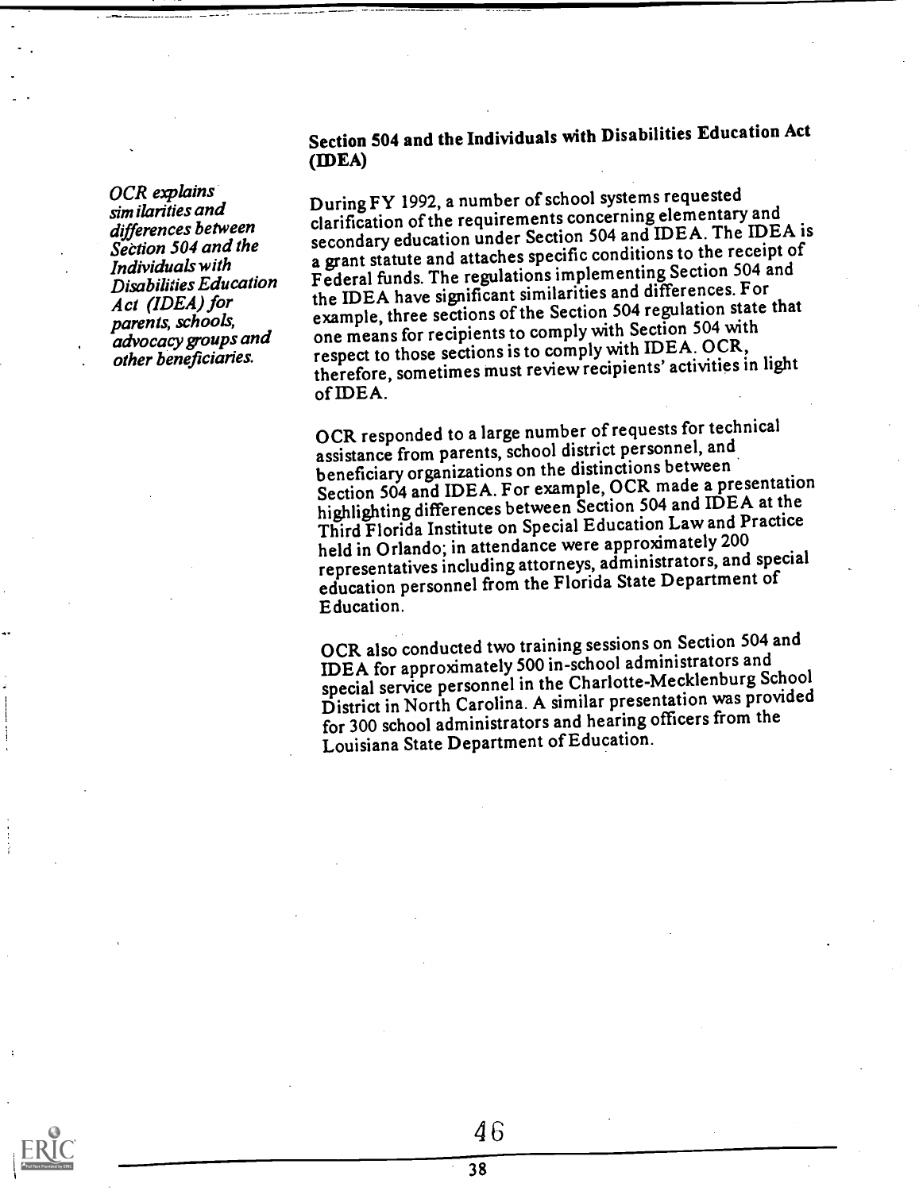## Section 504 and the Individuals with Disabilities Education Act (IDEA)

*OCR explains similarities and differences between Section 504 and the Individuals with Disabilities Education Act (IDEA) for parents, schools, advocacy groups and other beneficiaries.*

During FY 1992, a number of school systems requested clarification of the requirements concerning elementary and secondary education under Section 504 and IDEA. The IDEA is a grant statute and attaches specific conditions to the receipt of Federal funds. The regulations implementing Section 504 and the IDEA have significant similarities and differences. For example, three sections of the Section 504 regulation state that one means for recipients to comply with Section 504 with respect to those sections is to comply with IDEA. OCR, therefore, sometimes must review recipients' activities in light of IDEA.

OCR responded to a large number of requests for technical assistance from parents, school district personnel, and beneficiary organizations on the distinctions between Section 504 and IDEA. For example, OCR made a presentation highlighting differences between Section 504 and IDEA at the Third Florida Institute on Special Education Law and Practice held in Orlando; in attendance were approximately 200 representatives including attorneys, administrators, and special education personnel from the Florida State Department of Education.

OCR also conducted two training sessions on Section 504 and IDEA for approximately 500 in-school administrators and special service personnel in the Charlotte-Mecklenburg School District in North Carolina. A similar presentation was provided for 300 school administrators and hearing officers from the Louisiana State Department of Education.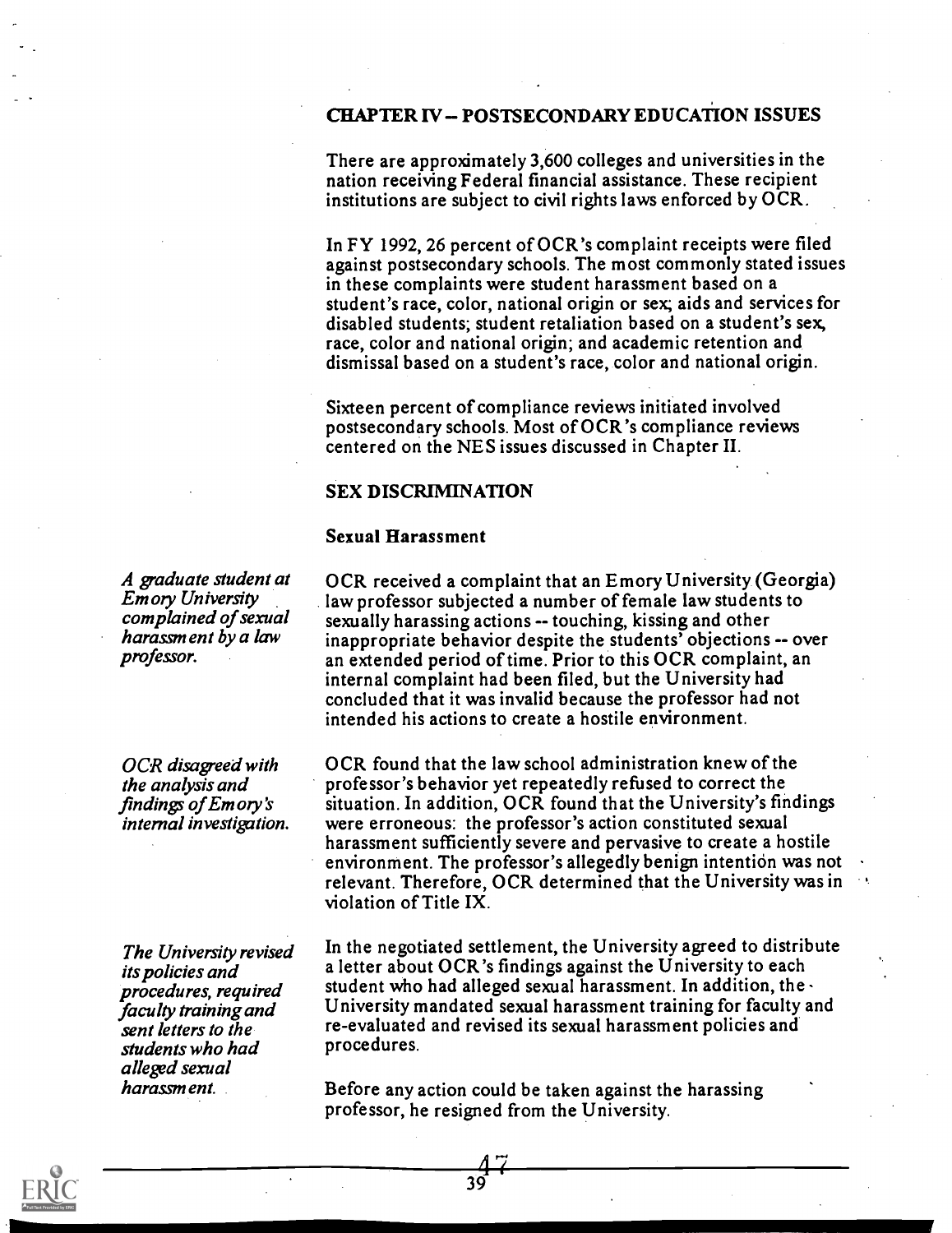## CHAPTER IV – POSTSECONDARY EDUCATION ISSUES

There are approximately 3,600 colleges and universities in the nation receiving Federal financial assistance. These recipient institutions are subject to civil rights laws enforced by OCR.

In FY 1992, 26 percent of OCR's complaint receipts were filed against postsecondary schools. The most commonly stated issues in these complaints were student harassment based on a student's race, color, national origin or sex; aids and services for disabled students; student retaliation based on a student's sex, race, color and national origin; and academic retention and dismissal based on a student's race, color and national origin.

Sixteen percent of compliance reviews initiated involved postsecondary schools. Most of OCR's compliance reviews centered on the NES issues discussed in Chapter II.

### SEX DISCRIMINATION

#### Sexual Harassment

*A graduate student at Emory University complained of sexual harassment by a law professor.*

OCR received a complaint that an Emory University (Georgia) law professor subjected a number of female law students to sexually harassing actions -- touching, kissing and other inappropriate behavior despite the students' objections -- over an extended period of time. Prior to this OCR complaint, an internal complaint had been filed, but the University had concluded that it was invalid because the professor had not intended his actions to create a hostile environment.

*OCR disagreed with the analysis and findings of Emory's internal investigation.*

OCR found that the law school administration knew of the professor's behavior yet repeatedly refused to correct the situation. In addition, OCR found that the University's findings were erroneous: the professor's action constituted sexual harassment sufficiently severe and pervasive to create a hostile environment. The professor's allegedly benign intention was not relevant. Therefore, OCR determined that the University was in violation of Title IX.

*The University revised its policies and procedures, required faculty training and sent letters to the students who had alleged sexual harassment.*

In the negotiated settlement, the University agreed to distribute a letter about OCR's findings against the University to each student who had alleged sexual harassment. In addition, the University mandated sexual harassment training for faculty and re-evaluated and revised its sexual harassment policies and procedures.

Before any action could be taken against the harassing professor, he resigned from the University.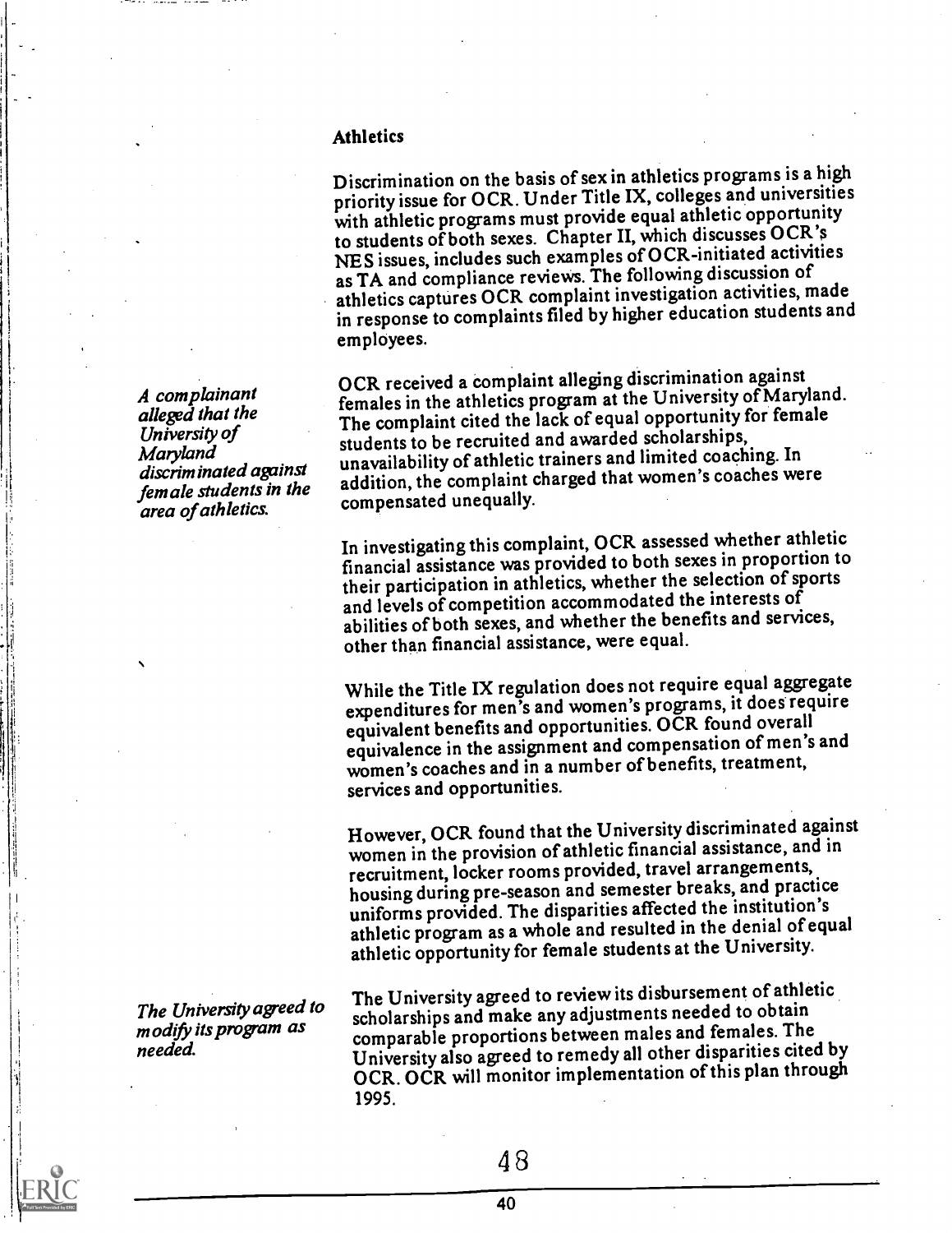### Athletics

Discrimination on the basis of sex in athletics programs is a high priority issue for OCR. Under Title IX, colleges and universities with athletic programs must provide equal athletic opportunity to students of both sexes. Chapter II, which discusses OCR's NES issues, includes such examples of OCR-initiated activities as TA and compliance reviews. The following discussion of athletics captures OCR complaint investigation activities, made in response to complaints filed by higher education students and employees.

*A complainant alleged that the University of Maryland discriminated against female students in the area of athletics.*

OCR received a complaint alleging discrimination against females in the athletics program at the University of Maryland. The complaint cited the lack of equal opportunity for female students to be recruited and awarded scholarships, unavailability of athletic trainers and limited coaching. In addition, the complaint charged that women's coaches were compensated unequally.

In investigating this complaint, OCR assessed whether athletic financial assistance was provided to both sexes in proportion to their participation in athletics, whether the selection of sports and levels of competition accommodated the interests of abilities of both sexes, and whether the benefits and services, other than financial assistance, were equal.

While the Title IX regulation does not require equal aggregate expenditures for men's and women's programs, it does require equivalent benefits and opportunities. OCR found overall equivalence in the assignment and compensation of men's and women's coaches and in a number of benefits, treatment, services and opportunities.

However, OCR found that the University discriminated against women in the provision of athletic financial assistance, and in recruitment, locker rooms provided, travel arrangements, housing during pre-season and semester breaks, and practice uniforms provided. The disparities affected the institution's athletic program as a whole and resulted in the denial of equal athletic opportunity for female students at the University.

*The University agreed to modify its program as needed.*

The University agreed to review its disbursement of athletic scholarships and make any adjustments needed to obtain comparable proportions between males and females. The University also agreed to remedy all other disparities cited by OCR. OCR will monitor implementation of this plan through 1995.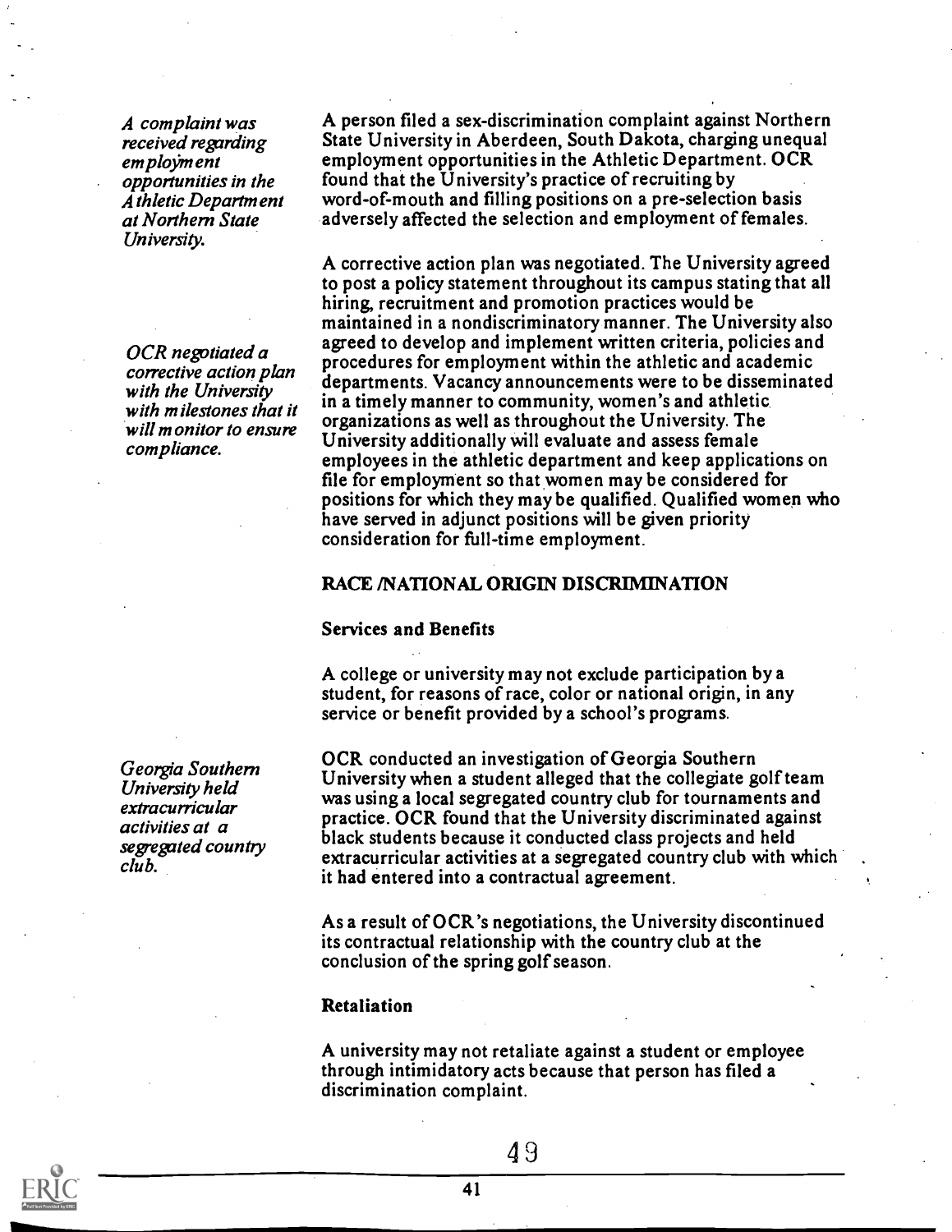*A complaint was received regarding employment opportunities in the Athletic Department at Northern State University.*

A person filed a sex-discrimination complaint against Northern State University in Aberdeen, South Dakota, charging unequal employment opportunities in the Athletic Department. OCR found that the University's practice of recruiting by word-of-mouth and filling positions on a pre-selection basis adversely affected the selection and employment of females.

*OCR negotiated a corrective action plan with the University with milestones that it will monitor to ensure compliance.*

A corrective action plan was negotiated. The University agreed to post a policy statement throughout its campus stating that all hiring, recruitment and promotion practices would be maintained in a nondiscriminatory manner. The University also agreed to develop and implement written criteria, policies and procedures for employment within the athletic and academic departments. Vacancy announcements were to be disseminated in a timely manner to community, women's and athletic organizations as well as throughout the University. The University additionally will evaluate and assess female employees in the athletic department and keep applications on file for employment so that women may be considered for positions for which they may be qualified. Qualified women who have served in adjunct positions will be given priority consideration for full-time employment.

## RACE /NATIONAL ORIGIN DISCRIMINATION

### Services and Benefits

A college or university may not exclude participation by a student, for reasons of race, color or national origin, in any service or benefit provided by a school's programs.

*Georgia Southern University held extracurricular activities at a segregated country club.*

OCR conducted an investigation of Georgia Southern University when a student alleged that the collegiate golf team was using a local segregated country club for tournaments and practice. OCR found that the University discriminated against black students because it conducted class projects and held extracurricular activities at a segregated country club with which it had entered into a contractual agreement.

As a result of OCR's negotiations, the University discontinued its contractual relationship with the country club at the conclusion of the spring golf season.

### Retaliation

A university may not retaliate against a student or employee through intimidatory acts because that person has filed a discrimination complaint.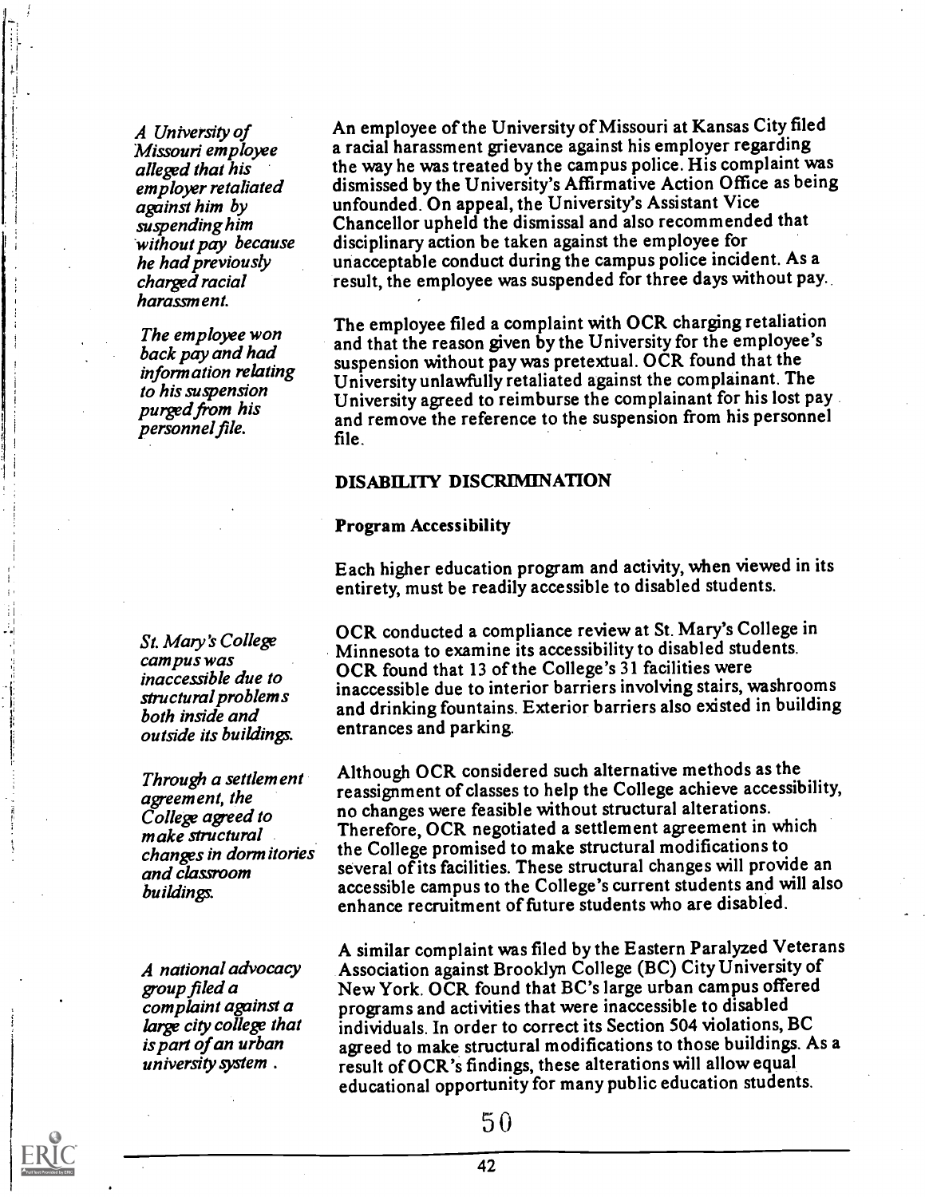*A University of Missouri employee alleged that his employer retaliated against him by suspending him without pay because he had previously charged racial harassment.*

An employee of the University of Missouri at Kansas City filed a racial harassment grievance against his employer regarding the way he was treated by the campus police. His complaint was dismissed by the University's Affirmative Action Office as being unfounded. On appeal, the University's Assistant Vice Chancellor upheld the dismissal and also recommended that disciplinary action be taken against the employee for unacceptable conduct during the campus police incident. As a result, the employee was suspended for three days without pay.

*The employee won back pay and had information relating to his suspension purged from his personnel file.*

The employee filed a complaint with OCR charging retaliation and that the reason given by the University for the employee's suspension without pay was pretextual. OCR found that the University unlawfully retaliated against the complainant. The University agreed to reimburse the complainant for his lost pay and remove the reference to the suspension from his personnel file.

## DISABILITY DISCRIMINATION

### Program Accessibility

Each higher education program and activity, when viewed in its entirety, must be readily accessible to disabled students.

*St. Mary's College campus was inaccessible due to structural problems both inside and outside its buildings.*

OCR conducted a compliance review at St. Mary's College in Minnesota to examine its accessibility to disabled students. OCR found that 13 of the College's 31 facilities were inaccessible due to interior barriers involving stairs, washrooms and drinking fountains. Exterior barriers also existed in building entrances and parking.

*Through a settlement agreement, the College agreed to make structural changes in dormitories and classroom buildings.*

Although OCR considered such alternative methods as the reassignment of classes to help the College achieve accessibility, no changes were feasible without structural alterations. Therefore, OCR negotiated a settlement agreement in which the College promised to make structural modifications to several of its facilities. These structural changes will provide an accessible campus to the College's current students and will also enhance recruitment of future students who are disabled.

*A national advocacy group filed a complaint against a large city college that is part of an urban university system.*

A similar complaint was filed by the Eastern Paralyzed Veterans Association against Brooklyn College (BC) City University of New York. OCR found that BC's large urban campus offered programs and activities that were inaccessible to disabled individuals. In order to correct its Section 504 violations, BC agreed to make structural modifications to those buildings. As a result of OCR's findings, these alterations will allow equal educational opportunity for many public education students.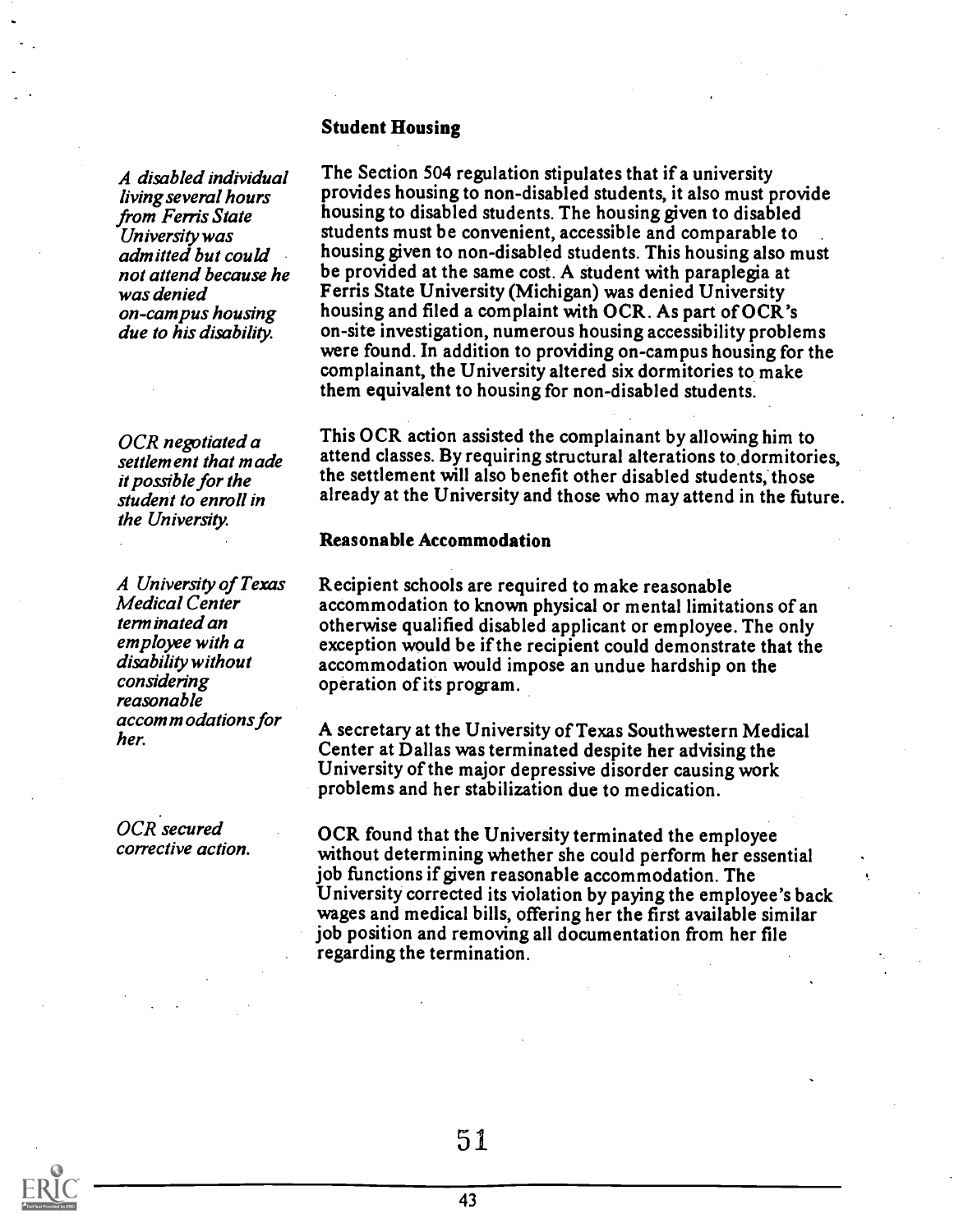### Student Housing

*A disabled individual living several hours from Ferris State University was admitted but could not attend because he was denied on-campus housing due to his disability.*

The Section 504 regulation stipulates that if a university provides housing to non-disabled students, it also must provide housing to disabled students. The housing given to disabled students must be convenient, accessible and comparable to housing given to non-disabled students. This housing also must be provided at the same cost. A student with paraplegia at Ferris State University (Michigan) was denied University housing and filed a complaint with OCR. As part of OCR's on-site investigation, numerous housing accessibility problems were found. In addition to providing on-campus housing for the complainant, the University altered six dormitories to make them equivalent to housing for non-disabled students.

*OCR negotiated a settlement that made it possible for the student to enroll in the University.*

This OCR action assisted the complainant by allowing him to attend classes. By requiring structural alterations to dormitories, the settlement will also benefit other disabled students, those already at the University and those who may attend in the future.

### Reasonable Accommodation

*A University of Texas Medical Center terminated an employee with a disability without considering reasonable accommodations for her.*

Recipient schools are required to make reasonable accommodation to known physical or mental limitations of an otherwise qualified disabled applicant or employee. The only exception would be if the recipient could demonstrate that the accommodation would impose an undue hardship on the operation of its program.

A secretary at the University of Texas Southwestern Medical Center at Dallas was terminated despite her advising the University of the major depressive disorder causing work problems and her stabilization due to medication.

*OCR secured corrective action.*

OCR found that the University terminated the employee without determining whether she could perform her essential job functions if given reasonable accommodation. The University corrected its violation by paying the employee's back wages and medical bills, offering her the first available similar job position and removing all documentation from her file regarding the termination.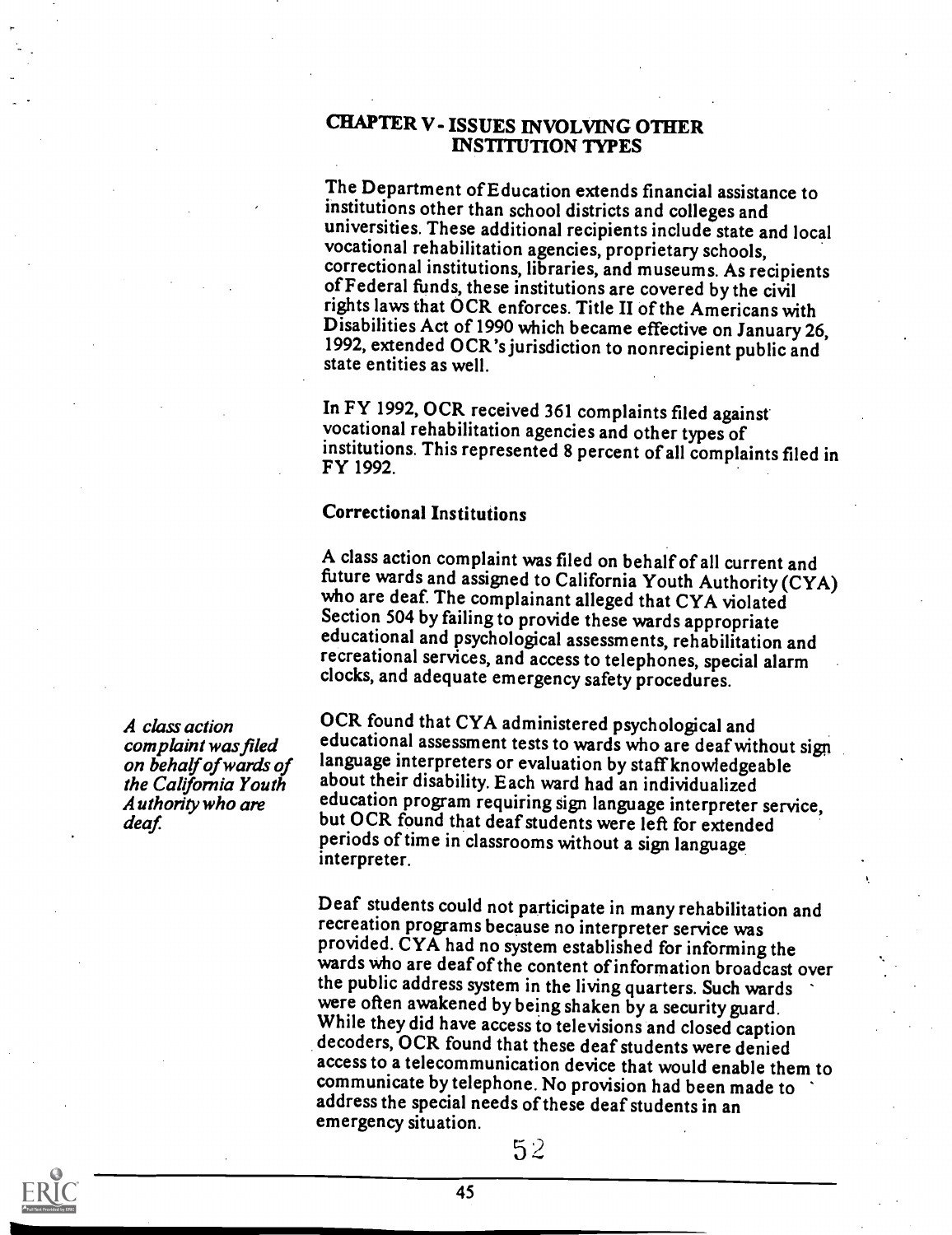## CHAPTER V - ISSUES INVOLVING OTHER INSTITUTION TYPES

The Department of Education extends financial assistance to institutions other than school districts and colleges and universities. These additional recipients include state and local vocational rehabilitation agencies, proprietary schools, correctional institutions, libraries, and museums. As recipients of Federal funds, these institutions are covered by the civil rights laws that OCR enforces. Title II of the Americans with Disabilities Act of 1990 which became effective on January 26, 1992, extended OCR's jurisdiction to nonrecipient public and state entities as well.

In FY 1992, OCR received 361 complaints filed against vocational rehabilitation agencies and other types of institutions. This represented 8 percent of all complaints filed in FY 1992.

### Correctional Institutions

A class action complaint was filed on behalf of all current and future wards and assigned to California Youth Authority (CYA) who are deaf. The complainant alleged that CYA violated Section 504 by failing to provide these wards appropriate educational and psychological assessments, rehabilitation and recreational services, and access to telephones, special alarm clocks, and adequate emergency safety procedures.

*A class action complaint was filed on behalf of wards of the California Youth Authority who are deaf.*

OCR found that CYA administered psychological and educational assessment tests to wards who are deaf without sign language interpreters or evaluation by staff knowledgeable about their disability. Each ward had an individualized education program requiring sign language interpreter service, but OCR found that deaf students were left for extended periods of time in classrooms without a sign language interpreter.

Deaf students could not participate in many rehabilitation and recreation programs because no interpreter service was provided. CYA had no system established for informing the wards who are deaf of the content of information broadcast over the public address system in the living quarters. Such wards were often awakened by being shaken by a security guard. While they did have access to televisions and closed caption decoders, OCR found that these deaf students were denied access to a telecommunication device that would enable them to communicate by telephone. No provision had been made to address the special needs of these deaf students in an emergency situation.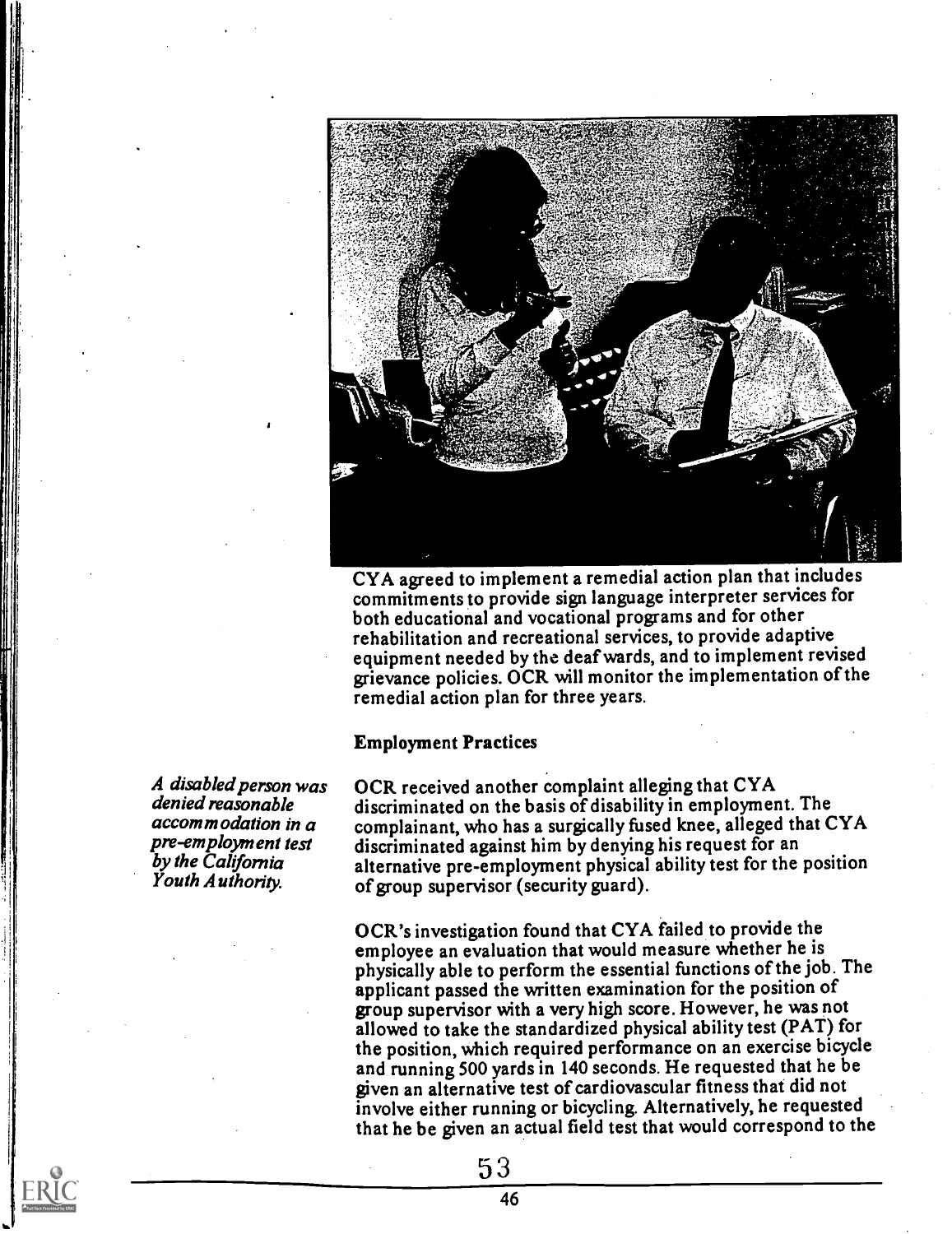CYA agreed to implement a remedial action plan that includes commitments to provide sign language interpreter services for both educational and vocational programs and for other rehabilitation and recreational services, to provide adaptive equipment needed by the deaf wards, and to implement revised grievance policies. OCR will monitor the implementation of the remedial action plan for three years.

### Employment Practices

*A disabled person was denied reasonable accommodation in a pre-employment test by the California Youth Authority.*

OCR received another complaint alleging that CYA discriminated on the basis of disability in employment. The complainant, who has a surgically fused knee, alleged that CYA discriminated against him by denying his request for an alternative pre-employment physical ability test for the position of group supervisor (security guard).

OCR's investigation found that CYA failed to provide the employee an evaluation that would measure whether he is physically able to perform the essential functions of the job. The applicant passed the written examination for the position of group supervisor with a very high score. However, he was not allowed to take the standardized physical ability test (PAT) for the position, which required performance on an exercise bicycle and running 500 yards in 140 seconds. He requested that he be given an alternative test of cardiovascular fitness that did not involve either running or bicycling. Alternatively, he requested that he be given an actual field test that would correspond to the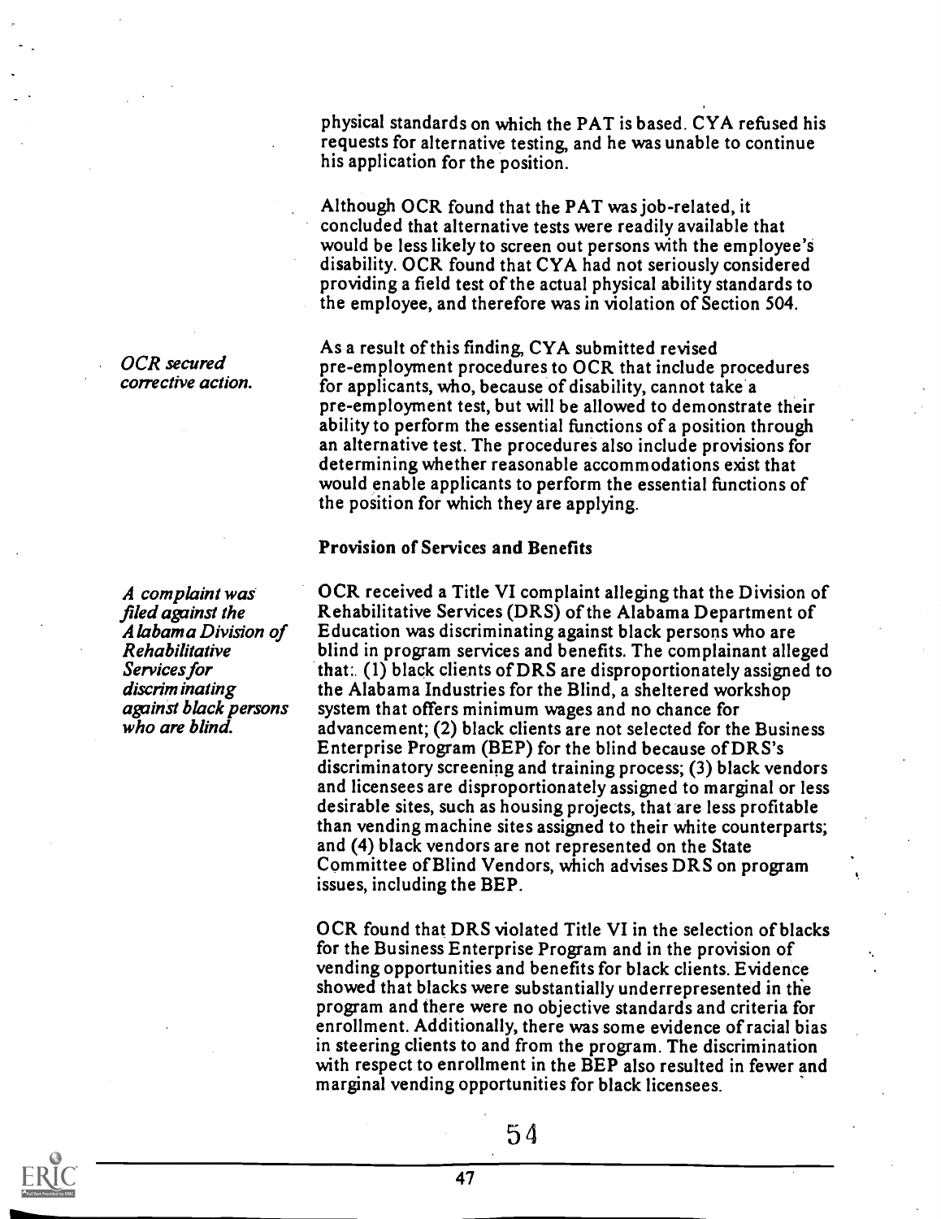physical standards on which the PAT is based. CYA refused his requests for alternative testing, and he was unable to continue his application for the position.

Although OCR found that the PAT was job-related, it concluded that alternative tests were readily available that would be less likely to screen out persons with the employee's disability. OCR found that CYA had not seriously considered providing a field test of the actual physical ability standards to the employee, and therefore was in violation of Section 504.

*OCR secured corrective action.*

As a result of this finding, CYA submitted revised pre-employment procedures to OCR that include procedures for applicants, who, because of disability, cannot take a pre-employment test, but will be allowed to demonstrate their ability to perform the essential functions of a position through an alternative test. The procedures also include provisions for determining whether reasonable accommodations exist that would enable applicants to perform the essential functions of the position for which they are applying.

**Provision of Services and Benefits**

*A complaint was filed against the Alabama Division of Rehabilitative Services for discriminating against black persons who are blind.*

OCR received a Title VI complaint alleging that the Division of Rehabilitative Services (DRS) of the Alabama Department of Education was discriminating against black persons who are blind in program services and benefits. The complainant alleged that: (1) black clients of DRS are disproportionately assigned to the Alabama Industries for the Blind, a sheltered workshop system that offers minimum wages and no chance for advancement; (2) black clients are not selected for the Business Enterprise Program (BEP) for the blind because of DRS's discriminatory screening and training process; (3) black vendors and licensees are disproportionately assigned to marginal or less desirable sites, such as housing projects, that are less profitable than vending machine sites assigned to their white counterparts; and (4) black vendors are not represented on the State Committee of Blind Vendors, which advises DRS on program issues, including the BEP.

OCR found that DRS violated Title VI in the selection of blacks for the Business Enterprise Program and in the provision of vending opportunities and benefits for black clients. Evidence showed that blacks were substantially underrepresented in the program and there were no objective standards and criteria for enrollment. Additionally, there was some evidence of racial bias in steering clients to and from the program. The discrimination with respect to enrollment in the BEP also resulted in fewer and marginal vending opportunities for black licensees.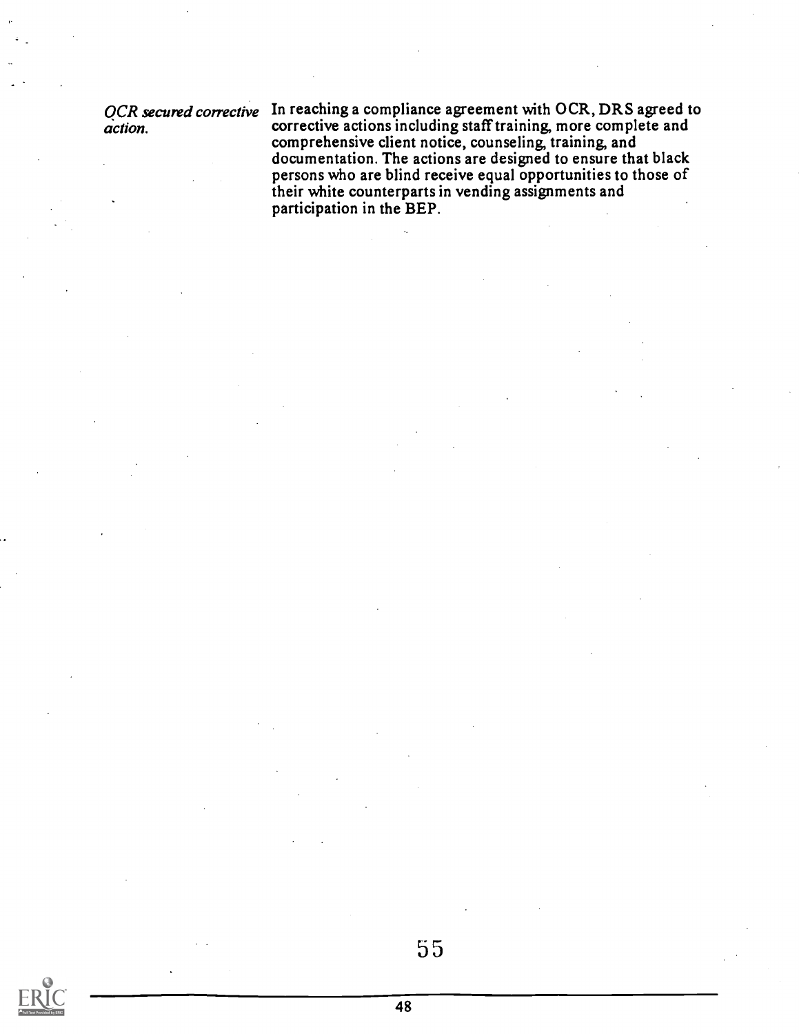*OCR secured corrective action.* In reaching a compliance agreement with OCR, DRS agreed to corrective actions including staff training, more complete and comprehensive client notice, counseling, training, and documentation. The actions are designed to ensure that black persons who are blind receive equal opportunities to those of their white counterparts in vending assignments and participation in the BEP.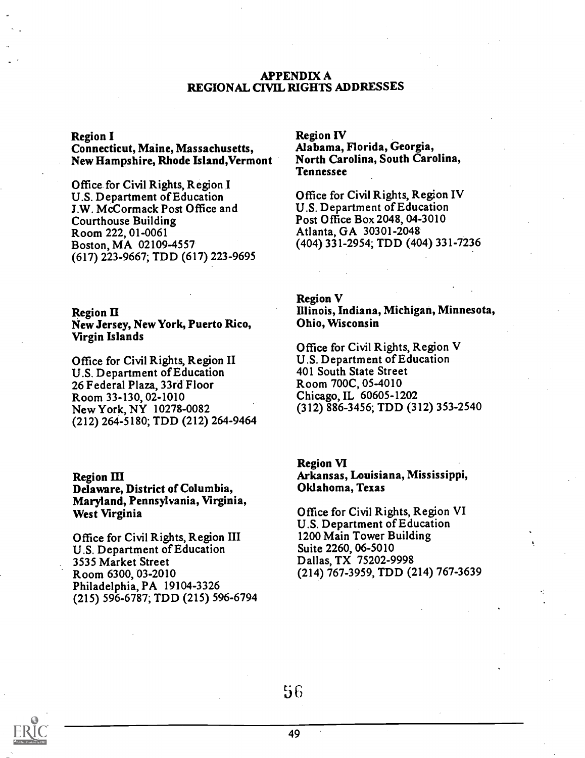# APPENDIX A
## REGIONAL CIVIL RIGHTS ADDRESSES

**Region I**
**Connecticut, Maine, Massachusetts, New Hampshire, Rhode Island, Vermont**

Office for Civil Rights, Region I
U.S. Department of Education
J.W. McCormack Post Office and Courthouse Building
Room 222, 01-0061
Boston, MA 02109-4557
(617) 223-9667; TDD (617) 223-9695

**Region II**
**New Jersey, New York, Puerto Rico, Virgin Islands**

Office for Civil Rights, Region II
U.S. Department of Education
26 Federal Plaza, 33rd Floor
Room 33-130, 02-1010
New York, NY 10278-0082
(212) 264-5180; TDD (212) 264-9464

**Region III**
**Delaware, District of Columbia, Maryland, Pennsylvania, Virginia, West Virginia**

Office for Civil Rights, Region III
U.S. Department of Education
3535 Market Street
Room 6300, 03-2010
Philadelphia, PA 19104-3326
(215) 596-6787; TDD (215) 596-6794

**Region IV**
**Alabama, Florida, Georgia, North Carolina, South Carolina, Tennessee**

Office for Civil Rights, Region IV
U.S. Department of Education
Post Office Box 2048, 04-3010
Atlanta, GA 30301-2048
(404) 331-2954; TDD (404) 331-7236

**Region V**
**Illinois, Indiana, Michigan, Minnesota, Ohio, Wisconsin**

Office for Civil Rights, Region V
U.S. Department of Education
401 South State Street
Room 700C, 05-4010
Chicago, IL 60605-1202
(312) 886-3456; TDD (312) 353-2540

**Region VI**
**Arkansas, Louisiana, Mississippi, Oklahoma, Texas**

Office for Civil Rights, Region VI
U.S. Department of Education
1200 Main Tower Building
Suite 2260, 06-5010
Dallas, TX 75202-9998
(214) 767-3959, TDD (214) 767-3639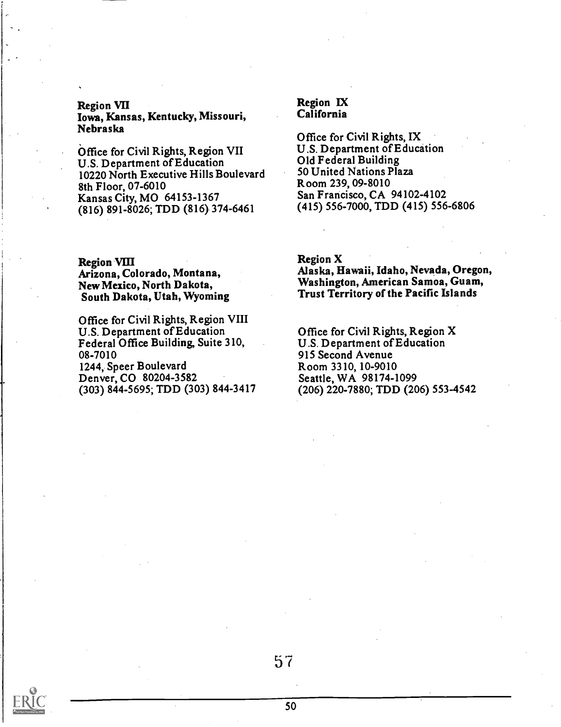**Region VII**
**Iowa, Kansas, Kentucky, Missouri, Nebraska**

Office for Civil Rights, Region VII
U.S. Department of Education
10220 North Executive Hills Boulevard
8th Floor, 07-6010
Kansas City, MO 64153-1367
(816) 891-8026; TDD (816) 374-6461

**Region VIII**
**Arizona, Colorado, Montana, New Mexico, North Dakota, South Dakota, Utah, Wyoming**

Office for Civil Rights, Region VIII
U.S. Department of Education
Federal Office Building, Suite 310, 08-7010
1244, Speer Boulevard
Denver, CO 80204-3582
(303) 844-5695; TDD (303) 844-3417

**Region IX**
**California**

Office for Civil Rights, IX
U.S. Department of Education
Old Federal Building
50 United Nations Plaza
Room 239, 09-8010
San Francisco, CA 94102-4102
(415) 556-7000, TDD (415) 556-6806

**Region X**
**Alaska, Hawaii, Idaho, Nevada, Oregon, Washington, American Samoa, Guam, Trust Territory of the Pacific Islands**

Office for Civil Rights, Region X
U.S. Department of Education
915 Second Avenue
Room 3310, 10-9010
Seattle, WA 98174-1099
(206) 220-7880; TDD (206) 553-4542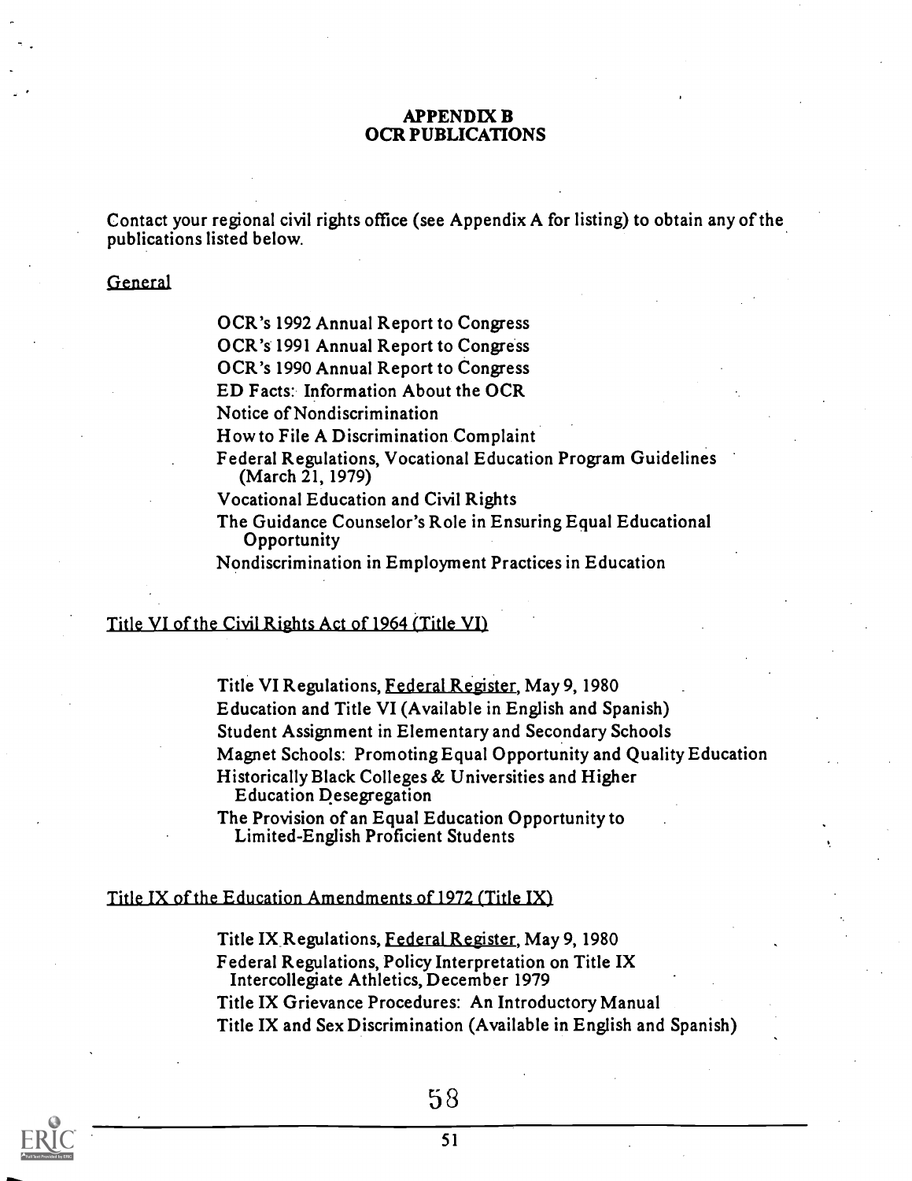## APPENDIX B
## OCR PUBLICATIONS

Contact your regional civil rights office (see Appendix A for listing) to obtain any of the publications listed below.

General

- OCR's 1992 Annual Report to Congress
- OCR's 1991 Annual Report to Congress
- OCR's 1990 Annual Report to Congress
- ED Facts: Information About the OCR
- Notice of Nondiscrimination
- How to File A Discrimination Complaint
- Federal Regulations, Vocational Education Program Guidelines (March 21, 1979)
- Vocational Education and Civil Rights
- The Guidance Counselor's Role in Ensuring Equal Educational Opportunity
- Nondiscrimination in Employment Practices in Education

Title VI of the Civil Rights Act of 1964 (Title VI)

- Title VI Regulations, Federal Register, May 9, 1980
- Education and Title VI (Available in English and Spanish)
- Student Assignment in Elementary and Secondary Schools
- Magnet Schools: Promoting Equal Opportunity and Quality Education
- Historically Black Colleges & Universities and Higher Education Desegregation
- The Provision of an Equal Education Opportunity to Limited-English Proficient Students

Title IX of the Education Amendments of 1972 (Title IX)

- Title IX Regulations, Federal Register, May 9, 1980
- Federal Regulations, Policy Interpretation on Title IX Intercollegiate Athletics, December 1979
- Title IX Grievance Procedures: An Introductory Manual
- Title IX and Sex Discrimination (Available in English and Spanish)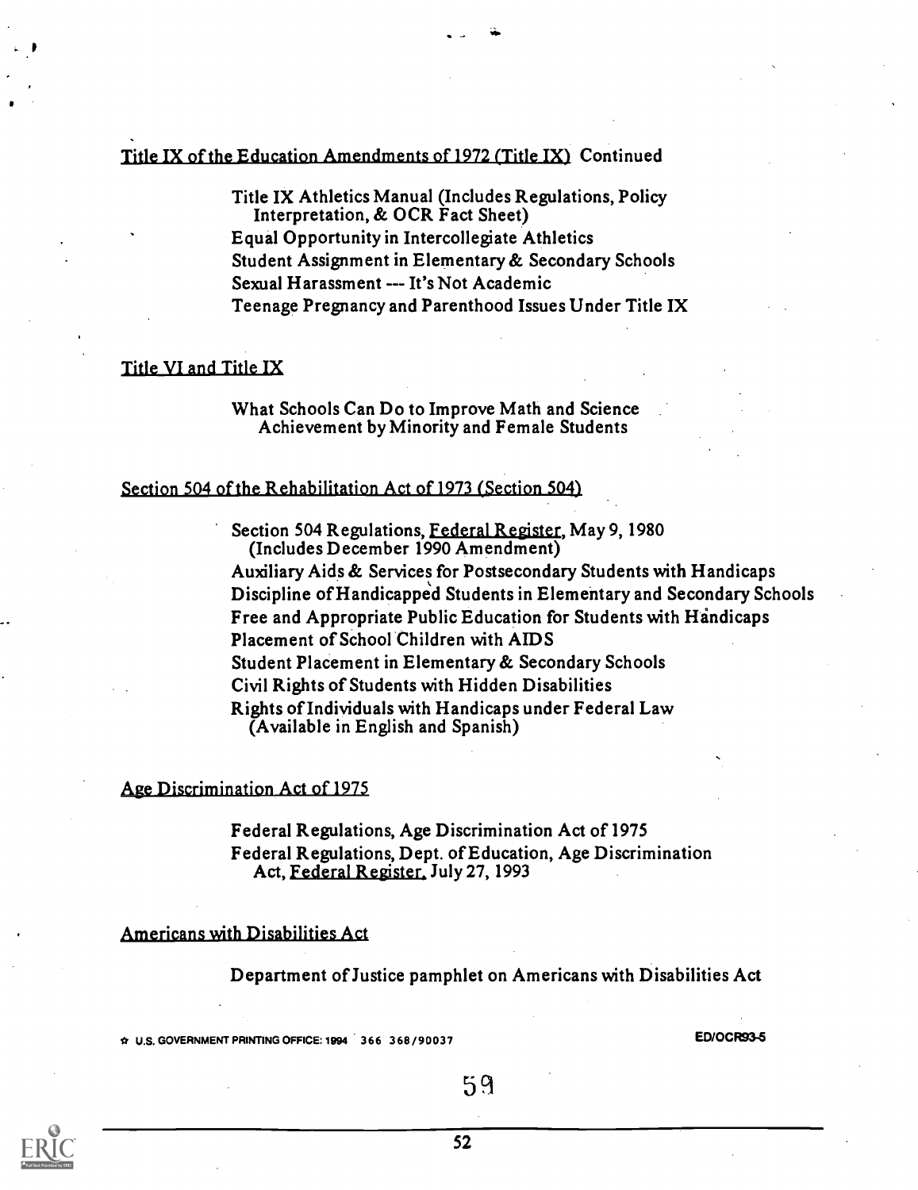Title IX of the Education Amendments of 1972 (Title IX) Continued

Title IX Athletics Manual (Includes Regulations, Policy Interpretation, & OCR Fact Sheet)
Equal Opportunity in Intercollegiate Athletics
Student Assignment in Elementary & Secondary Schools
Sexual Harassment --- It's Not Academic
Teenage Pregnancy and Parenthood Issues Under Title IX

Title VI and Title IX

What Schools Can Do to Improve Math and Science Achievement by Minority and Female Students

Section 504 of the Rehabilitation Act of 1973 (Section 504)

Section 504 Regulations, Federal Register, May 9, 1980 (Includes December 1990 Amendment)
Auxiliary Aids & Services for Postsecondary Students with Handicaps
Discipline of Handicapped Students in Elementary and Secondary Schools
Free and Appropriate Public Education for Students with Handicaps
Placement of School Children with AIDS
Student Placement in Elementary & Secondary Schools
Civil Rights of Students with Hidden Disabilities
Rights of Individuals with Handicaps under Federal Law (Available in English and Spanish)

Age Discrimination Act of 1975

Federal Regulations, Age Discrimination Act of 1975
Federal Regulations, Dept. of Education, Age Discrimination Act, Federal Register, July 27, 1993

Americans with Disabilities Act

Department of Justice pamphlet on Americans with Disabilities Act

☆ U.S. GOVERNMENT PRINTING OFFICE: 1994 366 368/90037

ED/OCR93-5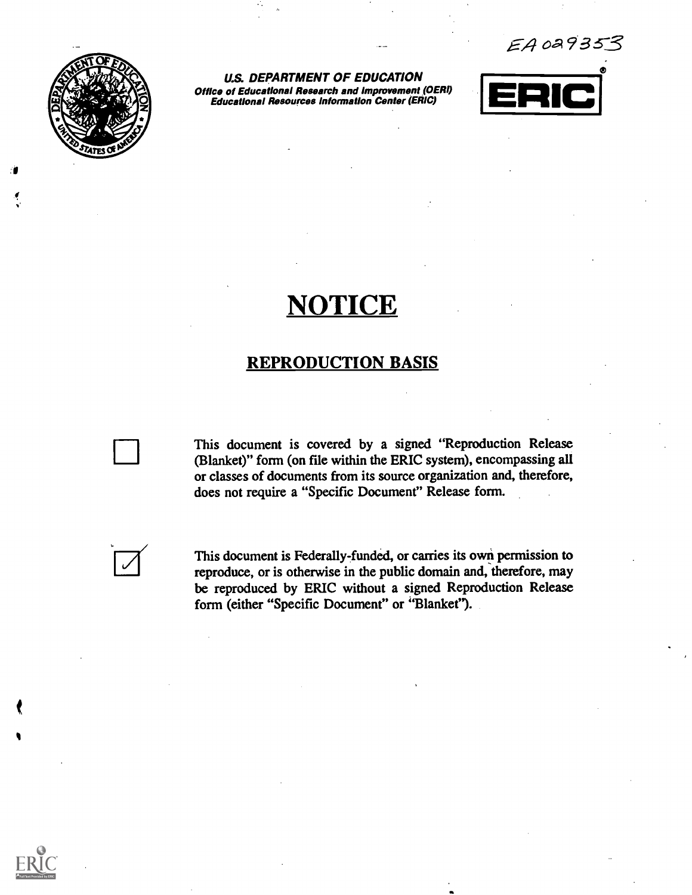EA 029353

**U.S. DEPARTMENT OF EDUCATION**
*Office of Educational Research and Improvement (OERI)*
*Educational Resources Information Center (ERIC)*

ERIC

# NOTICE

## REPRODUCTION BASIS

☐ This document is covered by a signed "Reproduction Release (Blanket)" form (on file within the ERIC system), encompassing all or classes of documents from its source organization and, therefore, does not require a "Specific Document" Release form.

☑ This document is Federally-funded, or carries its own permission to reproduce, or is otherwise in the public domain and, therefore, may be reproduced by ERIC without a signed Reproduction Release form (either "Specific Document" or "Blanket").